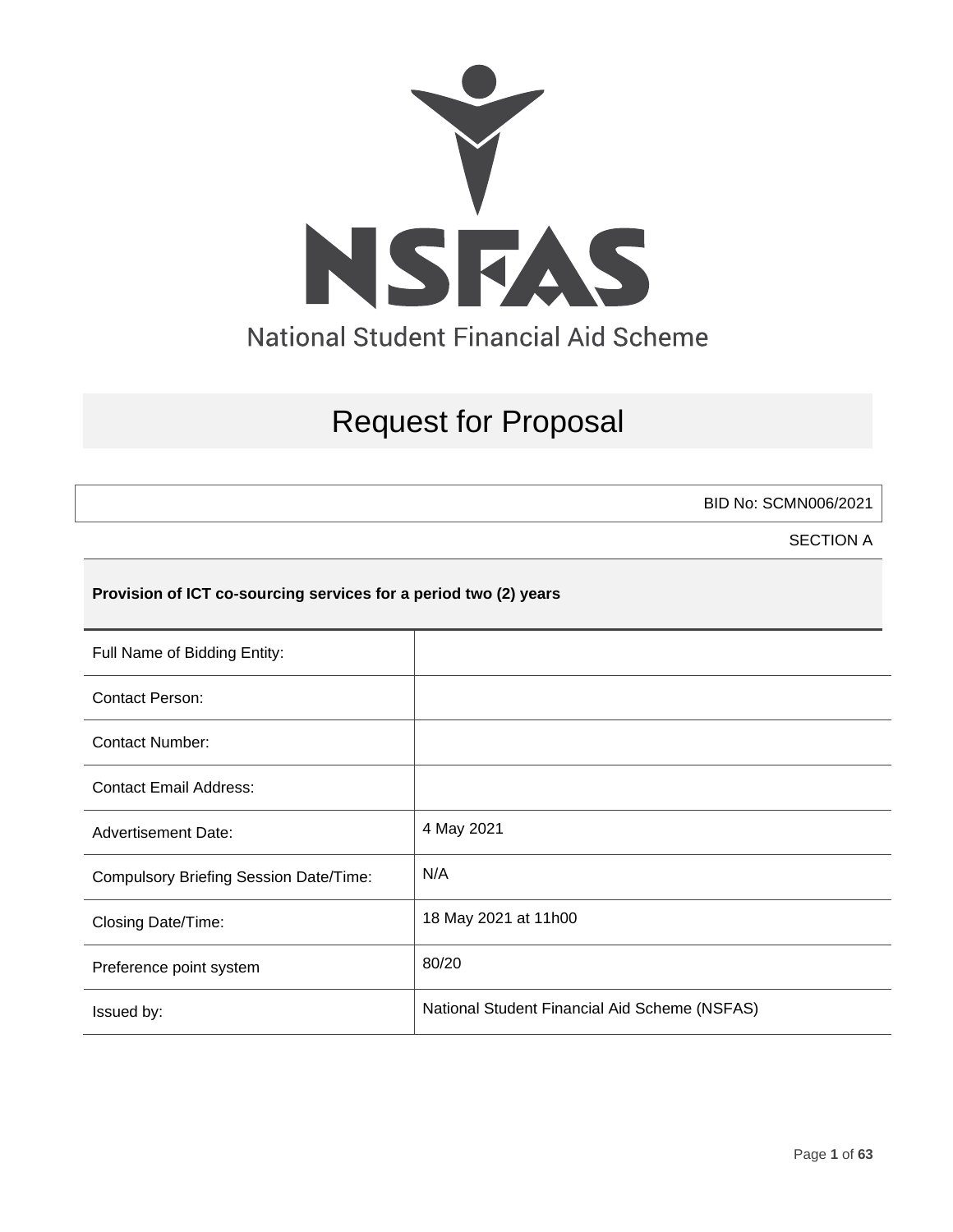NSFAS

National Student Financial Aid Scheme

# Request for Proposal

BID No: SCMN006/2021

SECTION A

**Provision of ICT co-sourcing services for a period two (2) years**

| | |
|---|---|
| Full Name of Bidding Entity: | |
| Contact Person: | |
| Contact Number: | |
| Contact Email Address: | |
| Advertisement Date: | 4 May 2021 |
| Compulsory Briefing Session Date/Time: | N/A |
| Closing Date/Time: | 18 May 2021 at 11h00 |
| Preference point system | 80/20 |
| Issued by: | National Student Financial Aid Scheme (NSFAS) |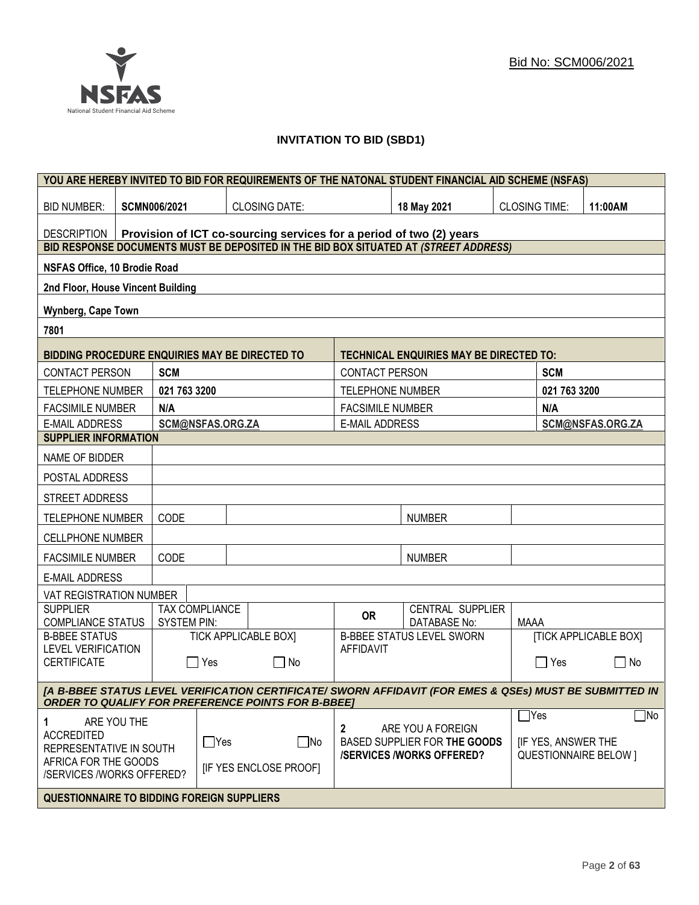Bid No: SCM006/2021

## INVITATION TO BID (SBD1)

| YOU ARE HEREBY INVITED TO BID FOR REQUIREMENTS OF THE NATONAL STUDENT FINANCIAL AID SCHEME (NSFAS) | | | | | | |
|---|---|---|---|---|---|---|
| BID NUMBER: | **SCMN006/2021** | CLOSING DATE: | | **18 May 2021** | CLOSING TIME: | **11:00AM** |
| DESCRIPTION | **Provision of ICT co-sourcing services for a period of two (2) years** | | | | | |

| BID RESPONSE DOCUMENTS MUST BE DEPOSITED IN THE BID BOX SITUATED AT *(STREET ADDRESS)* |
|---|
| **NSFAS Office, 10 Brodie Road** |
| **2nd Floor, House Vincent Building** |
| **Wynberg, Cape Town** |
| **7801** |

| BIDDING PROCEDURE ENQUIRIES MAY BE DIRECTED TO | | TECHNICAL ENQUIRIES MAY BE DIRECTED TO: | |
|---|---|---|---|
| CONTACT PERSON | **SCM** | CONTACT PERSON | **SCM** |
| TELEPHONE NUMBER | **021 763 3200** | TELEPHONE NUMBER | **021 763 3200** |
| FACSIMILE NUMBER | **N/A** | FACSIMILE NUMBER | **N/A** |
| E-MAIL ADDRESS | **SCM@NSFAS.ORG.ZA** | E-MAIL ADDRESS | **SCM@NSFAS.ORG.ZA** |

| SUPPLIER INFORMATION | | | | | |
|---|---|---|---|---|---|
| NAME OF BIDDER | | | | | |
| POSTAL ADDRESS | | | | | |
| STREET ADDRESS | | | | | |
| TELEPHONE NUMBER | CODE | | | NUMBER | |
| CELLPHONE NUMBER | | | | | |
| FACSIMILE NUMBER | CODE | | | NUMBER | |
| E-MAIL ADDRESS | | | | | |
| VAT REGISTRATION NUMBER | | | | | |
| SUPPLIER COMPLIANCE STATUS | TAX COMPLIANCE SYSTEM PIN: | | **OR** | CENTRAL SUPPLIER DATABASE No: | MAAA |
| B-BBEE STATUS LEVEL VERIFICATION CERTIFICATE | TICK APPLICABLE BOX] ☐ Yes ☐ No | | B-BBEE STATUS LEVEL SWORN AFFIDAVIT | | [TICK APPLICABLE BOX] ☐ Yes ☐ No |

***[A B-BBEE STATUS LEVEL VERIFICATION CERTIFICATE/ SWORN AFFIDAVIT (FOR EMES & QSEs) MUST BE SUBMITTED IN ORDER TO QUALIFY FOR PREFERENCE POINTS FOR B-BBEE]***

| 1 ARE YOU THE ACCREDITED REPRESENTATIVE IN SOUTH AFRICA FOR THE GOODS /SERVICES /WORKS OFFERED? | ☐Yes ☐No [IF YES ENCLOSE PROOF] | 2 ARE YOU A FOREIGN BASED SUPPLIER FOR **THE GOODS /SERVICES /WORKS OFFERED?** | ☐Yes ☐No [IF YES, ANSWER THE QUESTIONNAIRE BELOW ] |
|---|---|---|---|

**QUESTIONNAIRE TO BIDDING FOREIGN SUPPLIERS**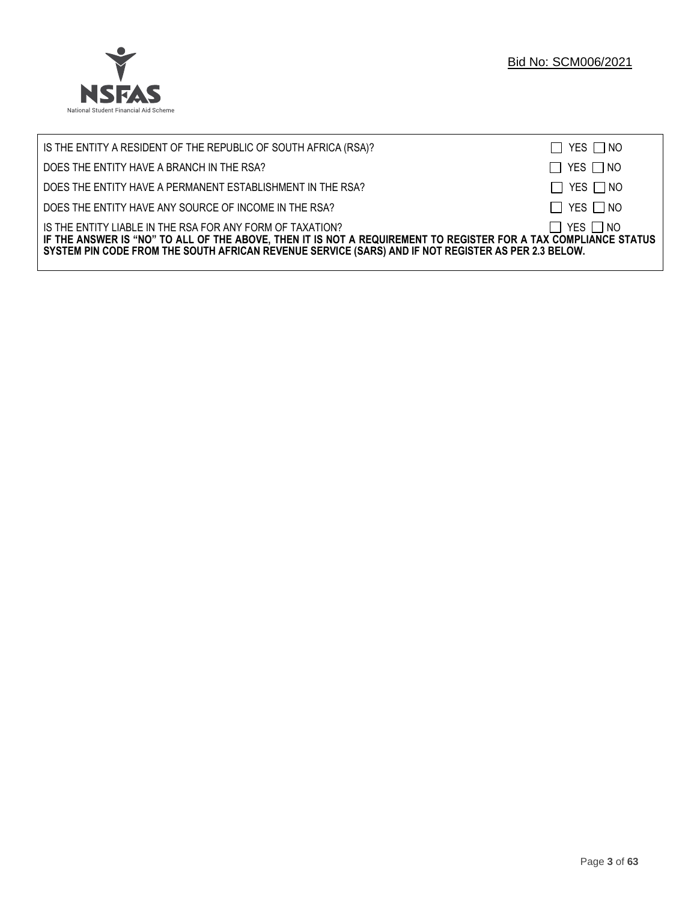| | |
|---|---|
| IS THE ENTITY A RESIDENT OF THE REPUBLIC OF SOUTH AFRICA (RSA)? | ☐ YES ☐ NO |
| DOES THE ENTITY HAVE A BRANCH IN THE RSA? | ☐ YES ☐ NO |
| DOES THE ENTITY HAVE A PERMANENT ESTABLISHMENT IN THE RSA? | ☐ YES ☐ NO |
| DOES THE ENTITY HAVE ANY SOURCE OF INCOME IN THE RSA? | ☐ YES ☐ NO |
| IS THE ENTITY LIABLE IN THE RSA FOR ANY FORM OF TAXATION? | ☐ YES ☐ NO |

**IF THE ANSWER IS "NO" TO ALL OF THE ABOVE, THEN IT IS NOT A REQUIREMENT TO REGISTER FOR A TAX COMPLIANCE STATUS SYSTEM PIN CODE FROM THE SOUTH AFRICAN REVENUE SERVICE (SARS) AND IF NOT REGISTER AS PER 2.3 BELOW.**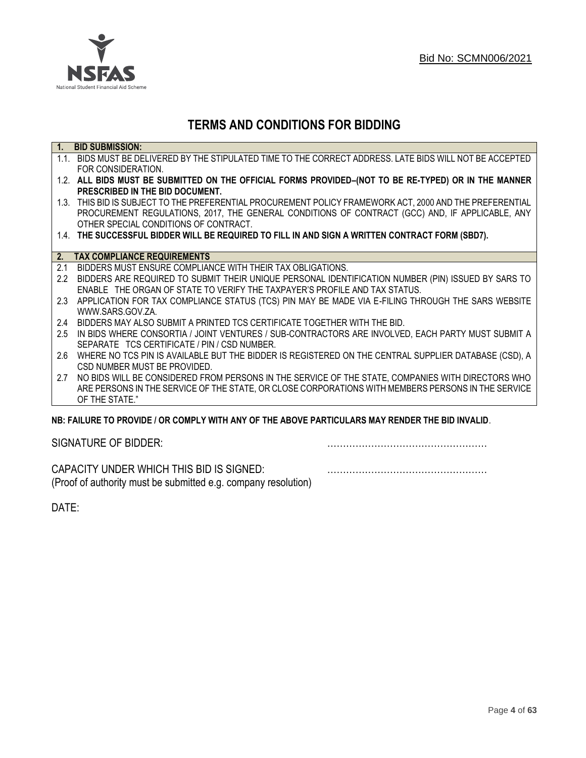Bid No: SCMN006/2021

# TERMS AND CONDITIONS FOR BIDDING

**1. BID SUBMISSION:**

1.1. BIDS MUST BE DELIVERED BY THE STIPULATED TIME TO THE CORRECT ADDRESS. LATE BIDS WILL NOT BE ACCEPTED FOR CONSIDERATION.

1.2. **ALL BIDS MUST BE SUBMITTED ON THE OFFICIAL FORMS PROVIDED–(NOT TO BE RE-TYPED) OR IN THE MANNER PRESCRIBED IN THE BID DOCUMENT.**

1.3. THIS BID IS SUBJECT TO THE PREFERENTIAL PROCUREMENT POLICY FRAMEWORK ACT, 2000 AND THE PREFERENTIAL PROCUREMENT REGULATIONS, 2017, THE GENERAL CONDITIONS OF CONTRACT (GCC) AND, IF APPLICABLE, ANY OTHER SPECIAL CONDITIONS OF CONTRACT.

1.4. **THE SUCCESSFUL BIDDER WILL BE REQUIRED TO FILL IN AND SIGN A WRITTEN CONTRACT FORM (SBD7).**

**2. TAX COMPLIANCE REQUIREMENTS**

2.1 BIDDERS MUST ENSURE COMPLIANCE WITH THEIR TAX OBLIGATIONS.

2.2 BIDDERS ARE REQUIRED TO SUBMIT THEIR UNIQUE PERSONAL IDENTIFICATION NUMBER (PIN) ISSUED BY SARS TO ENABLE THE ORGAN OF STATE TO VERIFY THE TAXPAYER'S PROFILE AND TAX STATUS.

2.3 APPLICATION FOR TAX COMPLIANCE STATUS (TCS) PIN MAY BE MADE VIA E-FILING THROUGH THE SARS WEBSITE WWW.SARS.GOV.ZA.

2.4 BIDDERS MAY ALSO SUBMIT A PRINTED TCS CERTIFICATE TOGETHER WITH THE BID.

2.5 IN BIDS WHERE CONSORTIA / JOINT VENTURES / SUB-CONTRACTORS ARE INVOLVED, EACH PARTY MUST SUBMIT A SEPARATE TCS CERTIFICATE / PIN / CSD NUMBER.

2.6 WHERE NO TCS PIN IS AVAILABLE BUT THE BIDDER IS REGISTERED ON THE CENTRAL SUPPLIER DATABASE (CSD), A CSD NUMBER MUST BE PROVIDED.

2.7 NO BIDS WILL BE CONSIDERED FROM PERSONS IN THE SERVICE OF THE STATE, COMPANIES WITH DIRECTORS WHO ARE PERSONS IN THE SERVICE OF THE STATE, OR CLOSE CORPORATIONS WITH MEMBERS PERSONS IN THE SERVICE OF THE STATE."

**NB: FAILURE TO PROVIDE / OR COMPLY WITH ANY OF THE ABOVE PARTICULARS MAY RENDER THE BID INVALID**.

SIGNATURE OF BIDDER: ……………………………………………

CAPACITY UNDER WHICH THIS BID IS SIGNED: ……………………………………………
(Proof of authority must be submitted e.g. company resolution)

DATE: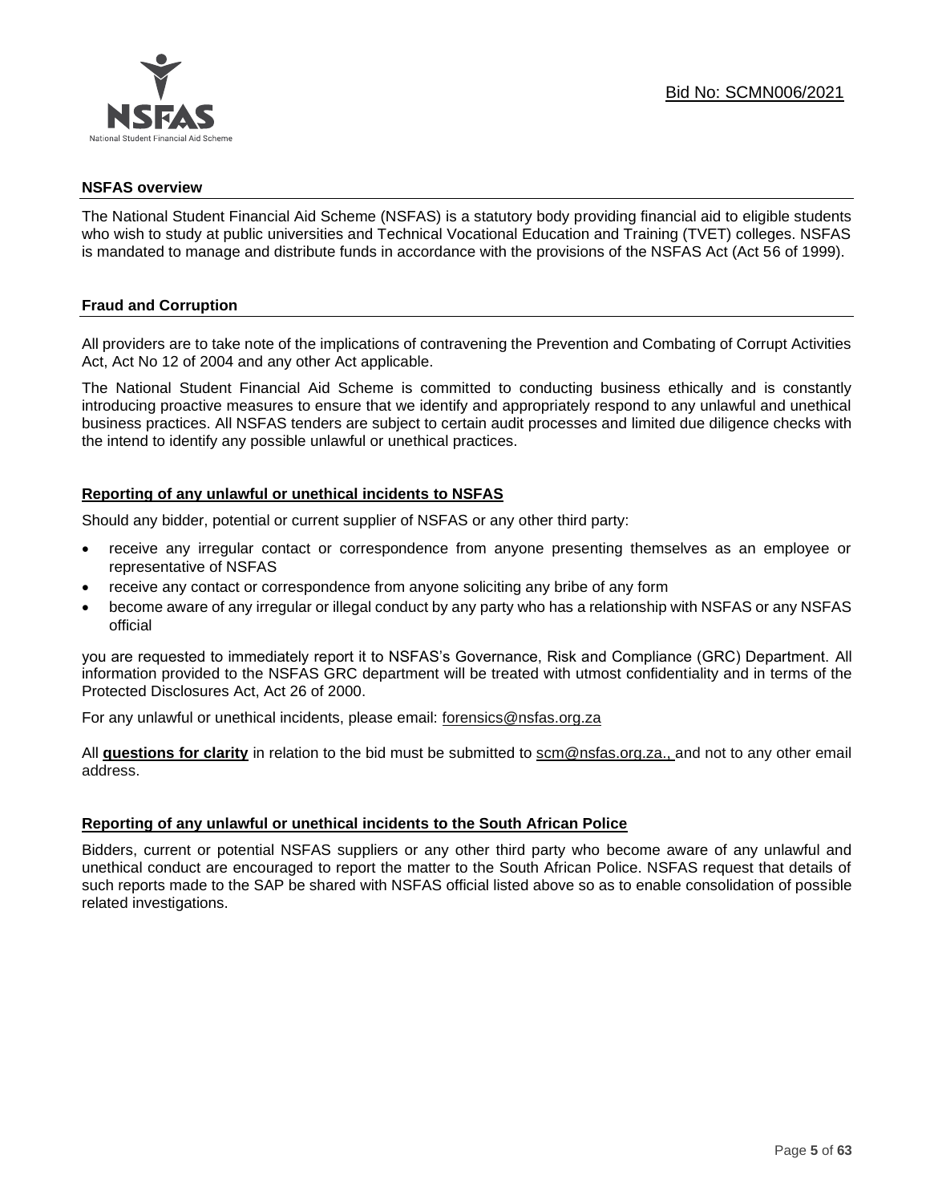**NSFAS overview**

The National Student Financial Aid Scheme (NSFAS) is a statutory body providing financial aid to eligible students who wish to study at public universities and Technical Vocational Education and Training (TVET) colleges. NSFAS is mandated to manage and distribute funds in accordance with the provisions of the NSFAS Act (Act 56 of 1999).

**Fraud and Corruption**

All providers are to take note of the implications of contravening the Prevention and Combating of Corrupt Activities Act, Act No 12 of 2004 and any other Act applicable.

The National Student Financial Aid Scheme is committed to conducting business ethically and is constantly introducing proactive measures to ensure that we identify and appropriately respond to any unlawful and unethical business practices. All NSFAS tenders are subject to certain audit processes and limited due diligence checks with the intend to identify any possible unlawful or unethical practices.

**Reporting of any unlawful or unethical incidents to NSFAS**

Should any bidder, potential or current supplier of NSFAS or any other third party:

- receive any irregular contact or correspondence from anyone presenting themselves as an employee or representative of NSFAS
- receive any contact or correspondence from anyone soliciting any bribe of any form
- become aware of any irregular or illegal conduct by any party who has a relationship with NSFAS or any NSFAS official

you are requested to immediately report it to NSFAS's Governance, Risk and Compliance (GRC) Department. All information provided to the NSFAS GRC department will be treated with utmost confidentiality and in terms of the Protected Disclosures Act, Act 26 of 2000.

For any unlawful or unethical incidents, please email: forensics@nsfas.org.za

All **questions for clarity** in relation to the bid must be submitted to scm@nsfas.org.za., and not to any other email address.

**Reporting of any unlawful or unethical incidents to the South African Police**

Bidders, current or potential NSFAS suppliers or any other third party who become aware of any unlawful and unethical conduct are encouraged to report the matter to the South African Police. NSFAS request that details of such reports made to the SAP be shared with NSFAS official listed above so as to enable consolidation of possible related investigations.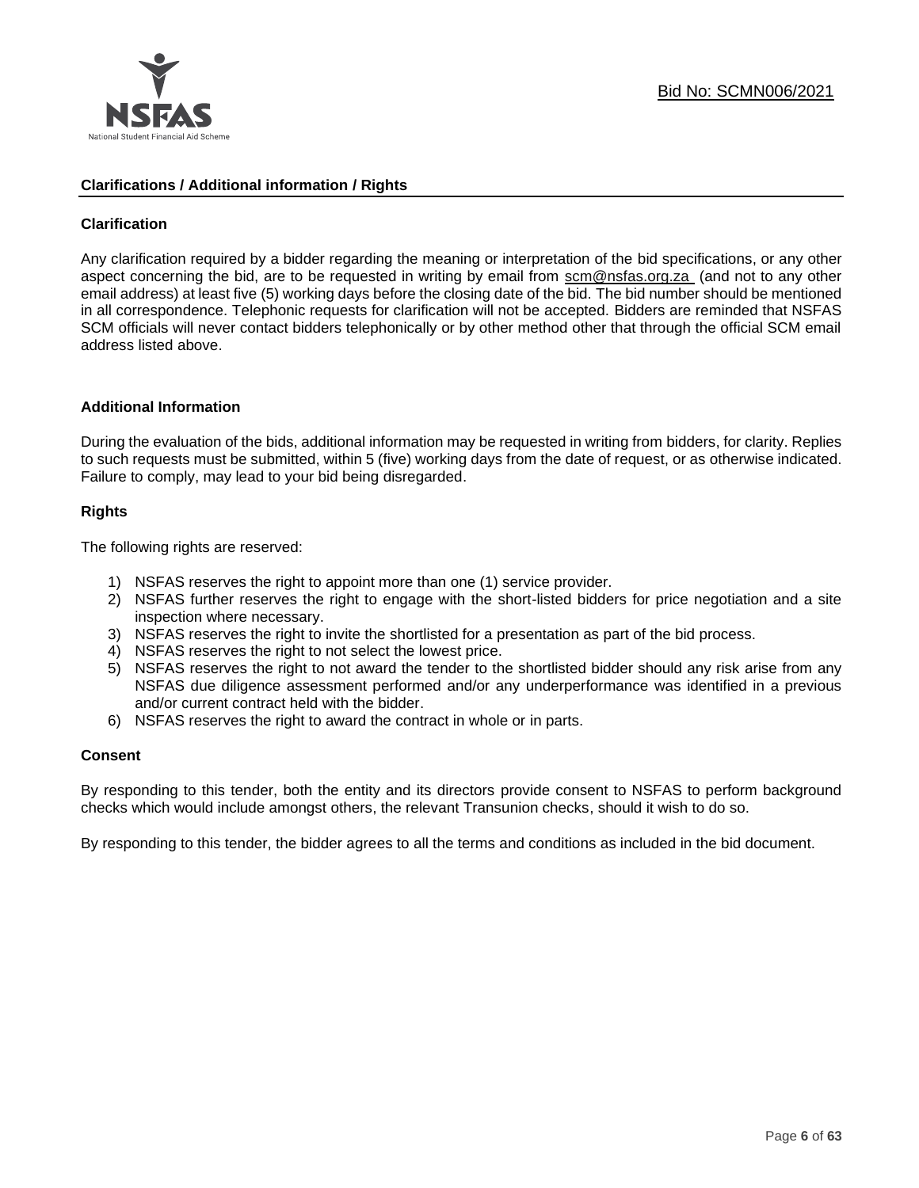## Clarifications / Additional information / Rights

### Clarification

Any clarification required by a bidder regarding the meaning or interpretation of the bid specifications, or any other aspect concerning the bid, are to be requested in writing by email from scm@nsfas.org.za (and not to any other email address) at least five (5) working days before the closing date of the bid. The bid number should be mentioned in all correspondence. Telephonic requests for clarification will not be accepted. Bidders are reminded that NSFAS SCM officials will never contact bidders telephonically or by other method other that through the official SCM email address listed above.

### Additional Information

During the evaluation of the bids, additional information may be requested in writing from bidders, for clarity. Replies to such requests must be submitted, within 5 (five) working days from the date of request, or as otherwise indicated. Failure to comply, may lead to your bid being disregarded.

### Rights

The following rights are reserved:

1) NSFAS reserves the right to appoint more than one (1) service provider.
2) NSFAS further reserves the right to engage with the short-listed bidders for price negotiation and a site inspection where necessary.
3) NSFAS reserves the right to invite the shortlisted for a presentation as part of the bid process.
4) NSFAS reserves the right to not select the lowest price.
5) NSFAS reserves the right to not award the tender to the shortlisted bidder should any risk arise from any NSFAS due diligence assessment performed and/or any underperformance was identified in a previous and/or current contract held with the bidder.
6) NSFAS reserves the right to award the contract in whole or in parts.

### Consent

By responding to this tender, both the entity and its directors provide consent to NSFAS to perform background checks which would include amongst others, the relevant Transunion checks, should it wish to do so.

By responding to this tender, the bidder agrees to all the terms and conditions as included in the bid document.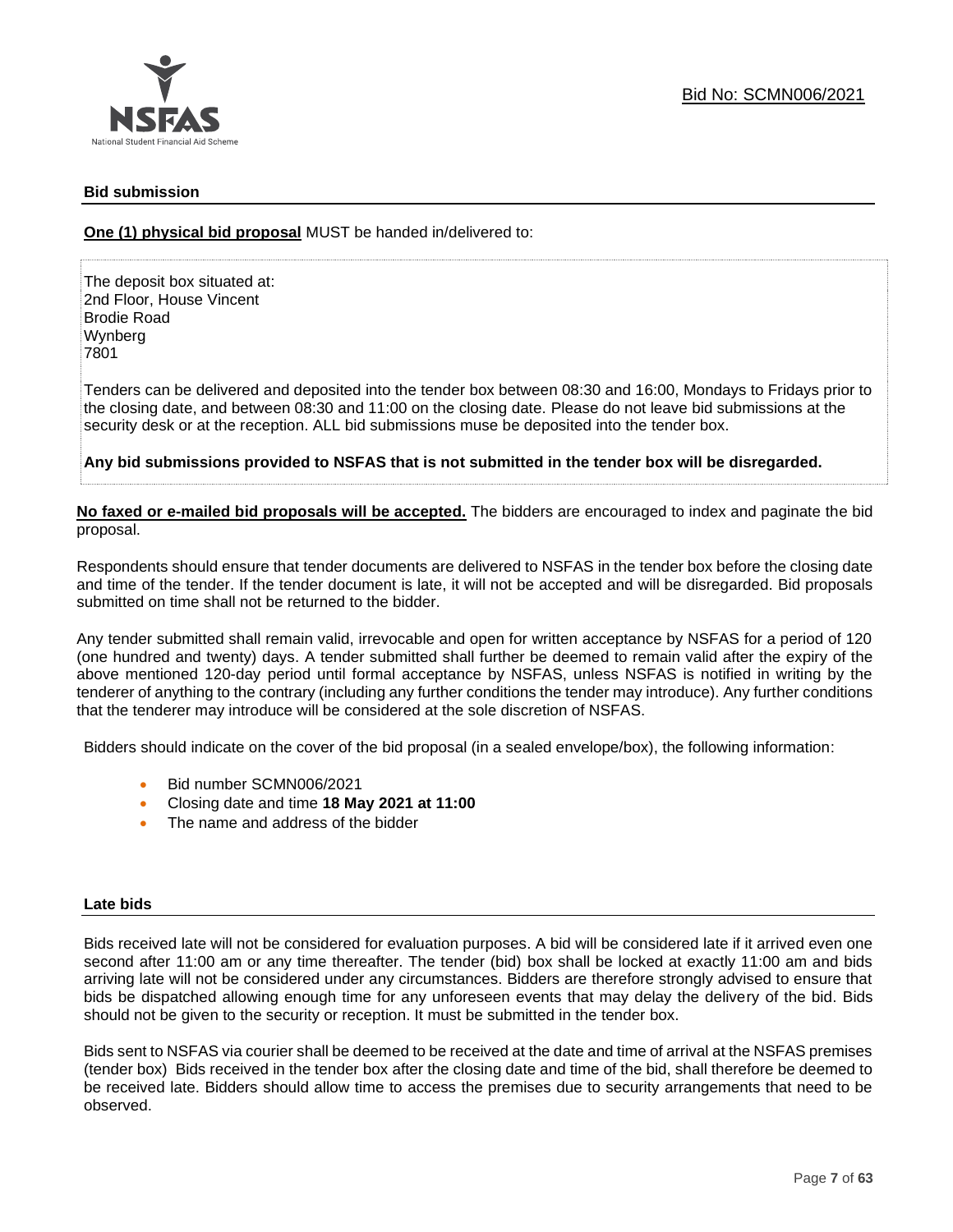## Bid submission

**One (1) physical bid proposal** MUST be handed in/delivered to:

The deposit box situated at:
2nd Floor, House Vincent
Brodie Road
Wynberg
7801

Tenders can be delivered and deposited into the tender box between 08:30 and 16:00, Mondays to Fridays prior to the closing date, and between 08:30 and 11:00 on the closing date. Please do not leave bid submissions at the security desk or at the reception. ALL bid submissions muse be deposited into the tender box.

**Any bid submissions provided to NSFAS that is not submitted in the tender box will be disregarded.**

**No faxed or e-mailed bid proposals will be accepted.** The bidders are encouraged to index and paginate the bid proposal.

Respondents should ensure that tender documents are delivered to NSFAS in the tender box before the closing date and time of the tender. If the tender document is late, it will not be accepted and will be disregarded. Bid proposals submitted on time shall not be returned to the bidder.

Any tender submitted shall remain valid, irrevocable and open for written acceptance by NSFAS for a period of 120 (one hundred and twenty) days. A tender submitted shall further be deemed to remain valid after the expiry of the above mentioned 120-day period until formal acceptance by NSFAS, unless NSFAS is notified in writing by the tenderer of anything to the contrary (including any further conditions the tender may introduce). Any further conditions that the tenderer may introduce will be considered at the sole discretion of NSFAS.

Bidders should indicate on the cover of the bid proposal (in a sealed envelope/box), the following information:

- Bid number SCMN006/2021
- Closing date and time **18 May 2021 at 11:00**
- The name and address of the bidder

## Late bids

Bids received late will not be considered for evaluation purposes. A bid will be considered late if it arrived even one second after 11:00 am or any time thereafter. The tender (bid) box shall be locked at exactly 11:00 am and bids arriving late will not be considered under any circumstances. Bidders are therefore strongly advised to ensure that bids be dispatched allowing enough time for any unforeseen events that may delay the delivery of the bid. Bids should not be given to the security or reception. It must be submitted in the tender box.

Bids sent to NSFAS via courier shall be deemed to be received at the date and time of arrival at the NSFAS premises (tender box) Bids received in the tender box after the closing date and time of the bid, shall therefore be deemed to be received late. Bidders should allow time to access the premises due to security arrangements that need to be observed.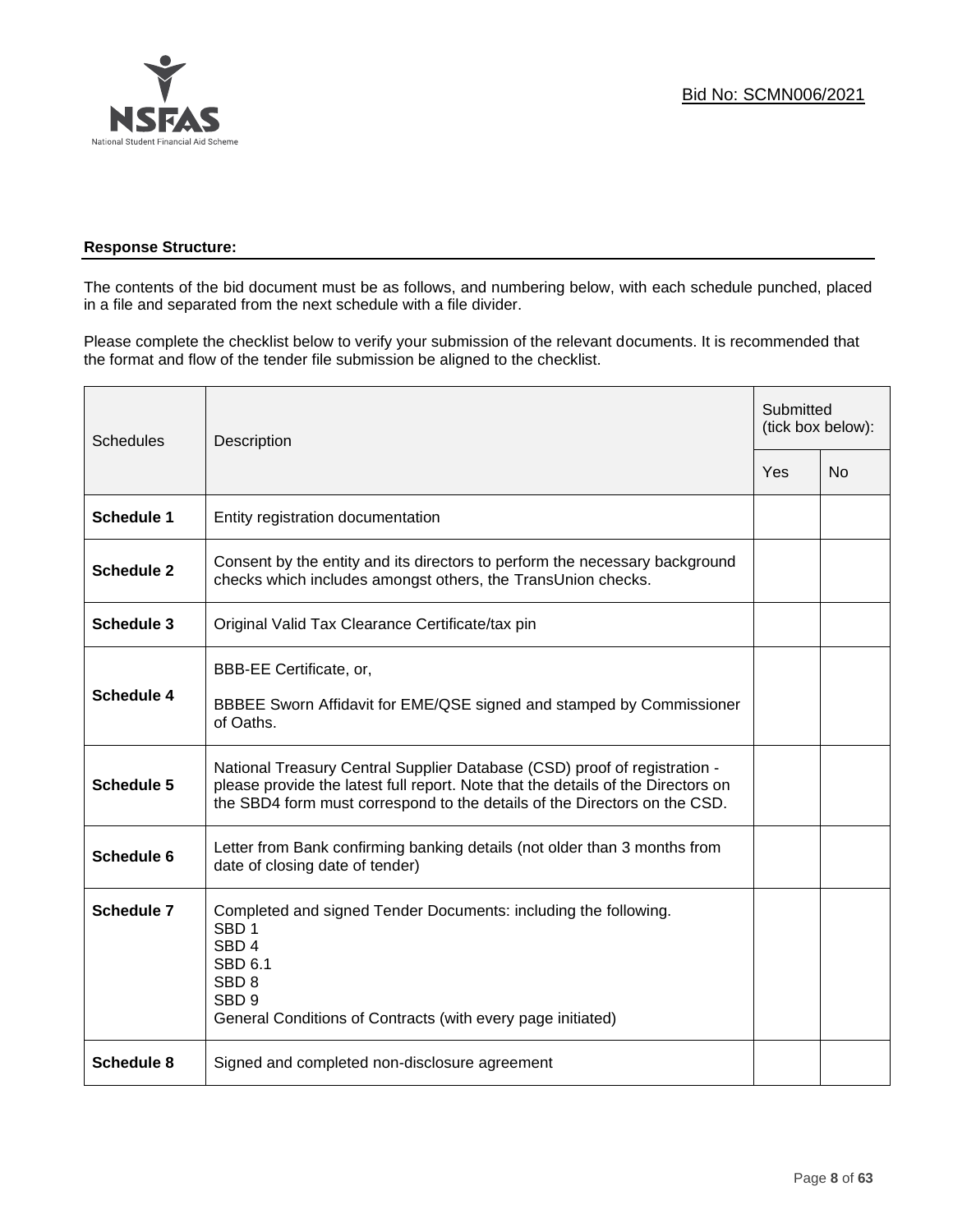Bid No: SCMN006/2021

**Response Structure:**

The contents of the bid document must be as follows, and numbering below, with each schedule punched, placed in a file and separated from the next schedule with a file divider.

Please complete the checklist below to verify your submission of the relevant documents. It is recommended that the format and flow of the tender file submission be aligned to the checklist.

| Schedules | Description | Submitted (tick box below): | |
|---|---|---|---|
| | | Yes | No |
| **Schedule 1** | Entity registration documentation | | |
| **Schedule 2** | Consent by the entity and its directors to perform the necessary background checks which includes amongst others, the TransUnion checks. | | |
| **Schedule 3** | Original Valid Tax Clearance Certificate/tax pin | | |
| **Schedule 4** | BBB-EE Certificate, or,<br><br>BBBEE Sworn Affidavit for EME/QSE signed and stamped by Commissioner of Oaths. | | |
| **Schedule 5** | National Treasury Central Supplier Database (CSD) proof of registration - please provide the latest full report. Note that the details of the Directors on the SBD4 form must correspond to the details of the Directors on the CSD. | | |
| **Schedule 6** | Letter from Bank confirming banking details (not older than 3 months from date of closing date of tender) | | |
| **Schedule 7** | Completed and signed Tender Documents: including the following.<br>SBD 1<br>SBD 4<br>SBD 6.1<br>SBD 8<br>SBD 9<br>General Conditions of Contracts (with every page initiated) | | |
| **Schedule 8** | Signed and completed non-disclosure agreement | | |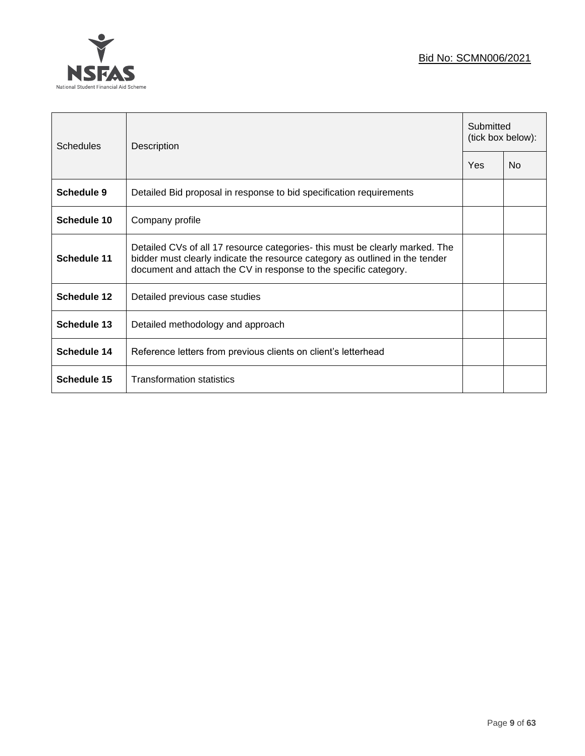| Schedules | Description | Submitted (tick box below): | |
|---|---|---|---|
| | | Yes | No |
| **Schedule 9** | Detailed Bid proposal in response to bid specification requirements | | |
| **Schedule 10** | Company profile | | |
| **Schedule 11** | Detailed CVs of all 17 resource categories- this must be clearly marked. The bidder must clearly indicate the resource category as outlined in the tender document and attach the CV in response to the specific category. | | |
| **Schedule 12** | Detailed previous case studies | | |
| **Schedule 13** | Detailed methodology and approach | | |
| **Schedule 14** | Reference letters from previous clients on client's letterhead | | |
| **Schedule 15** | Transformation statistics | | |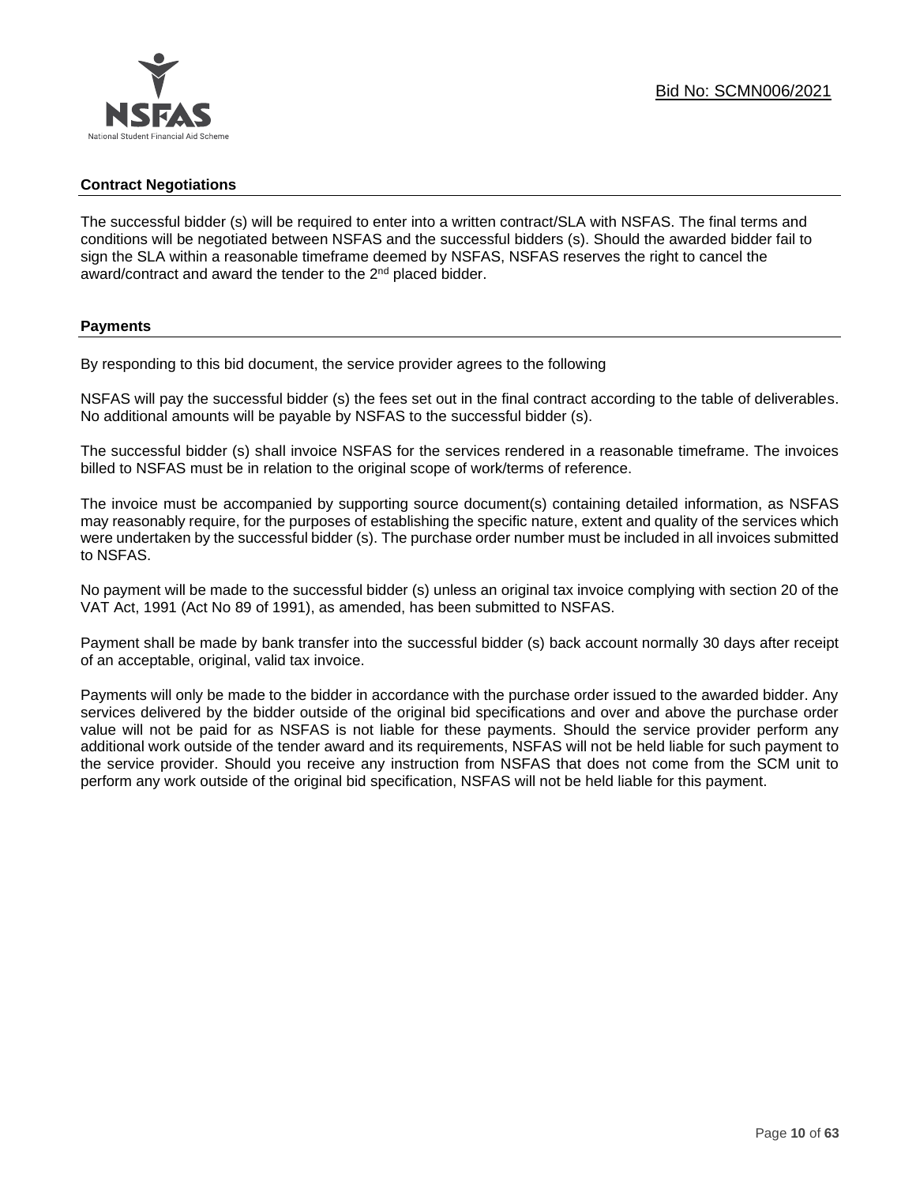### Contract Negotiations

The successful bidder (s) will be required to enter into a written contract/SLA with NSFAS. The final terms and conditions will be negotiated between NSFAS and the successful bidders (s). Should the awarded bidder fail to sign the SLA within a reasonable timeframe deemed by NSFAS, NSFAS reserves the right to cancel the award/contract and award the tender to the 2nd placed bidder.

### Payments

By responding to this bid document, the service provider agrees to the following

NSFAS will pay the successful bidder (s) the fees set out in the final contract according to the table of deliverables. No additional amounts will be payable by NSFAS to the successful bidder (s).

The successful bidder (s) shall invoice NSFAS for the services rendered in a reasonable timeframe. The invoices billed to NSFAS must be in relation to the original scope of work/terms of reference.

The invoice must be accompanied by supporting source document(s) containing detailed information, as NSFAS may reasonably require, for the purposes of establishing the specific nature, extent and quality of the services which were undertaken by the successful bidder (s). The purchase order number must be included in all invoices submitted to NSFAS.

No payment will be made to the successful bidder (s) unless an original tax invoice complying with section 20 of the VAT Act, 1991 (Act No 89 of 1991), as amended, has been submitted to NSFAS.

Payment shall be made by bank transfer into the successful bidder (s) back account normally 30 days after receipt of an acceptable, original, valid tax invoice.

Payments will only be made to the bidder in accordance with the purchase order issued to the awarded bidder. Any services delivered by the bidder outside of the original bid specifications and over and above the purchase order value will not be paid for as NSFAS is not liable for these payments. Should the service provider perform any additional work outside of the tender award and its requirements, NSFAS will not be held liable for such payment to the service provider. Should you receive any instruction from NSFAS that does not come from the SCM unit to perform any work outside of the original bid specification, NSFAS will not be held liable for this payment.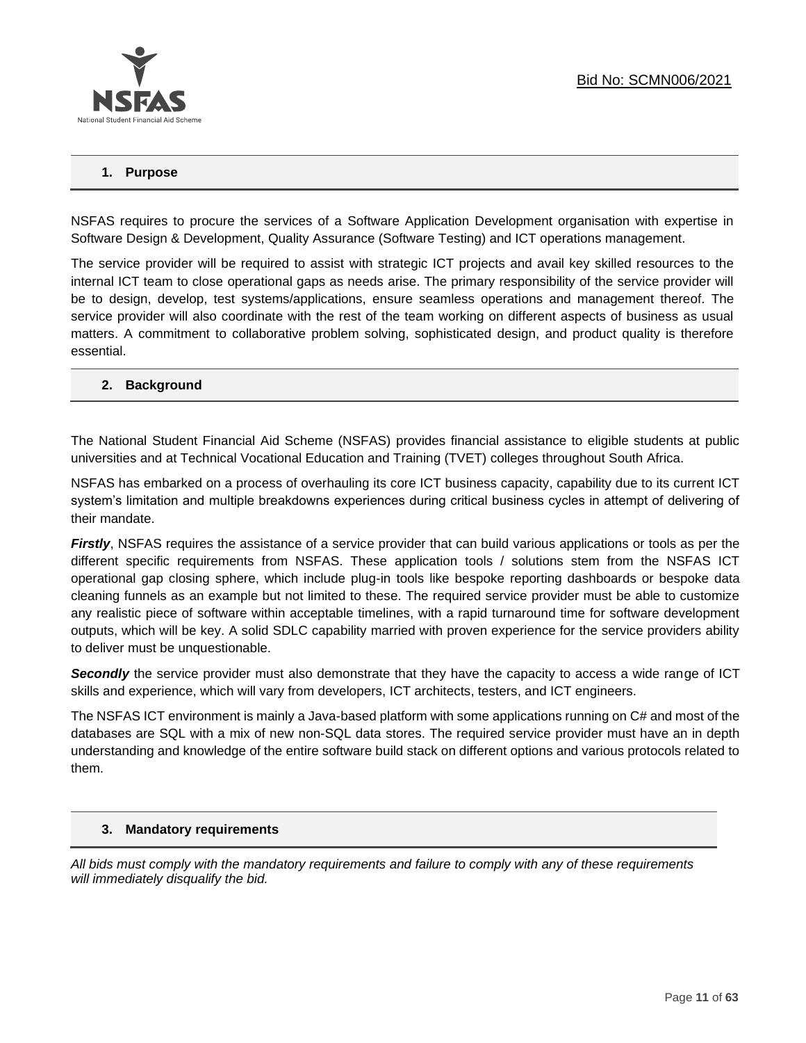## 1. Purpose

NSFAS requires to procure the services of a Software Application Development organisation with expertise in Software Design & Development, Quality Assurance (Software Testing) and ICT operations management.

The service provider will be required to assist with strategic ICT projects and avail key skilled resources to the internal ICT team to close operational gaps as needs arise. The primary responsibility of the service provider will be to design, develop, test systems/applications, ensure seamless operations and management thereof. The service provider will also coordinate with the rest of the team working on different aspects of business as usual matters. A commitment to collaborative problem solving, sophisticated design, and product quality is therefore essential.

## 2. Background

The National Student Financial Aid Scheme (NSFAS) provides financial assistance to eligible students at public universities and at Technical Vocational Education and Training (TVET) colleges throughout South Africa.

NSFAS has embarked on a process of overhauling its core ICT business capacity, capability due to its current ICT system's limitation and multiple breakdowns experiences during critical business cycles in attempt of delivering of their mandate.

***Firstly***, NSFAS requires the assistance of a service provider that can build various applications or tools as per the different specific requirements from NSFAS. These application tools / solutions stem from the NSFAS ICT operational gap closing sphere, which include plug-in tools like bespoke reporting dashboards or bespoke data cleaning funnels as an example but not limited to these. The required service provider must be able to customize any realistic piece of software within acceptable timelines, with a rapid turnaround time for software development outputs, which will be key. A solid SDLC capability married with proven experience for the service providers ability to deliver must be unquestionable.

***Secondly*** the service provider must also demonstrate that they have the capacity to access a wide range of ICT skills and experience, which will vary from developers, ICT architects, testers, and ICT engineers.

The NSFAS ICT environment is mainly a Java-based platform with some applications running on C# and most of the databases are SQL with a mix of new non-SQL data stores. The required service provider must have an in depth understanding and knowledge of the entire software build stack on different options and various protocols related to them.

## 3. Mandatory requirements

*All bids must comply with the mandatory requirements and failure to comply with any of these requirements will immediately disqualify the bid.*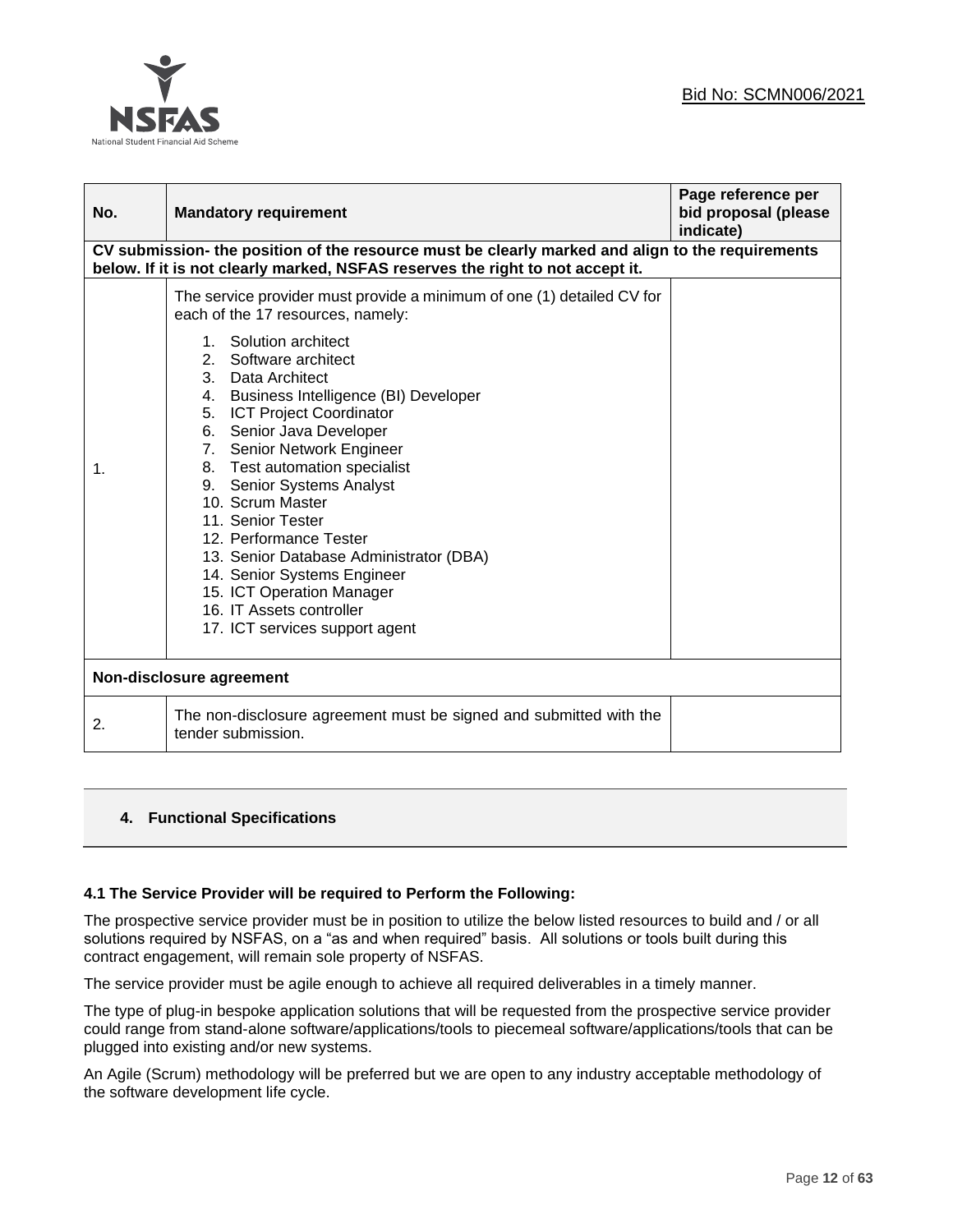| No. | Mandatory requirement | Page reference per bid proposal (please indicate) |
|---|---|---|
| **CV submission- the position of the resource must be clearly marked and align to the requirements below. If it is not clearly marked, NSFAS reserves the right to not accept it.** | | |
| 1. | The service provider must provide a minimum of one (1) detailed CV for each of the 17 resources, namely:<br>1. Solution architect<br>2. Software architect<br>3. Data Architect<br>4. Business Intelligence (BI) Developer<br>5. ICT Project Coordinator<br>6. Senior Java Developer<br>7. Senior Network Engineer<br>8. Test automation specialist<br>9. Senior Systems Analyst<br>10. Scrum Master<br>11. Senior Tester<br>12. Performance Tester<br>13. Senior Database Administrator (DBA)<br>14. Senior Systems Engineer<br>15. ICT Operation Manager<br>16. IT Assets controller<br>17. ICT services support agent | |
| **Non-disclosure agreement** | | |
| 2. | The non-disclosure agreement must be signed and submitted with the tender submission. | |

## 4. Functional Specifications

### 4.1 The Service Provider will be required to Perform the Following:

The prospective service provider must be in position to utilize the below listed resources to build and / or all solutions required by NSFAS, on a "as and when required" basis. All solutions or tools built during this contract engagement, will remain sole property of NSFAS.

The service provider must be agile enough to achieve all required deliverables in a timely manner.

The type of plug-in bespoke application solutions that will be requested from the prospective service provider could range from stand-alone software/applications/tools to piecemeal software/applications/tools that can be plugged into existing and/or new systems.

An Agile (Scrum) methodology will be preferred but we are open to any industry acceptable methodology of the software development life cycle.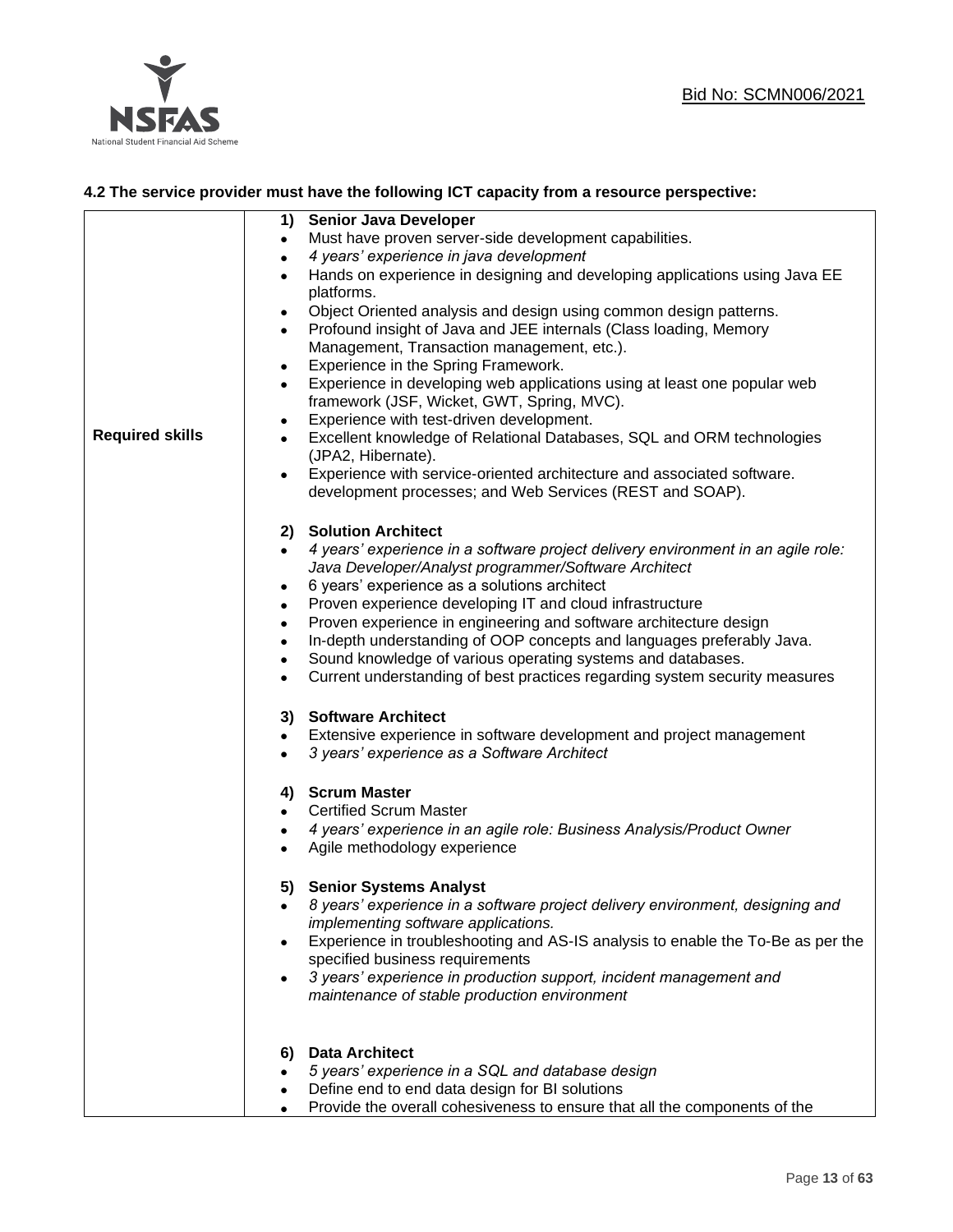### 4.2 The service provider must have the following ICT capacity from a resource perspective:

| | |
|---|---|
| **Required skills** | **1) Senior Java Developer**<br>• Must have proven server-side development capabilities.<br>• *4 years' experience in java development*<br>• Hands on experience in designing and developing applications using Java EE platforms.<br>• Object Oriented analysis and design using common design patterns.<br>• Profound insight of Java and JEE internals (Class loading, Memory Management, Transaction management, etc.).<br>• Experience in the Spring Framework.<br>• Experience in developing web applications using at least one popular web framework (JSF, Wicket, GWT, Spring, MVC).<br>• Experience with test-driven development.<br>• Excellent knowledge of Relational Databases, SQL and ORM technologies (JPA2, Hibernate).<br>• Experience with service-oriented architecture and associated software. development processes; and Web Services (REST and SOAP).<br><br>**2) Solution Architect**<br>• *4 years' experience in a software project delivery environment in an agile role: Java Developer/Analyst programmer/Software Architect*<br>• 6 years' experience as a solutions architect<br>• Proven experience developing IT and cloud infrastructure<br>• Proven experience in engineering and software architecture design<br>• In-depth understanding of OOP concepts and languages preferably Java.<br>• Sound knowledge of various operating systems and databases.<br>• Current understanding of best practices regarding system security measures<br><br>**3) Software Architect**<br>• Extensive experience in software development and project management<br>• *3 years' experience as a Software Architect*<br><br>**4) Scrum Master**<br>• Certified Scrum Master<br>• *4 years' experience in an agile role: Business Analysis/Product Owner*<br>• Agile methodology experience<br><br>**5) Senior Systems Analyst**<br>• *8 years' experience in a software project delivery environment, designing and implementing software applications.*<br>• Experience in troubleshooting and AS-IS analysis to enable the To-Be as per the specified business requirements<br>• *3 years' experience in production support, incident management and maintenance of stable production environment*<br><br>**6) Data Architect**<br>• *5 years' experience in a SQL and database design*<br>• Define end to end data design for BI solutions<br>• Provide the overall cohesiveness to ensure that all the components of the |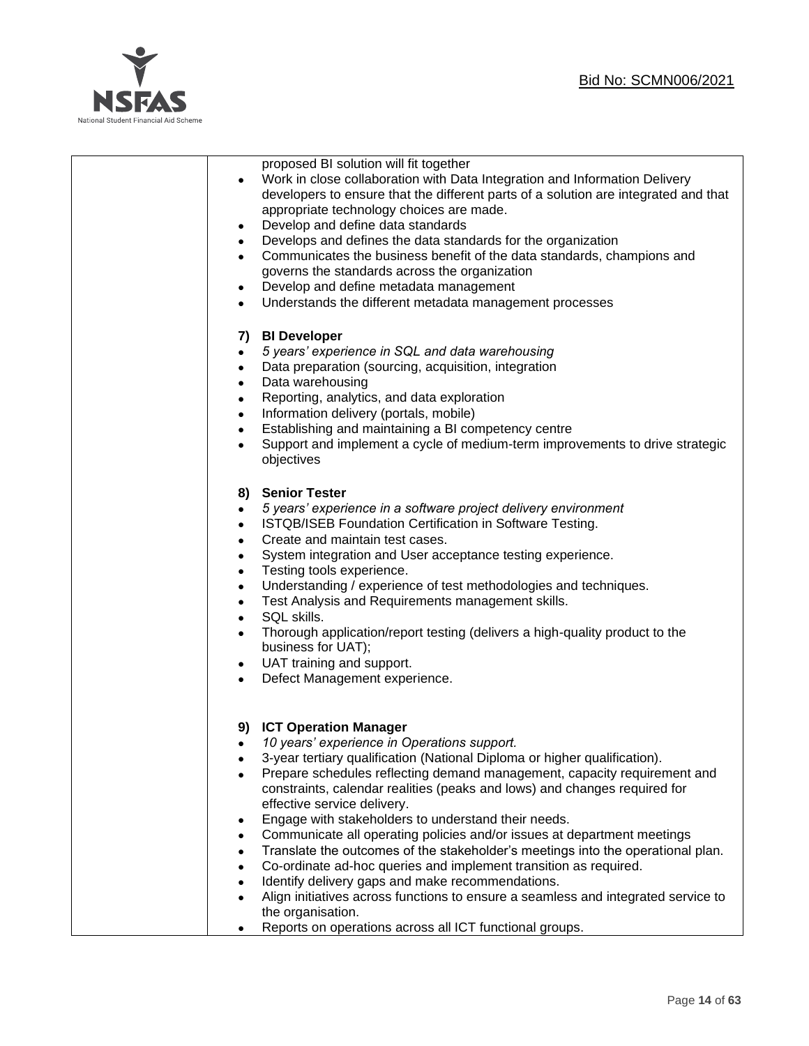| | proposed BI solution will fit together<br>• Work in close collaboration with Data Integration and Information Delivery developers to ensure that the different parts of a solution are integrated and that appropriate technology choices are made.<br>• Develop and define data standards<br>• Develops and defines the data standards for the organization<br>• Communicates the business benefit of the data standards, champions and governs the standards across the organization<br>• Develop and define metadata management<br>• Understands the different metadata management processes<br><br>**7) BI Developer**<br>• *5 years' experience in SQL and data warehousing*<br>• Data preparation (sourcing, acquisition, integration<br>• Data warehousing<br>• Reporting, analytics, and data exploration<br>• Information delivery (portals, mobile)<br>• Establishing and maintaining a BI competency centre<br>• Support and implement a cycle of medium-term improvements to drive strategic objectives<br><br>**8) Senior Tester**<br>• *5 years' experience in a software project delivery environment*<br>• ISTQB/ISEB Foundation Certification in Software Testing.<br>• Create and maintain test cases.<br>• System integration and User acceptance testing experience.<br>• Testing tools experience.<br>• Understanding / experience of test methodologies and techniques.<br>• Test Analysis and Requirements management skills.<br>• SQL skills.<br>• Thorough application/report testing (delivers a high-quality product to the business for UAT);<br>• UAT training and support.<br>• Defect Management experience.<br><br>**9) ICT Operation Manager**<br>• *10 years' experience in Operations support.*<br>• 3-year tertiary qualification (National Diploma or higher qualification).<br>• Prepare schedules reflecting demand management, capacity requirement and constraints, calendar realities (peaks and lows) and changes required for effective service delivery.<br>• Engage with stakeholders to understand their needs.<br>• Communicate all operating policies and/or issues at department meetings<br>• Translate the outcomes of the stakeholder's meetings into the operational plan.<br>• Co-ordinate ad-hoc queries and implement transition as required.<br>• Identify delivery gaps and make recommendations.<br>• Align initiatives across functions to ensure a seamless and integrated service to the organisation.<br>• Reports on operations across all ICT functional groups. |
|---|---|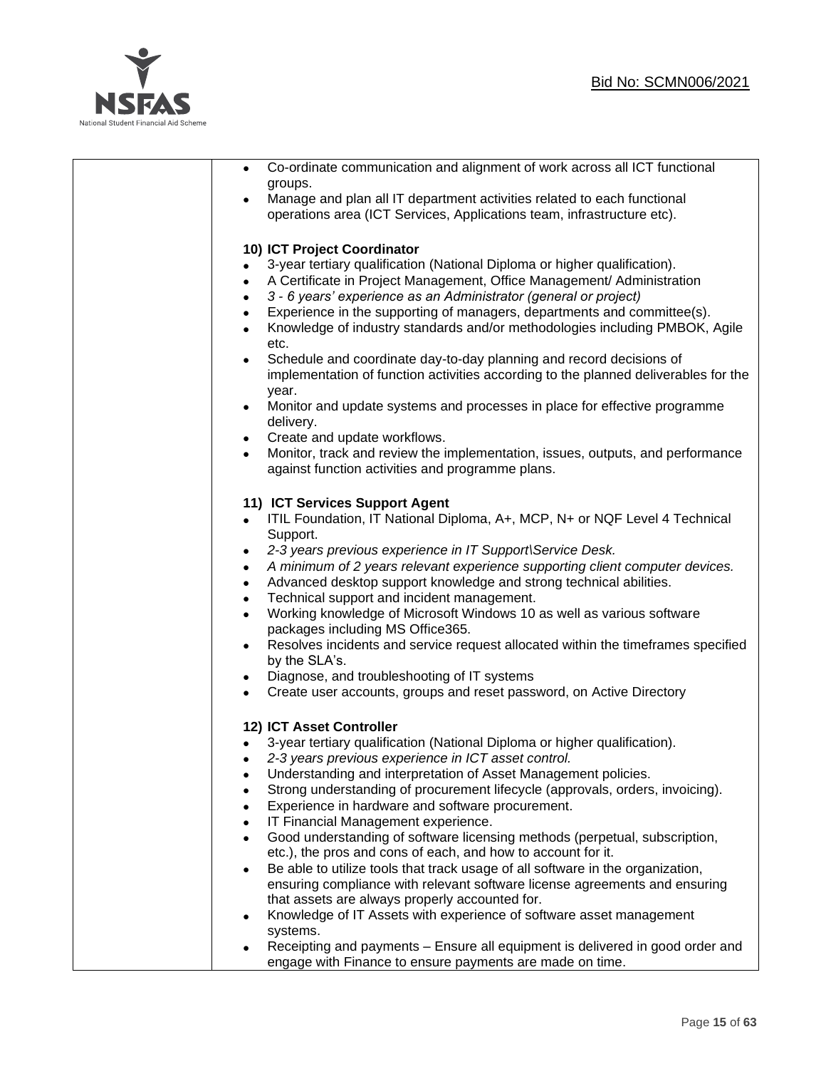| | • Co-ordinate communication and alignment of work across all ICT functional groups.<br>• Manage and plan all IT department activities related to each functional operations area (ICT Services, Applications team, infrastructure etc).<br><br>**10) ICT Project Coordinator**<br>• 3-year tertiary qualification (National Diploma or higher qualification).<br>• A Certificate in Project Management, Office Management/ Administration<br>• *3 - 6 years' experience as an Administrator (general or project)*<br>• Experience in the supporting of managers, departments and committee(s).<br>• Knowledge of industry standards and/or methodologies including PMBOK, Agile etc.<br>• Schedule and coordinate day-to-day planning and record decisions of implementation of function activities according to the planned deliverables for the year.<br>• Monitor and update systems and processes in place for effective programme delivery.<br>• Create and update workflows.<br>• Monitor, track and review the implementation, issues, outputs, and performance against function activities and programme plans.<br><br>**11) ICT Services Support Agent**<br>• ITIL Foundation, IT National Diploma, A+, MCP, N+ or NQF Level 4 Technical Support.<br>• *2-3 years previous experience in IT Support\Service Desk.*<br>• *A minimum of 2 years relevant experience supporting client computer devices.*<br>• Advanced desktop support knowledge and strong technical abilities.<br>• Technical support and incident management.<br>• Working knowledge of Microsoft Windows 10 as well as various software packages including MS Office365.<br>• Resolves incidents and service request allocated within the timeframes specified by the SLA's.<br>• Diagnose, and troubleshooting of IT systems<br>• Create user accounts, groups and reset password, on Active Directory<br><br>**12) ICT Asset Controller**<br>• 3-year tertiary qualification (National Diploma or higher qualification).<br>• *2-3 years previous experience in ICT asset control.*<br>• Understanding and interpretation of Asset Management policies.<br>• Strong understanding of procurement lifecycle (approvals, orders, invoicing).<br>• Experience in hardware and software procurement.<br>• IT Financial Management experience.<br>• Good understanding of software licensing methods (perpetual, subscription, etc.), the pros and cons of each, and how to account for it.<br>• Be able to utilize tools that track usage of all software in the organization, ensuring compliance with relevant software license agreements and ensuring that assets are always properly accounted for.<br>• Knowledge of IT Assets with experience of software asset management systems.<br>• Receipting and payments – Ensure all equipment is delivered in good order and engage with Finance to ensure payments are made on time. |
|---|---|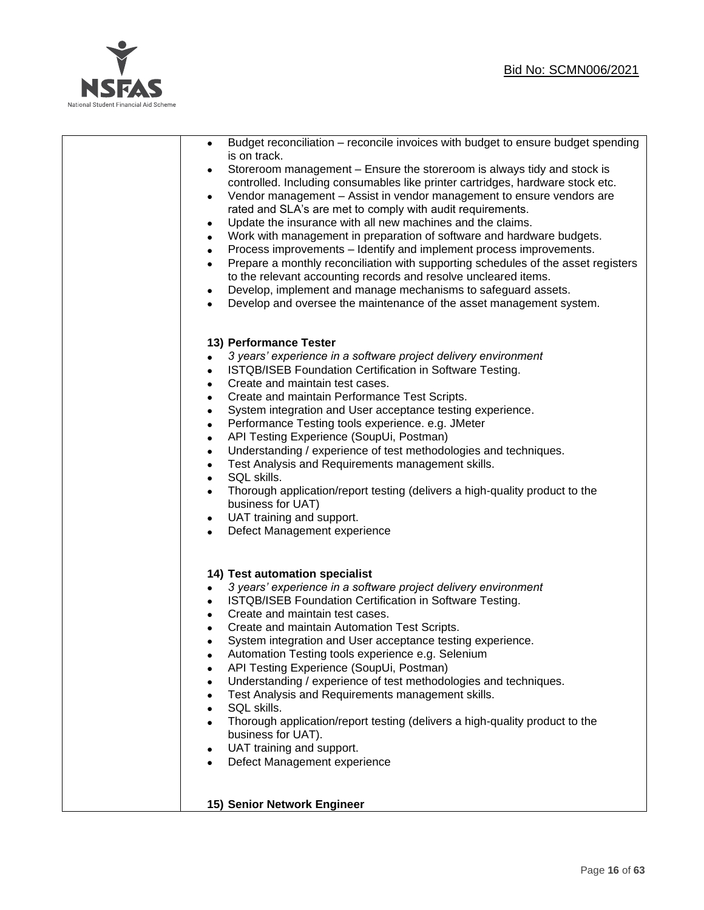| | - Budget reconciliation – reconcile invoices with budget to ensure budget spending is on track.<br>- Storeroom management – Ensure the storeroom is always tidy and stock is controlled. Including consumables like printer cartridges, hardware stock etc.<br>- Vendor management – Assist in vendor management to ensure vendors are rated and SLA's are met to comply with audit requirements.<br>- Update the insurance with all new machines and the claims.<br>- Work with management in preparation of software and hardware budgets.<br>- Process improvements – Identify and implement process improvements.<br>- Prepare a monthly reconciliation with supporting schedules of the asset registers to the relevant accounting records and resolve uncleared items.<br>- Develop, implement and manage mechanisms to safeguard assets.<br>- Develop and oversee the maintenance of the asset management system.<br><br>**13) Performance Tester**<br>- *3 years' experience in a software project delivery environment*<br>- ISTQB/ISEB Foundation Certification in Software Testing.<br>- Create and maintain test cases.<br>- Create and maintain Performance Test Scripts.<br>- System integration and User acceptance testing experience.<br>- Performance Testing tools experience. e.g. JMeter<br>- API Testing Experience (SoupUi, Postman)<br>- Understanding / experience of test methodologies and techniques.<br>- Test Analysis and Requirements management skills.<br>- SQL skills.<br>- Thorough application/report testing (delivers a high-quality product to the business for UAT)<br>- UAT training and support.<br>- Defect Management experience<br><br>**14) Test automation specialist**<br>- *3 years' experience in a software project delivery environment*<br>- ISTQB/ISEB Foundation Certification in Software Testing.<br>- Create and maintain test cases.<br>- Create and maintain Automation Test Scripts.<br>- System integration and User acceptance testing experience.<br>- Automation Testing tools experience e.g. Selenium<br>- API Testing Experience (SoupUi, Postman)<br>- Understanding / experience of test methodologies and techniques.<br>- Test Analysis and Requirements management skills.<br>- SQL skills.<br>- Thorough application/report testing (delivers a high-quality product to the business for UAT).<br>- UAT training and support.<br>- Defect Management experience<br><br>**15) Senior Network Engineer** |
|---|---|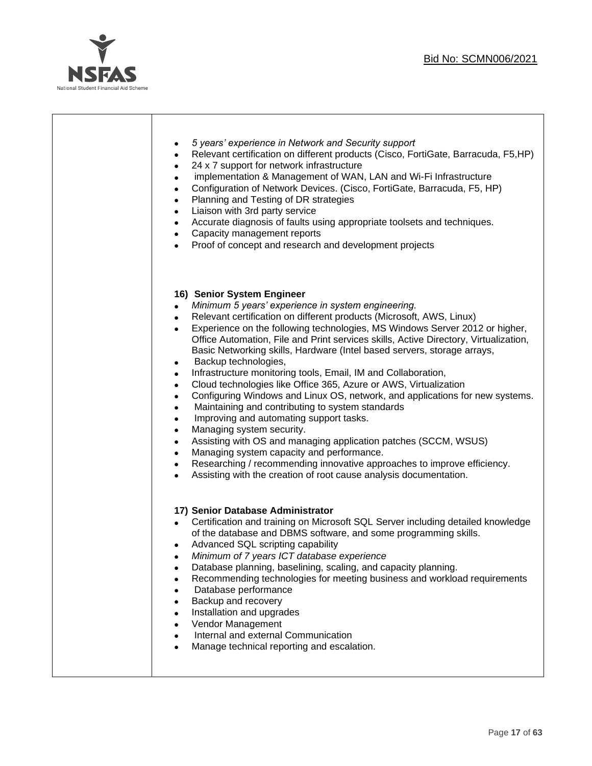| | |
|---|---|
| | • *5 years' experience in Network and Security support*<br>• Relevant certification on different products (Cisco, FortiGate, Barracuda, F5,HP)<br>• 24 x 7 support for network infrastructure<br>• implementation & Management of WAN, LAN and Wi-Fi Infrastructure<br>• Configuration of Network Devices. (Cisco, FortiGate, Barracuda, F5, HP)<br>• Planning and Testing of DR strategies<br>• Liaison with 3rd party service<br>• Accurate diagnosis of faults using appropriate toolsets and techniques.<br>• Capacity management reports<br>• Proof of concept and research and development projects<br><br>**16) Senior System Engineer**<br>• *Minimum 5 years' experience in system engineering.*<br>• Relevant certification on different products (Microsoft, AWS, Linux)<br>• Experience on the following technologies, MS Windows Server 2012 or higher, Office Automation, File and Print services skills, Active Directory, Virtualization, Basic Networking skills, Hardware (Intel based servers, storage arrays,<br>• Backup technologies,<br>• Infrastructure monitoring tools, Email, IM and Collaboration,<br>• Cloud technologies like Office 365, Azure or AWS, Virtualization<br>• Configuring Windows and Linux OS, network, and applications for new systems.<br>• Maintaining and contributing to system standards<br>• Improving and automating support tasks.<br>• Managing system security.<br>• Assisting with OS and managing application patches (SCCM, WSUS)<br>• Managing system capacity and performance.<br>• Researching / recommending innovative approaches to improve efficiency.<br>• Assisting with the creation of root cause analysis documentation.<br><br>**17) Senior Database Administrator**<br>• Certification and training on Microsoft SQL Server including detailed knowledge of the database and DBMS software, and some programming skills.<br>• Advanced SQL scripting capability<br>• *Minimum of 7 years ICT database experience*<br>• Database planning, baselining, scaling, and capacity planning.<br>• Recommending technologies for meeting business and workload requirements<br>• Database performance<br>• Backup and recovery<br>• Installation and upgrades<br>• Vendor Management<br>• Internal and external Communication<br>• Manage technical reporting and escalation. |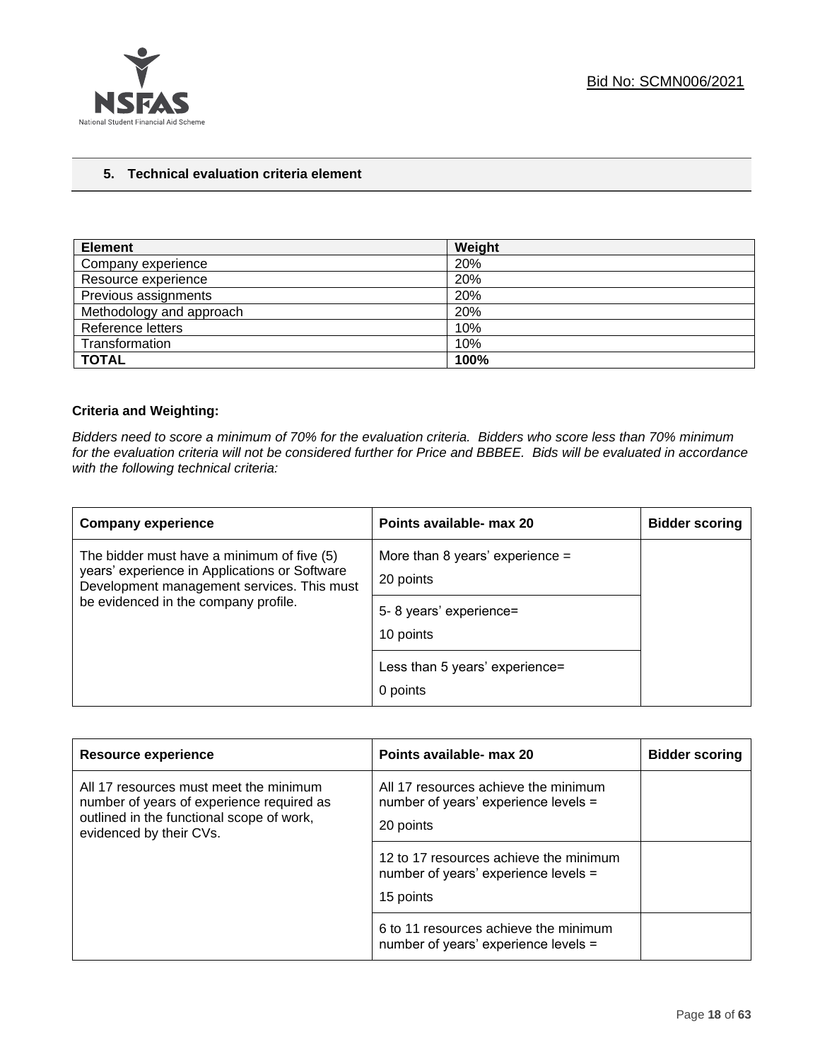## 5. Technical evaluation criteria element

| Element | Weight |
|---|---|
| Company experience | 20% |
| Resource experience | 20% |
| Previous assignments | 20% |
| Methodology and approach | 20% |
| Reference letters | 10% |
| Transformation | 10% |
| **TOTAL** | **100%** |

**Criteria and Weighting:**

*Bidders need to score a minimum of 70% for the evaluation criteria. Bidders who score less than 70% minimum for the evaluation criteria will not be considered further for Price and BBBEE. Bids will be evaluated in accordance with the following technical criteria:*

| Company experience | Points available- max 20 | Bidder scoring |
|---|---|---|
| The bidder must have a minimum of five (5) years' experience in Applications or Software Development management services. This must be evidenced in the company profile. | More than 8 years' experience = 20 points | |
| | 5- 8 years' experience= 10 points | |
| | Less than 5 years' experience= 0 points | |

| Resource experience | Points available- max 20 | Bidder scoring |
|---|---|---|
| All 17 resources must meet the minimum number of years of experience required as outlined in the functional scope of work, evidenced by their CVs. | All 17 resources achieve the minimum number of years' experience levels = 20 points | |
| | 12 to 17 resources achieve the minimum number of years' experience levels = 15 points | |
| | 6 to 11 resources achieve the minimum number of years' experience levels = | |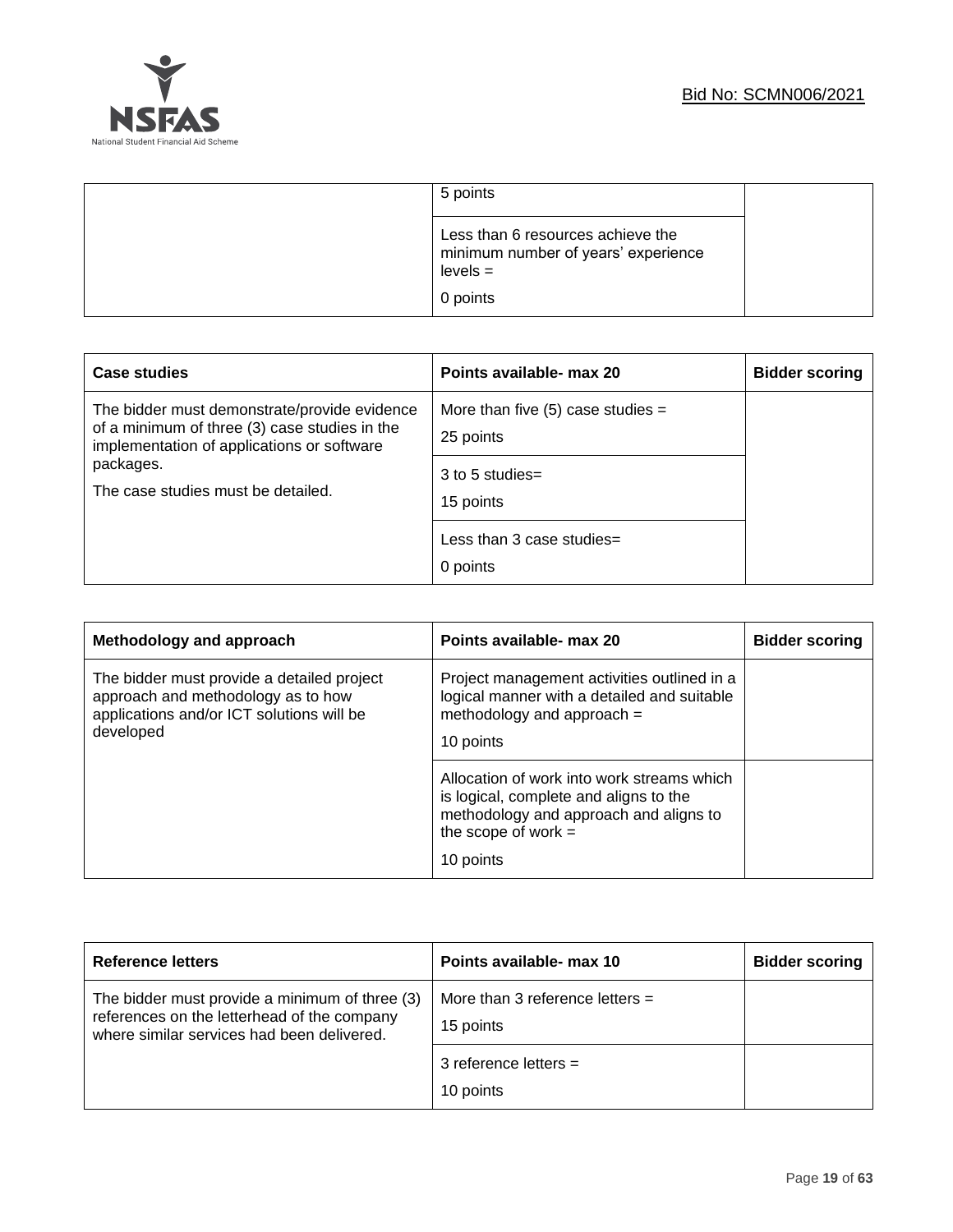|  | 5 points |  |
|---|---|---|
|  | Less than 6 resources achieve the minimum number of years' experience levels = 0 points |  |

| Case studies | Points available- max 20 | Bidder scoring |
|---|---|---|
| The bidder must demonstrate/provide evidence of a minimum of three (3) case studies in the implementation of applications or software packages. The case studies must be detailed. | More than five (5) case studies = 25 points |  |
|  | 3 to 5 studies= 15 points |  |
|  | Less than 3 case studies= 0 points |  |

| Methodology and approach | Points available- max 20 | Bidder scoring |
|---|---|---|
| The bidder must provide a detailed project approach and methodology as to how applications and/or ICT solutions will be developed | Project management activities outlined in a logical manner with a detailed and suitable methodology and approach = 10 points |  |
|  | Allocation of work into work streams which is logical, complete and aligns to the methodology and approach and aligns to the scope of work = 10 points |  |

| Reference letters | Points available- max 10 | Bidder scoring |
|---|---|---|
| The bidder must provide a minimum of three (3) references on the letterhead of the company where similar services had been delivered. | More than 3 reference letters = 15 points |  |
|  | 3 reference letters = 10 points |  |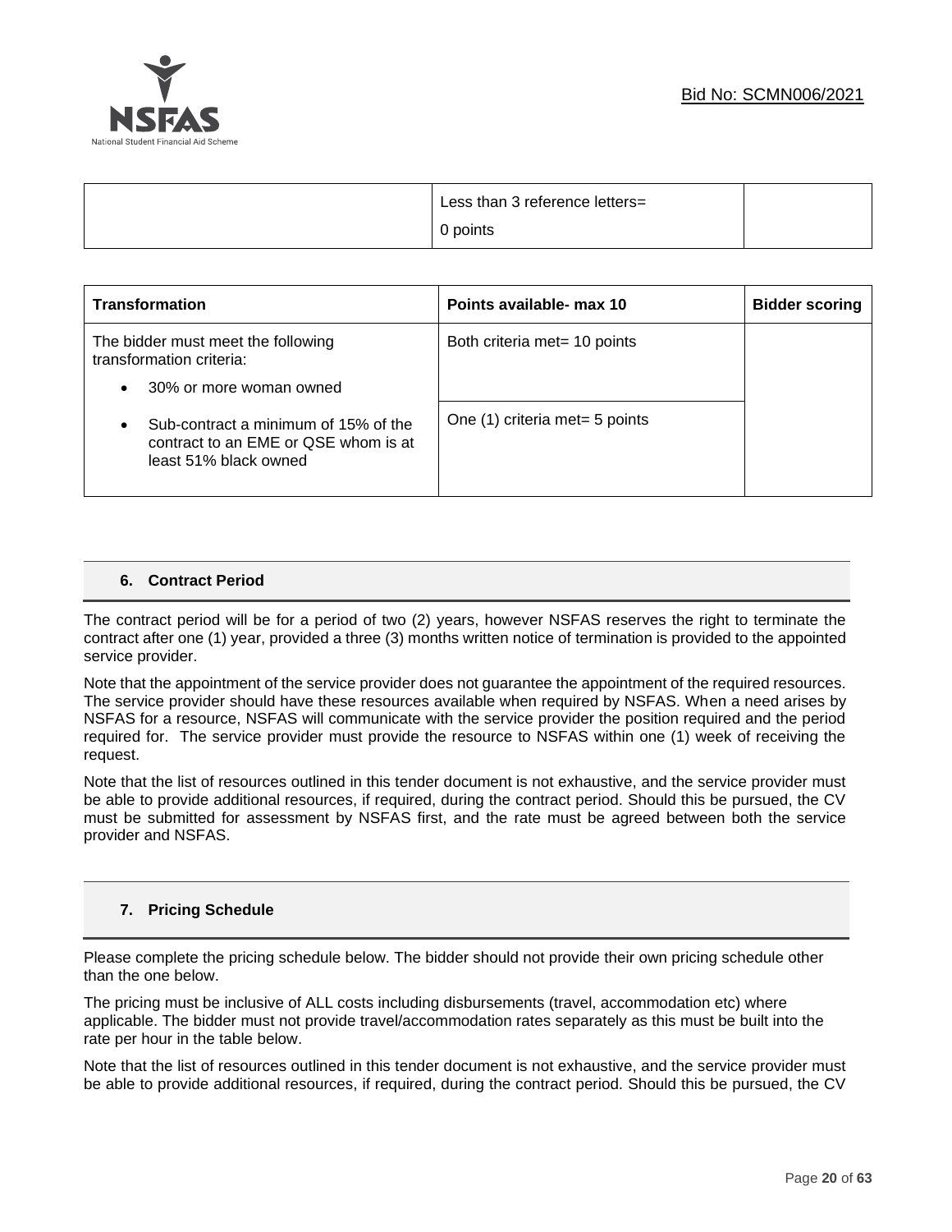| | Less than 3 reference letters= 0 points | |
|---|---|---|

| Transformation | Points available- max 10 | Bidder scoring |
|---|---|---|
| The bidder must meet the following transformation criteria:<br>• 30% or more woman owned<br>• Sub-contract a minimum of 15% of the contract to an EME or QSE whom is at least 51% black owned | Both criteria met= 10 points | |
| | One (1) criteria met= 5 points | |

### 6. Contract Period

The contract period will be for a period of two (2) years, however NSFAS reserves the right to terminate the contract after one (1) year, provided a three (3) months written notice of termination is provided to the appointed service provider.

Note that the appointment of the service provider does not guarantee the appointment of the required resources. The service provider should have these resources available when required by NSFAS. When a need arises by NSFAS for a resource, NSFAS will communicate with the service provider the position required and the period required for. The service provider must provide the resource to NSFAS within one (1) week of receiving the request.

Note that the list of resources outlined in this tender document is not exhaustive, and the service provider must be able to provide additional resources, if required, during the contract period. Should this be pursued, the CV must be submitted for assessment by NSFAS first, and the rate must be agreed between both the service provider and NSFAS.

### 7. Pricing Schedule

Please complete the pricing schedule below. The bidder should not provide their own pricing schedule other than the one below.

The pricing must be inclusive of ALL costs including disbursements (travel, accommodation etc) where applicable. The bidder must not provide travel/accommodation rates separately as this must be built into the rate per hour in the table below.

Note that the list of resources outlined in this tender document is not exhaustive, and the service provider must be able to provide additional resources, if required, during the contract period. Should this be pursued, the CV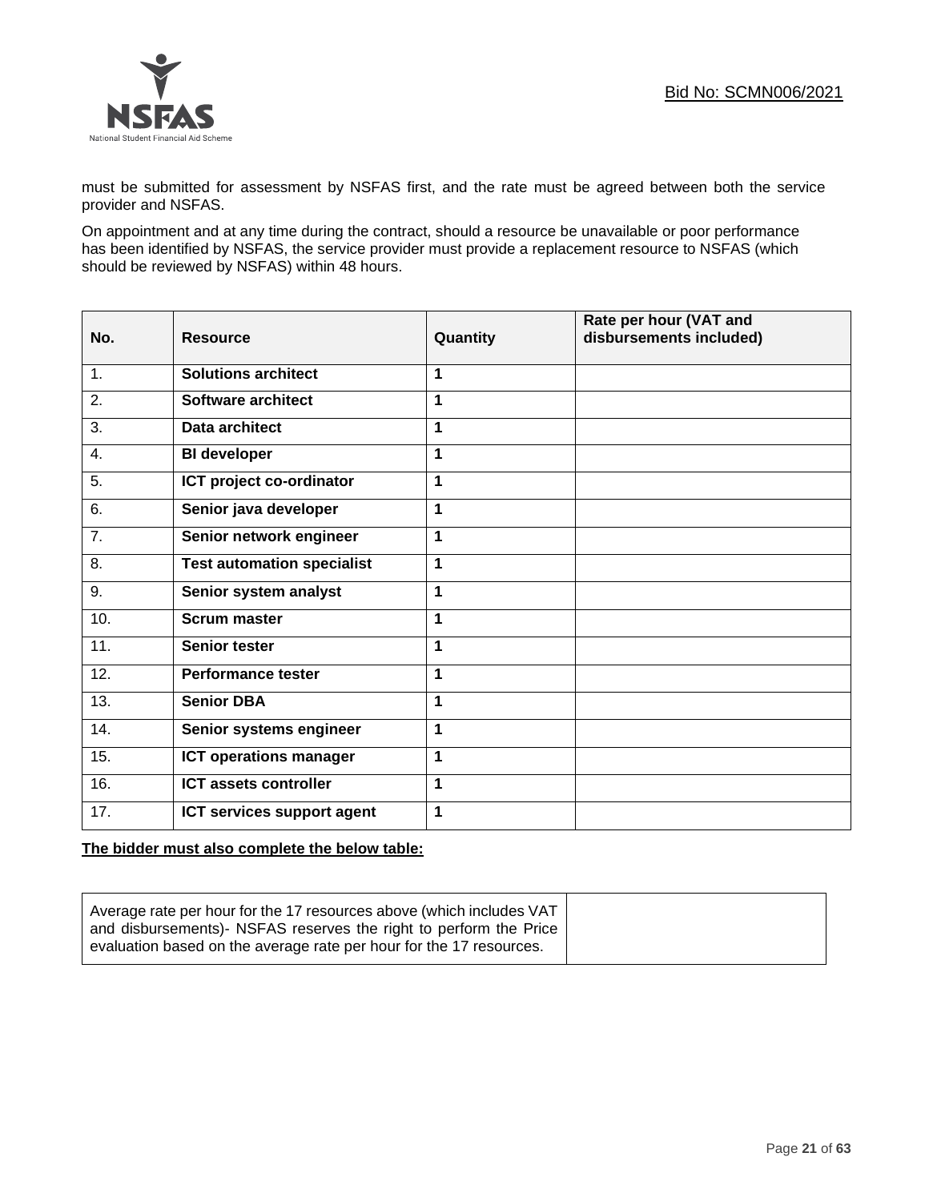must be submitted for assessment by NSFAS first, and the rate must be agreed between both the service provider and NSFAS.

On appointment and at any time during the contract, should a resource be unavailable or poor performance has been identified by NSFAS, the service provider must provide a replacement resource to NSFAS (which should be reviewed by NSFAS) within 48 hours.

| No. | Resource | Quantity | Rate per hour (VAT and disbursements included) |
|---|---|---|---|
| 1. | **Solutions architect** | **1** | |
| 2. | **Software architect** | **1** | |
| 3. | **Data architect** | **1** | |
| 4. | **BI developer** | **1** | |
| 5. | **ICT project co-ordinator** | **1** | |
| 6. | **Senior java developer** | **1** | |
| 7. | **Senior network engineer** | **1** | |
| 8. | **Test automation specialist** | **1** | |
| 9. | **Senior system analyst** | **1** | |
| 10. | **Scrum master** | **1** | |
| 11. | **Senior tester** | **1** | |
| 12. | **Performance tester** | **1** | |
| 13. | **Senior DBA** | **1** | |
| 14. | **Senior systems engineer** | **1** | |
| 15. | **ICT operations manager** | **1** | |
| 16. | **ICT assets controller** | **1** | |
| 17. | **ICT services support agent** | **1** | |

**The bidder must also complete the below table:**

| Average rate per hour for the 17 resources above (which includes VAT and disbursements)- NSFAS reserves the right to perform the Price evaluation based on the average rate per hour for the 17 resources. | |
|---|---|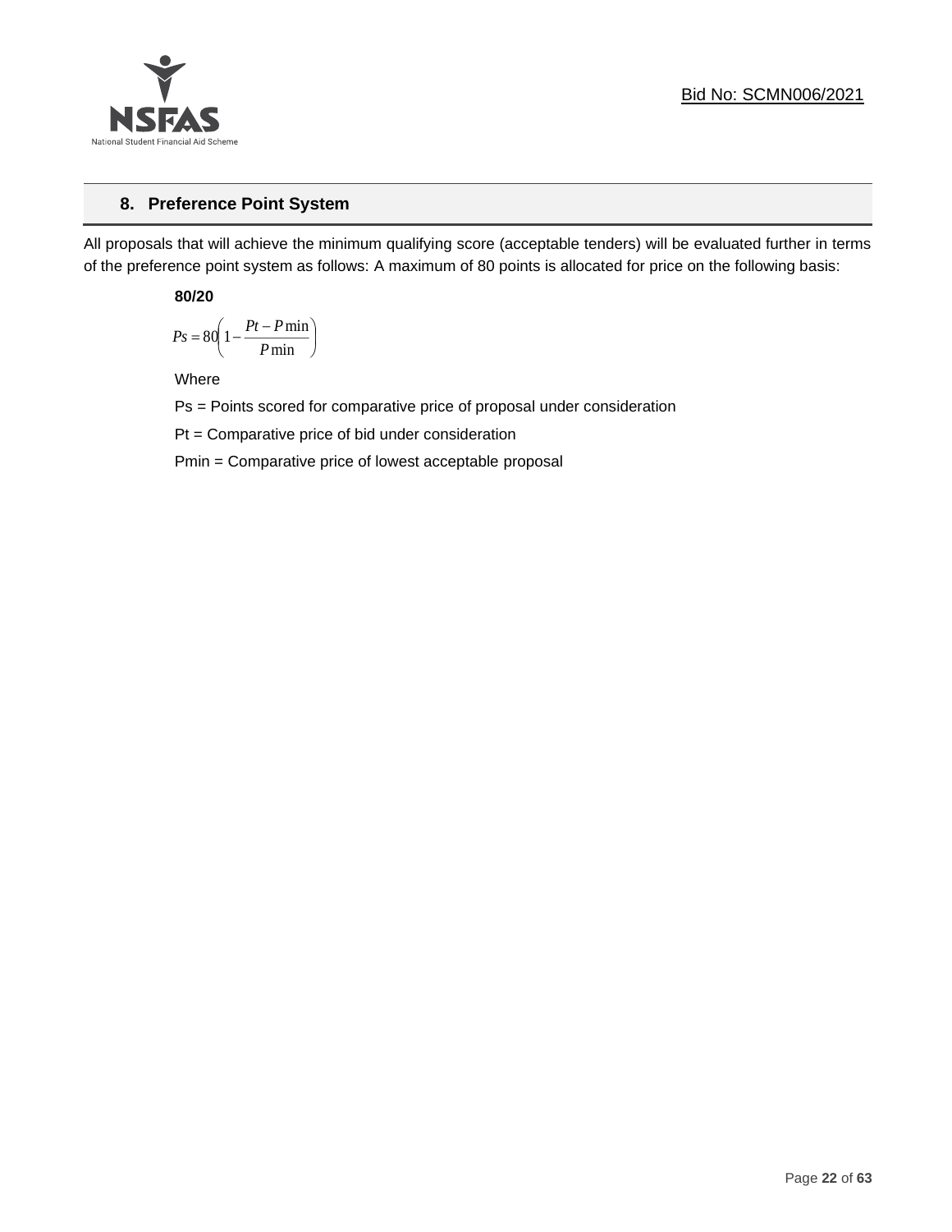## 8. Preference Point System

All proposals that will achieve the minimum qualifying score (acceptable tenders) will be evaluated further in terms of the preference point system as follows: A maximum of 80 points is allocated for price on the following basis:

**80/20**

$$Ps = 80\left(1 - \frac{Pt - P\min}{P\min}\right)$$

Where

Ps = Points scored for comparative price of proposal under consideration

Pt = Comparative price of bid under consideration

Pmin = Comparative price of lowest acceptable proposal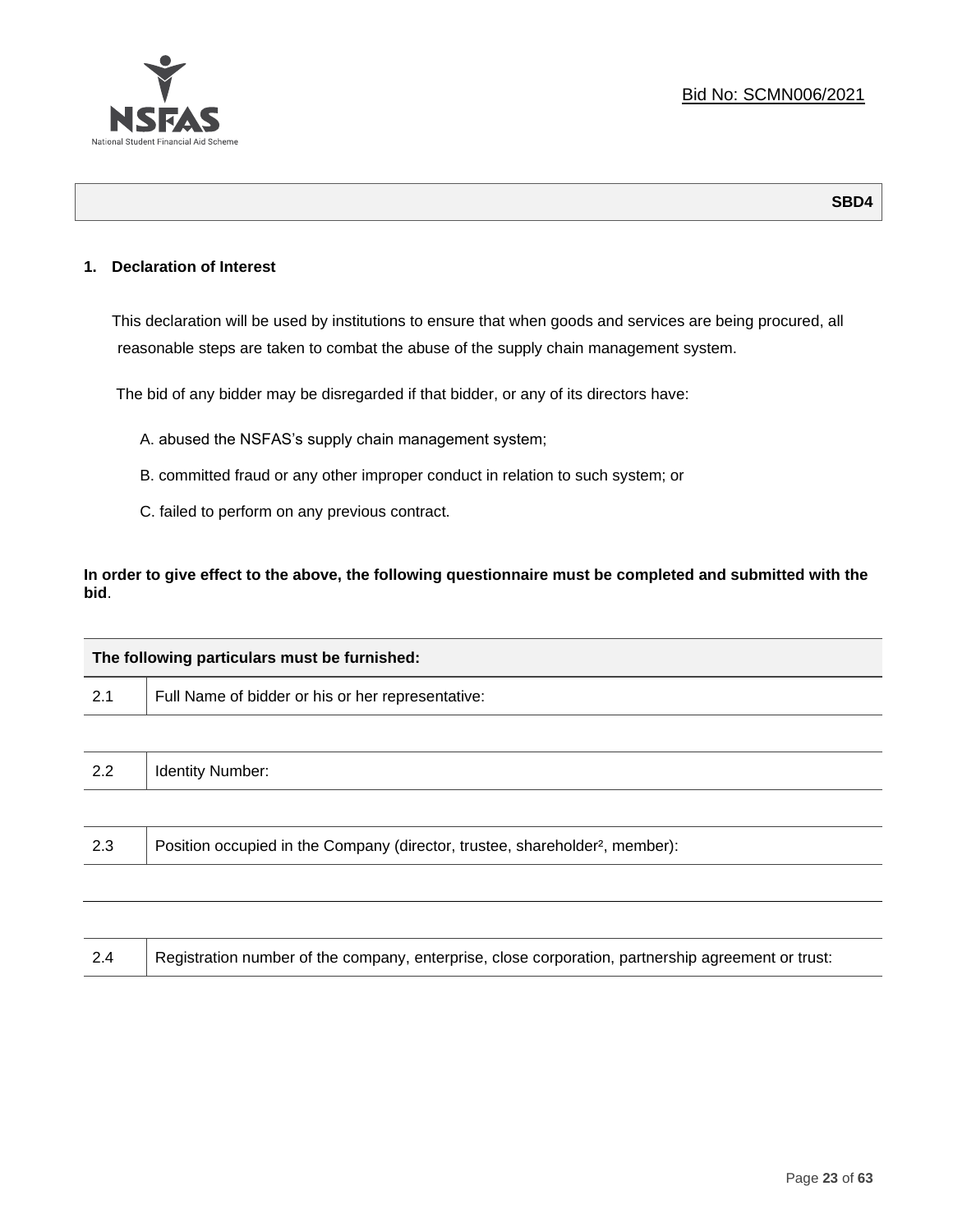Bid No: SCMN006/2021

**SBD4**

## 1. Declaration of Interest

This declaration will be used by institutions to ensure that when goods and services are being procured, all reasonable steps are taken to combat the abuse of the supply chain management system.

The bid of any bidder may be disregarded if that bidder, or any of its directors have:

A. abused the NSFAS's supply chain management system;

B. committed fraud or any other improper conduct in relation to such system; or

C. failed to perform on any previous contract.

**In order to give effect to the above, the following questionnaire must be completed and submitted with the bid**.

| The following particulars must be furnished: | |
|---|---|
| 2.1 | Full Name of bidder or his or her representative: |
| | |
| 2.2 | Identity Number: |
| | |
| 2.3 | Position occupied in the Company (director, trustee, shareholder[2], member): |
| | |
| | |
| 2.4 | Registration number of the company, enterprise, close corporation, partnership agreement or trust: |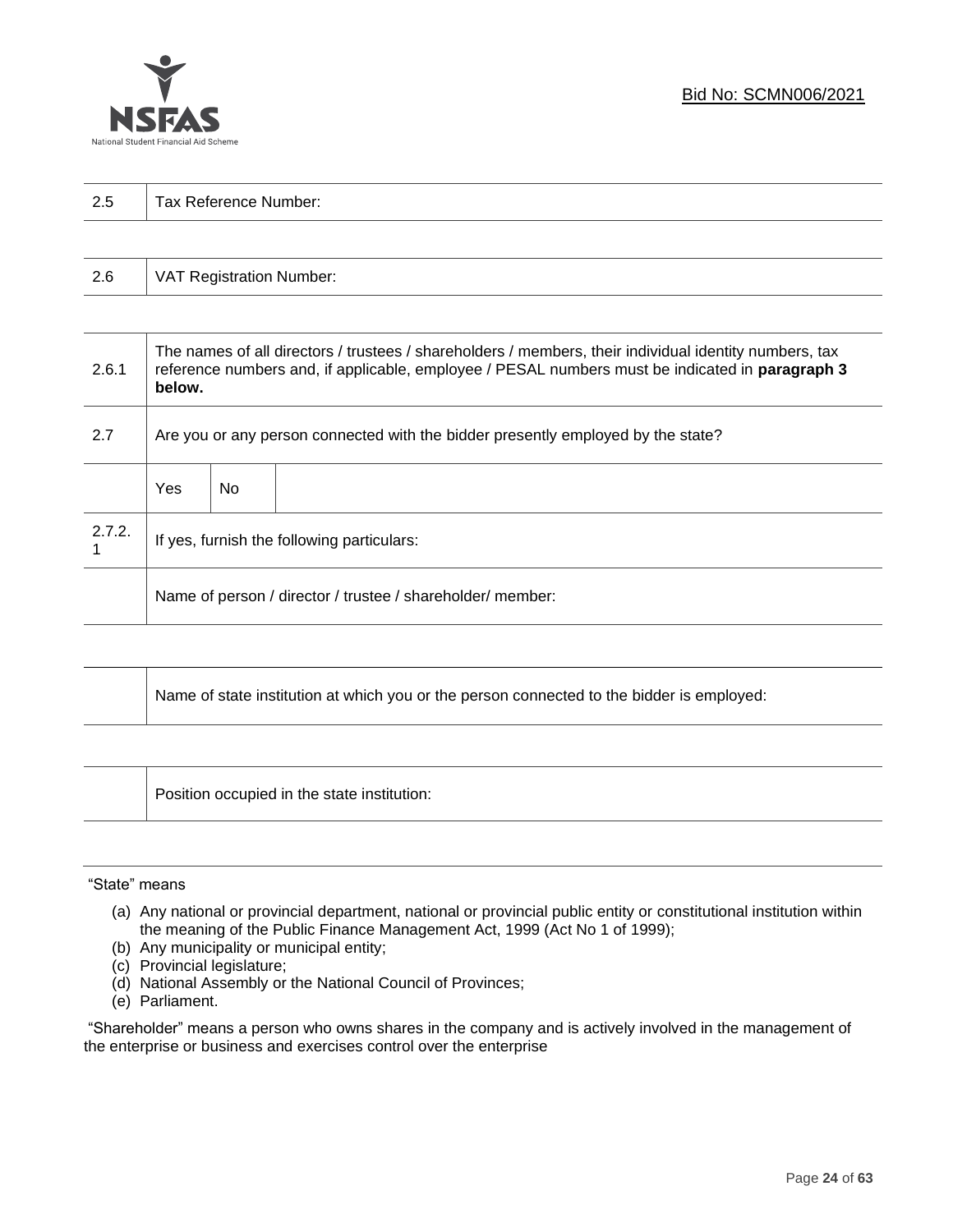| 2.5 | Tax Reference Number: |
|---|---|

| 2.6 | VAT Registration Number: |
|---|---|

| 2.6.1 | The names of all directors / trustees / shareholders / members, their individual identity numbers, tax reference numbers and, if applicable, employee / PESAL numbers must be indicated in **paragraph 3 below.** | | |
|---|---|---|---|
| 2.7 | Are you or any person connected with the bidder presently employed by the state? | | |
| | Yes | No | |
| 2.7.2.1 | If yes, furnish the following particulars: | | |
| | Name of person / director / trustee / shareholder/ member: | | |

| | Name of state institution at which you or the person connected to the bidder is employed: |
|---|---|

| | Position occupied in the state institution: |
|---|---|

"State" means

(a) Any national or provincial department, national or provincial public entity or constitutional institution within the meaning of the Public Finance Management Act, 1999 (Act No 1 of 1999);
(b) Any municipality or municipal entity;
(c) Provincial legislature;
(d) National Assembly or the National Council of Provinces;
(e) Parliament.

"Shareholder" means a person who owns shares in the company and is actively involved in the management of the enterprise or business and exercises control over the enterprise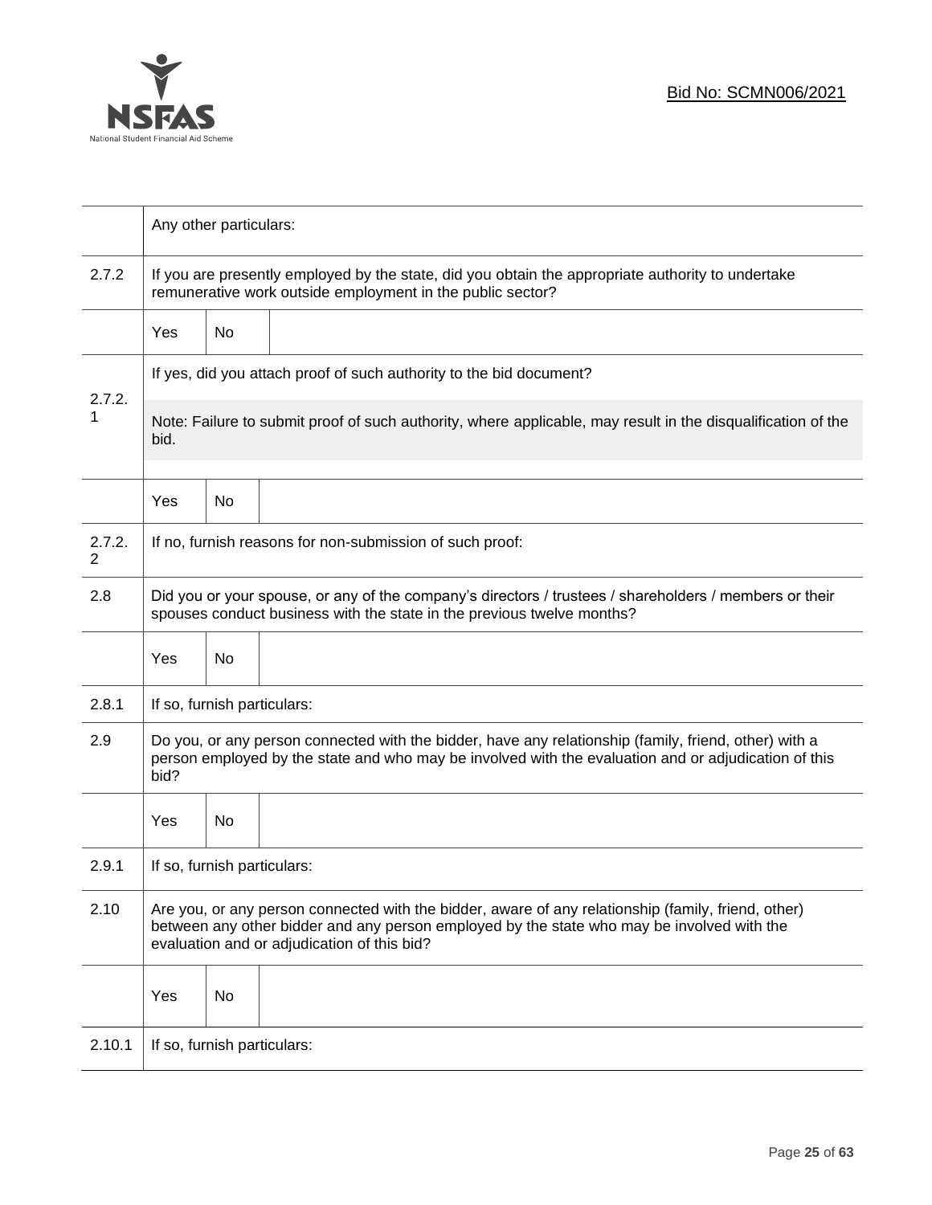| | | | |
|---|---|---|---|
| | Any other particulars: | | |
| 2.7.2 | If you are presently employed by the state, did you obtain the appropriate authority to undertake remunerative work outside employment in the public sector? | | |
| | Yes | No | |
| 2.7.2.1 | If yes, did you attach proof of such authority to the bid document?<br><br>Note: Failure to submit proof of such authority, where applicable, may result in the disqualification of the bid. | | |
| | Yes | No | |
| 2.7.2.2 | If no, furnish reasons for non-submission of such proof: | | |
| 2.8 | Did you or your spouse, or any of the company's directors / trustees / shareholders / members or their spouses conduct business with the state in the previous twelve months? | | |
| | Yes | No | |
| 2.8.1 | If so, furnish particulars: | | |
| 2.9 | Do you, or any person connected with the bidder, have any relationship (family, friend, other) with a person employed by the state and who may be involved with the evaluation and or adjudication of this bid? | | |
| | Yes | No | |
| 2.9.1 | If so, furnish particulars: | | |
| 2.10 | Are you, or any person connected with the bidder, aware of any relationship (family, friend, other) between any other bidder and any person employed by the state who may be involved with the evaluation and or adjudication of this bid? | | |
| | Yes | No | |
| 2.10.1 | If so, furnish particulars: | | |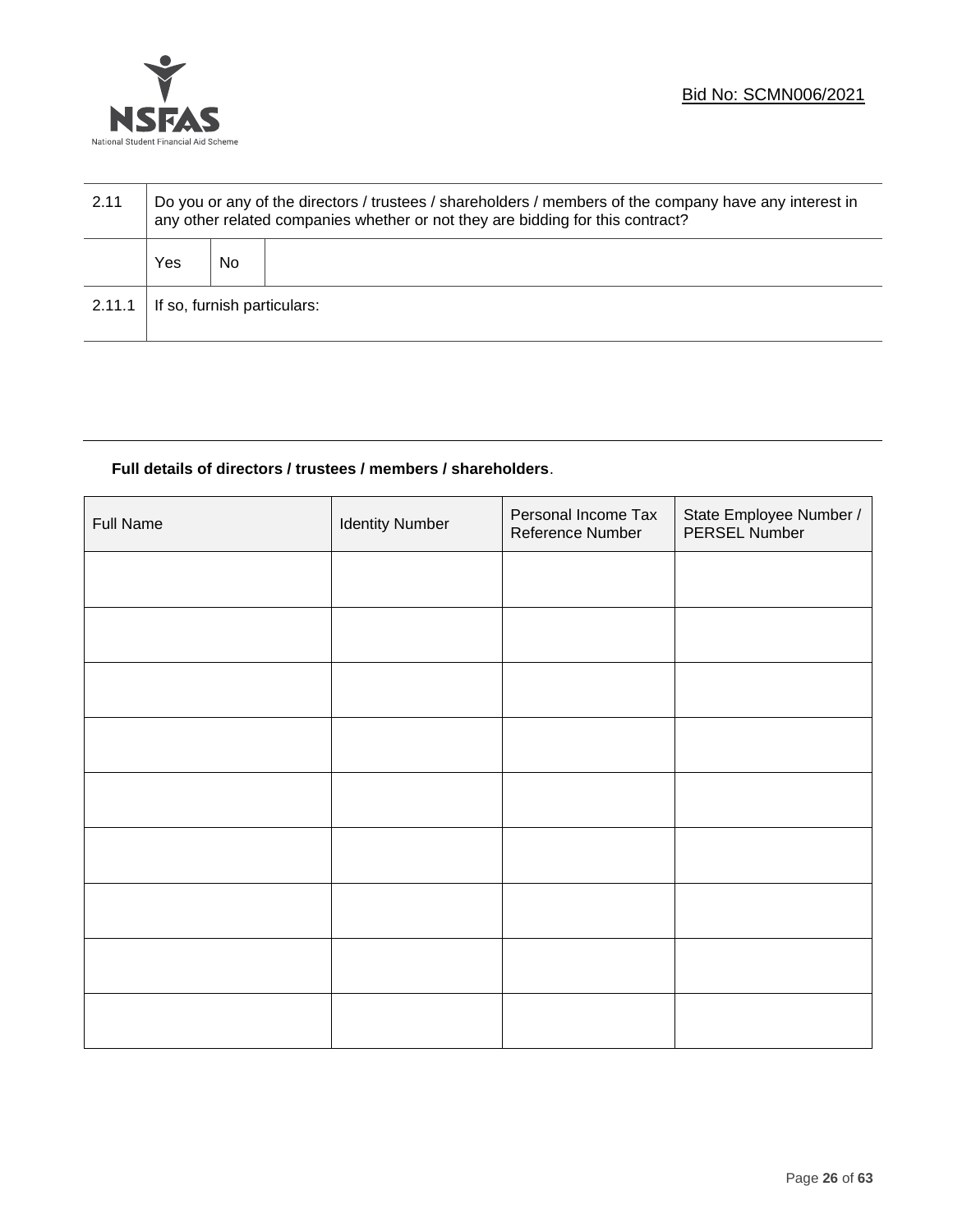| 2.11 | Do you or any of the directors / trustees / shareholders / members of the company have any interest in any other related companies whether or not they are bidding for this contract? | | |
|---|---|---|---|
| | Yes | No | |
| 2.11.1 | If so, furnish particulars: | | |

**Full details of directors / trustees / members / shareholders**.

| Full Name | Identity Number | Personal Income Tax Reference Number | State Employee Number / PERSEL Number |
|---|---|---|---|
| | | | |
| | | | |
| | | | |
| | | | |
| | | | |
| | | | |
| | | | |
| | | | |
| | | | |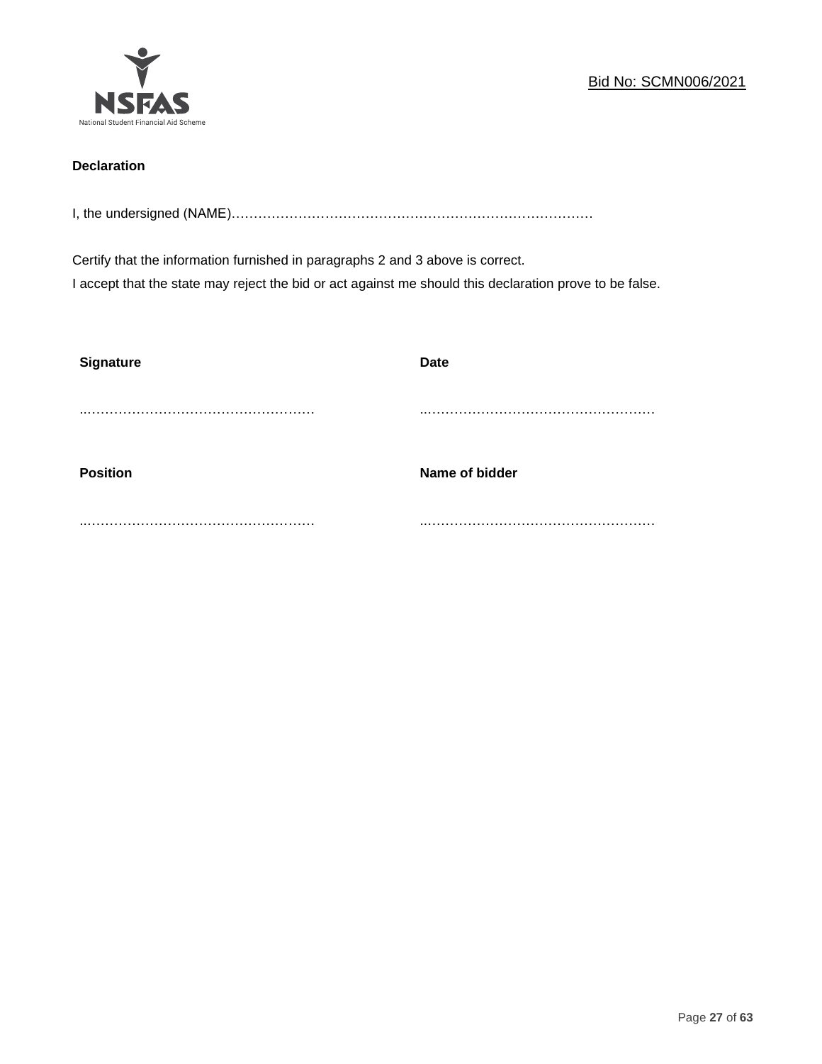Bid No: SCMN006/2021

**Declaration**

I, the undersigned (NAME)…………………………………………………………………………

Certify that the information furnished in paragraphs 2 and 3 above is correct.
I accept that the state may reject the bid or act against me should this declaration prove to be false.

| **Signature** | **Date** |
|---|---|
| ..…………………………………………… | ..…………………………………………… |
| **Position** | **Name of bidder** |
| ..…………………………………………… | ..…………………………………………… |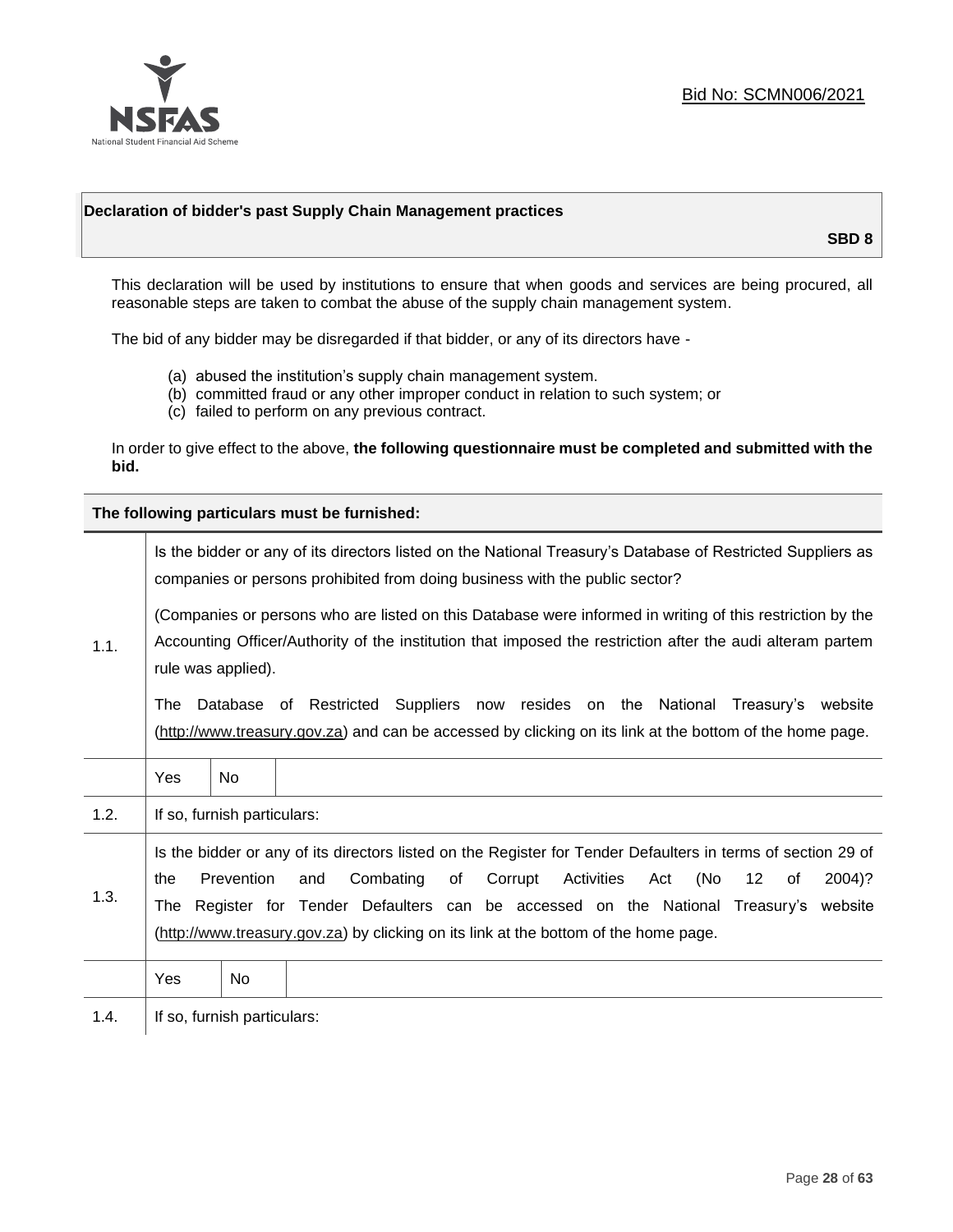Bid No: SCMN006/2021

## Declaration of bidder's past Supply Chain Management practices

**SBD 8**

This declaration will be used by institutions to ensure that when goods and services are being procured, all reasonable steps are taken to combat the abuse of the supply chain management system.

The bid of any bidder may be disregarded if that bidder, or any of its directors have -

(a) abused the institution's supply chain management system.
(b) committed fraud or any other improper conduct in relation to such system; or
(c) failed to perform on any previous contract.

In order to give effect to the above, **the following questionnaire must be completed and submitted with the bid.**

| **The following particulars must be furnished:** | |
|---|---|
| 1.1. | Is the bidder or any of its directors listed on the National Treasury's Database of Restricted Suppliers as companies or persons prohibited from doing business with the public sector?<br><br>(Companies or persons who are listed on this Database were informed in writing of this restriction by the Accounting Officer/Authority of the institution that imposed the restriction after the audi alteram partem rule was applied).<br><br>The Database of Restricted Suppliers now resides on the National Treasury's website (http://www.treasury.gov.za) and can be accessed by clicking on its link at the bottom of the home page. |
| | Yes / No |
| 1.2. | If so, furnish particulars: |
| 1.3. | Is the bidder or any of its directors listed on the Register for Tender Defaulters in terms of section 29 of the Prevention and Combating of Corrupt Activities Act (No 12 of 2004)? The Register for Tender Defaulters can be accessed on the National Treasury's website (http://www.treasury.gov.za) by clicking on its link at the bottom of the home page. |
| | Yes / No |
| 1.4. | If so, furnish particulars: |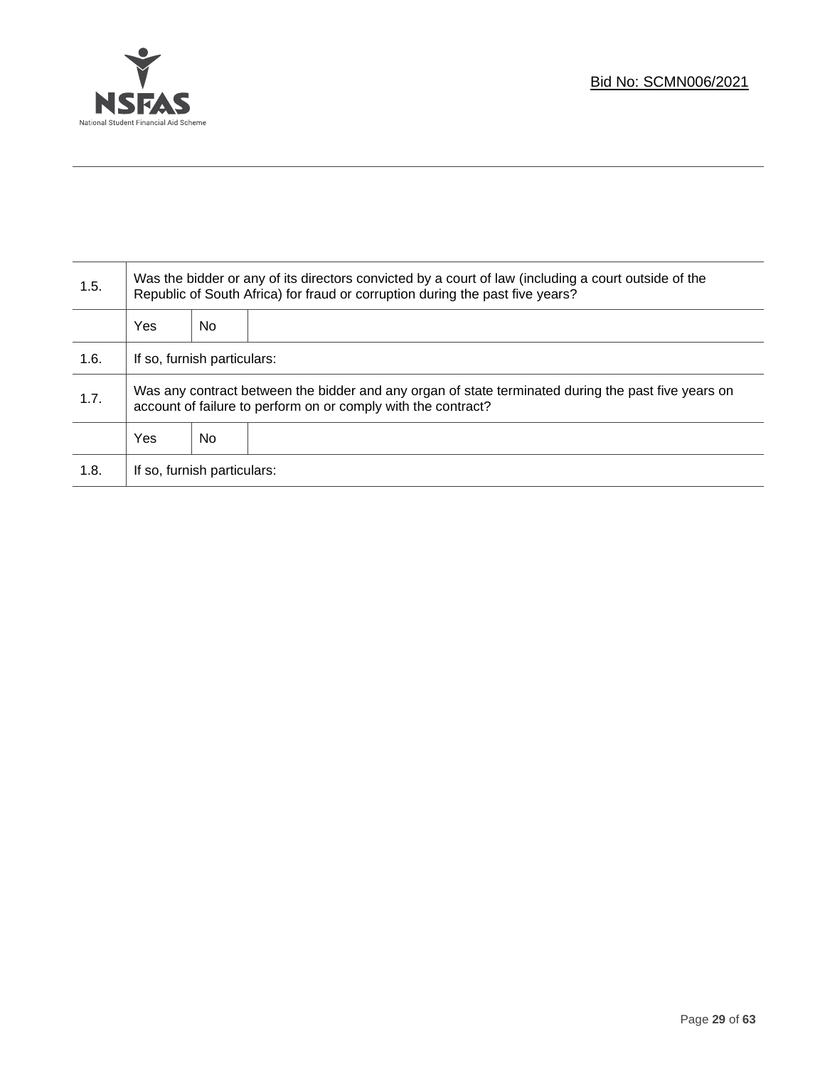| 1.5. | Was the bidder or any of its directors convicted by a court of law (including a court outside of the Republic of South Africa) for fraud or corruption during the past five years? | | |
|---|---|---|---|
| | Yes | No | |
| 1.6. | If so, furnish particulars: | | |
| 1.7. | Was any contract between the bidder and any organ of state terminated during the past five years on account of failure to perform on or comply with the contract? | | |
| | Yes | No | |
| 1.8. | If so, furnish particulars: | | |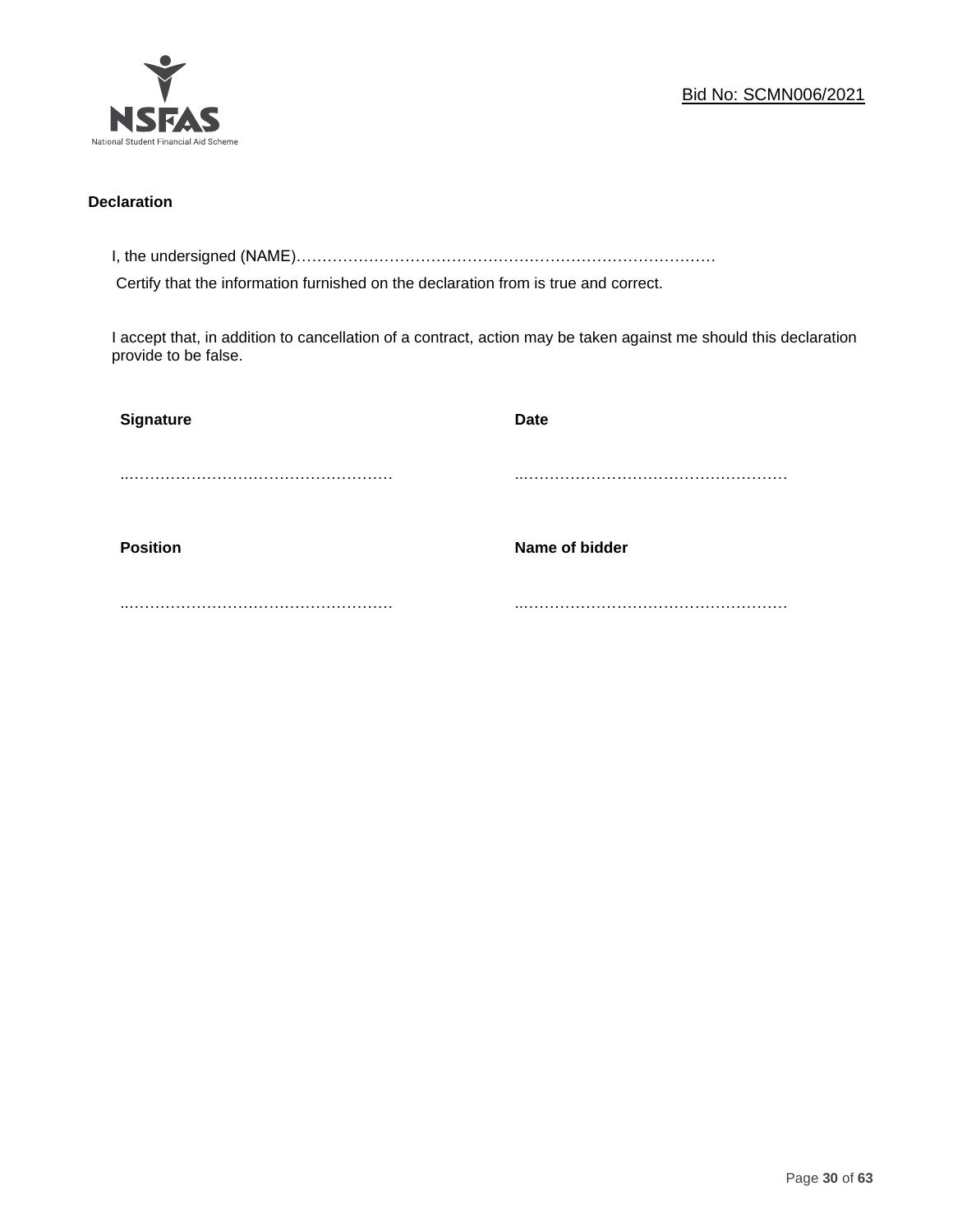**Declaration**

I, the undersigned (NAME)………………………………………………………………………

Certify that the information furnished on the declaration from is true and correct.

I accept that, in addition to cancellation of a contract, action may be taken against me should this declaration provide to be false.

| **Signature** | **Date** |
|---|---|
| ……………………………………………… | ……………………………………………… |
| **Position** | **Name of bidder** |
| ……………………………………………… | ……………………………………………… |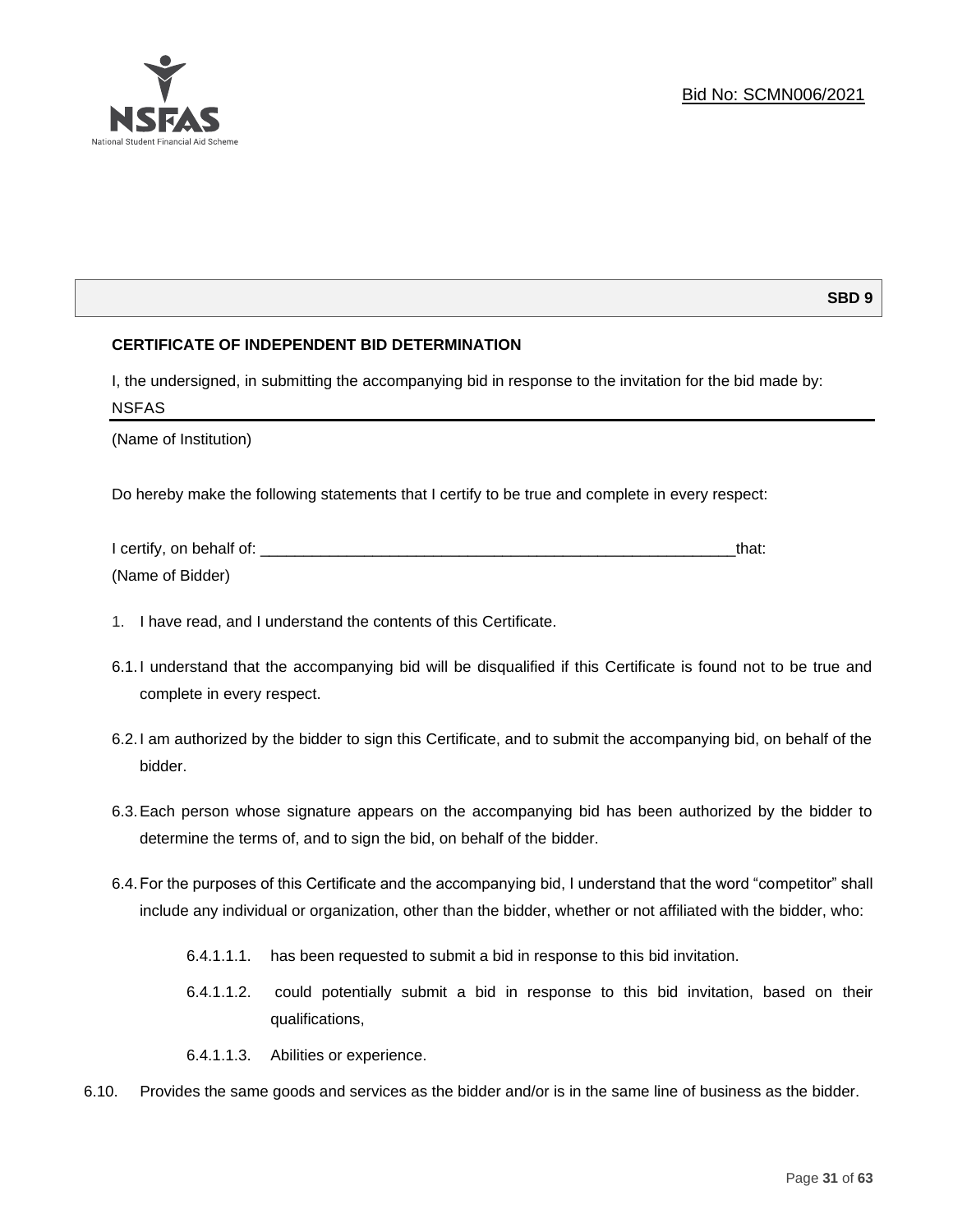**SBD 9**

## CERTIFICATE OF INDEPENDENT BID DETERMINATION

I, the undersigned, in submitting the accompanying bid in response to the invitation for the bid made by:

NSFAS

(Name of Institution)

Do hereby make the following statements that I certify to be true and complete in every respect:

I certify, on behalf of: ___________________________________________________________that:

(Name of Bidder)

1. I have read, and I understand the contents of this Certificate.

6.1. I understand that the accompanying bid will be disqualified if this Certificate is found not to be true and complete in every respect.

6.2. I am authorized by the bidder to sign this Certificate, and to submit the accompanying bid, on behalf of the bidder.

6.3. Each person whose signature appears on the accompanying bid has been authorized by the bidder to determine the terms of, and to sign the bid, on behalf of the bidder.

6.4. For the purposes of this Certificate and the accompanying bid, I understand that the word "competitor" shall include any individual or organization, other than the bidder, whether or not affiliated with the bidder, who:

- 6.4.1.1.1. has been requested to submit a bid in response to this bid invitation.
- 6.4.1.1.2. could potentially submit a bid in response to this bid invitation, based on their qualifications,
- 6.4.1.1.3. Abilities or experience.

6.10. Provides the same goods and services as the bidder and/or is in the same line of business as the bidder.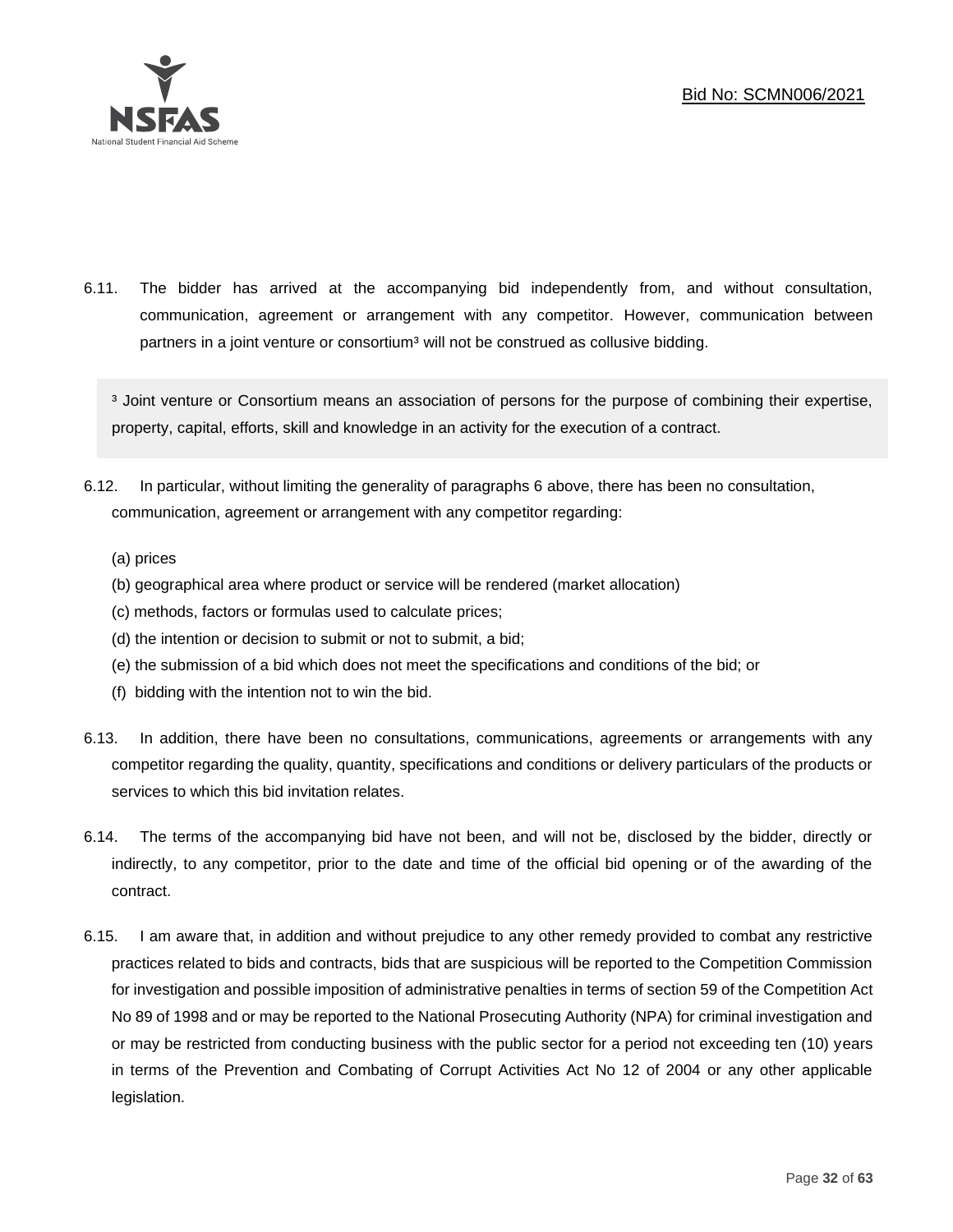6.11. The bidder has arrived at the accompanying bid independently from, and without consultation, communication, agreement or arrangement with any competitor. However, communication between partners in a joint venture or consortium[3] will not be construed as collusive bidding.

[3] Joint venture or Consortium means an association of persons for the purpose of combining their expertise, property, capital, efforts, skill and knowledge in an activity for the execution of a contract.

6.12. In particular, without limiting the generality of paragraphs 6 above, there has been no consultation, communication, agreement or arrangement with any competitor regarding:

(a) prices
(b) geographical area where product or service will be rendered (market allocation)
(c) methods, factors or formulas used to calculate prices;
(d) the intention or decision to submit or not to submit, a bid;
(e) the submission of a bid which does not meet the specifications and conditions of the bid; or
(f) bidding with the intention not to win the bid.

6.13. In addition, there have been no consultations, communications, agreements or arrangements with any competitor regarding the quality, quantity, specifications and conditions or delivery particulars of the products or services to which this bid invitation relates.

6.14. The terms of the accompanying bid have not been, and will not be, disclosed by the bidder, directly or indirectly, to any competitor, prior to the date and time of the official bid opening or of the awarding of the contract.

6.15. I am aware that, in addition and without prejudice to any other remedy provided to combat any restrictive practices related to bids and contracts, bids that are suspicious will be reported to the Competition Commission for investigation and possible imposition of administrative penalties in terms of section 59 of the Competition Act No 89 of 1998 and or may be reported to the National Prosecuting Authority (NPA) for criminal investigation and or may be restricted from conducting business with the public sector for a period not exceeding ten (10) years in terms of the Prevention and Combating of Corrupt Activities Act No 12 of 2004 or any other applicable legislation.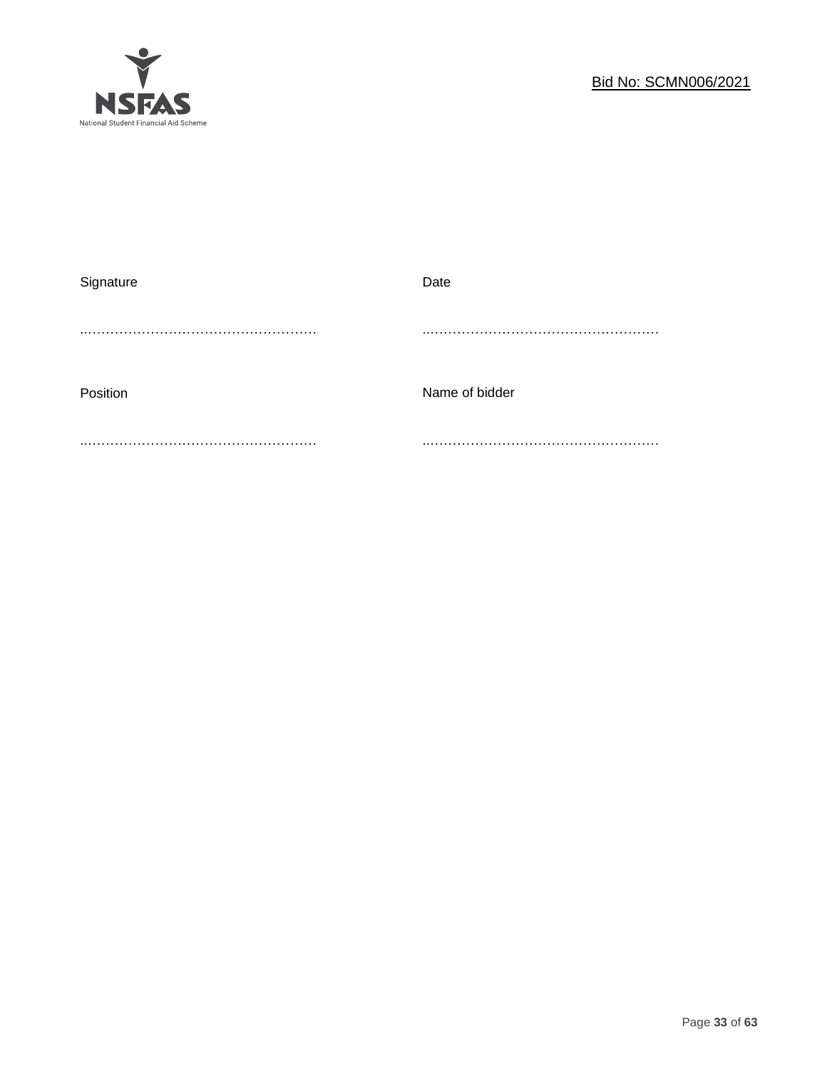| Signature | Date |
| --- | --- |
| ……………………………………………… | ……………………………………………… |
| Position | Name of bidder |
| ……………………………………………… | ……………………………………………… |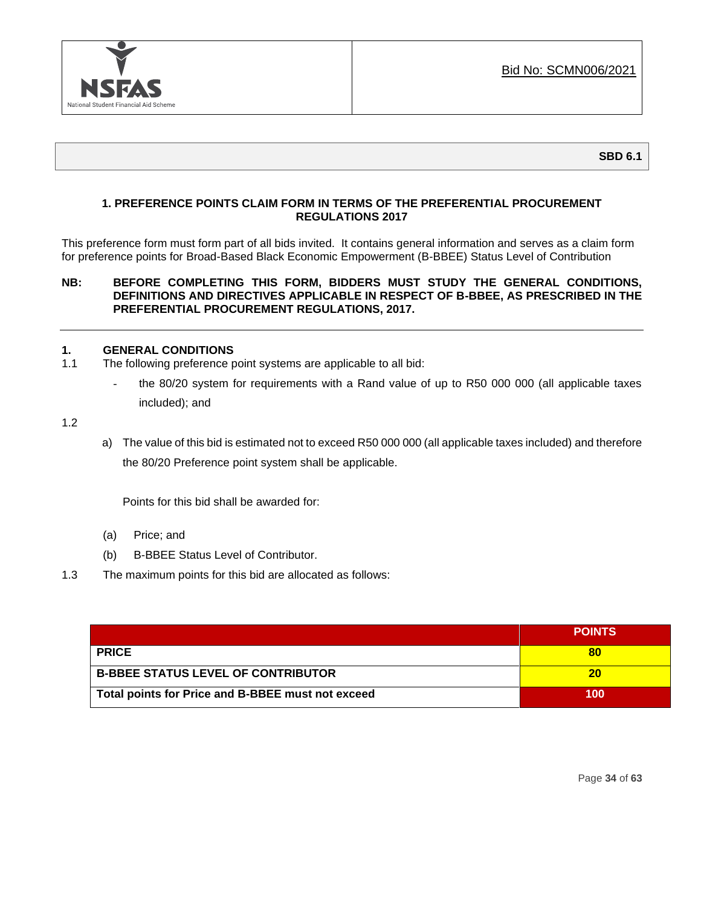Bid No: SCMN006/2021

**SBD 6.1**

## 1. PREFERENCE POINTS CLAIM FORM IN TERMS OF THE PREFERENTIAL PROCUREMENT REGULATIONS 2017

This preference form must form part of all bids invited. It contains general information and serves as a claim form for preference points for Broad-Based Black Economic Empowerment (B-BBEE) Status Level of Contribution

**NB: BEFORE COMPLETING THIS FORM, BIDDERS MUST STUDY THE GENERAL CONDITIONS, DEFINITIONS AND DIRECTIVES APPLICABLE IN RESPECT OF B-BBEE, AS PRESCRIBED IN THE PREFERENTIAL PROCUREMENT REGULATIONS, 2017.**

---

### 1. GENERAL CONDITIONS

1.1 The following preference point systems are applicable to all bid:

- the 80/20 system for requirements with a Rand value of up to R50 000 000 (all applicable taxes included); and

1.2

a) The value of this bid is estimated not to exceed R50 000 000 (all applicable taxes included) and therefore the 80/20 Preference point system shall be applicable.

Points for this bid shall be awarded for:

(a) Price; and

(b) B-BBEE Status Level of Contributor.

1.3 The maximum points for this bid are allocated as follows:

| | POINTS |
|---|---|
| **PRICE** | **80** |
| **B-BBEE STATUS LEVEL OF CONTRIBUTOR** | **20** |
| **Total points for Price and B-BBEE must not exceed** | **100** |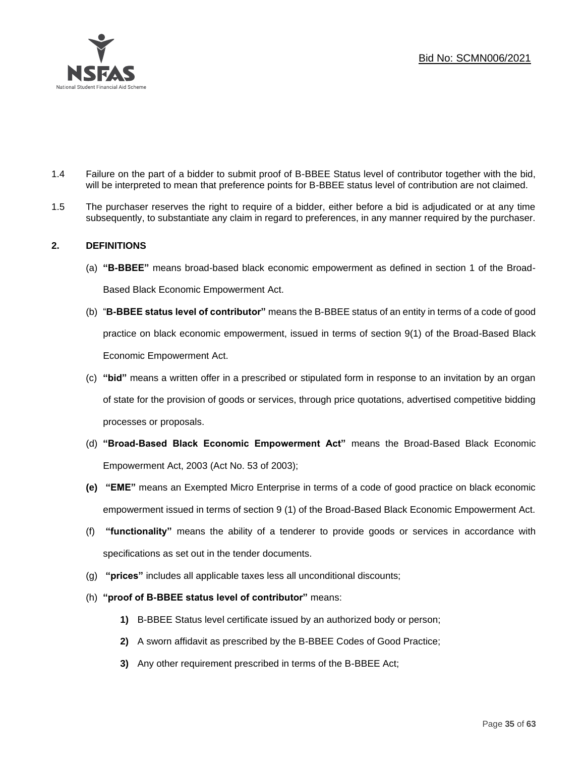1.4 Failure on the part of a bidder to submit proof of B-BBEE Status level of contributor together with the bid, will be interpreted to mean that preference points for B-BBEE status level of contribution are not claimed.

1.5 The purchaser reserves the right to require of a bidder, either before a bid is adjudicated or at any time subsequently, to substantiate any claim in regard to preferences, in any manner required by the purchaser.

## 2. DEFINITIONS

(a) **"B-BBEE"** means broad-based black economic empowerment as defined in section 1 of the Broad-Based Black Economic Empowerment Act.

(b) "**B-BBEE status level of contributor"** means the B-BBEE status of an entity in terms of a code of good practice on black economic empowerment, issued in terms of section 9(1) of the Broad-Based Black Economic Empowerment Act.

(c) **"bid"** means a written offer in a prescribed or stipulated form in response to an invitation by an organ of state for the provision of goods or services, through price quotations, advertised competitive bidding processes or proposals.

(d) **"Broad-Based Black Economic Empowerment Act"** means the Broad-Based Black Economic Empowerment Act, 2003 (Act No. 53 of 2003);

**(e)** **"EME"** means an Exempted Micro Enterprise in terms of a code of good practice on black economic empowerment issued in terms of section 9 (1) of the Broad-Based Black Economic Empowerment Act.

(f) **"functionality"** means the ability of a tenderer to provide goods or services in accordance with specifications as set out in the tender documents.

(g) **"prices"** includes all applicable taxes less all unconditional discounts;

(h) **"proof of B-BBEE status level of contributor"** means:

**1)** B-BBEE Status level certificate issued by an authorized body or person;

**2)** A sworn affidavit as prescribed by the B-BBEE Codes of Good Practice;

**3)** Any other requirement prescribed in terms of the B-BBEE Act;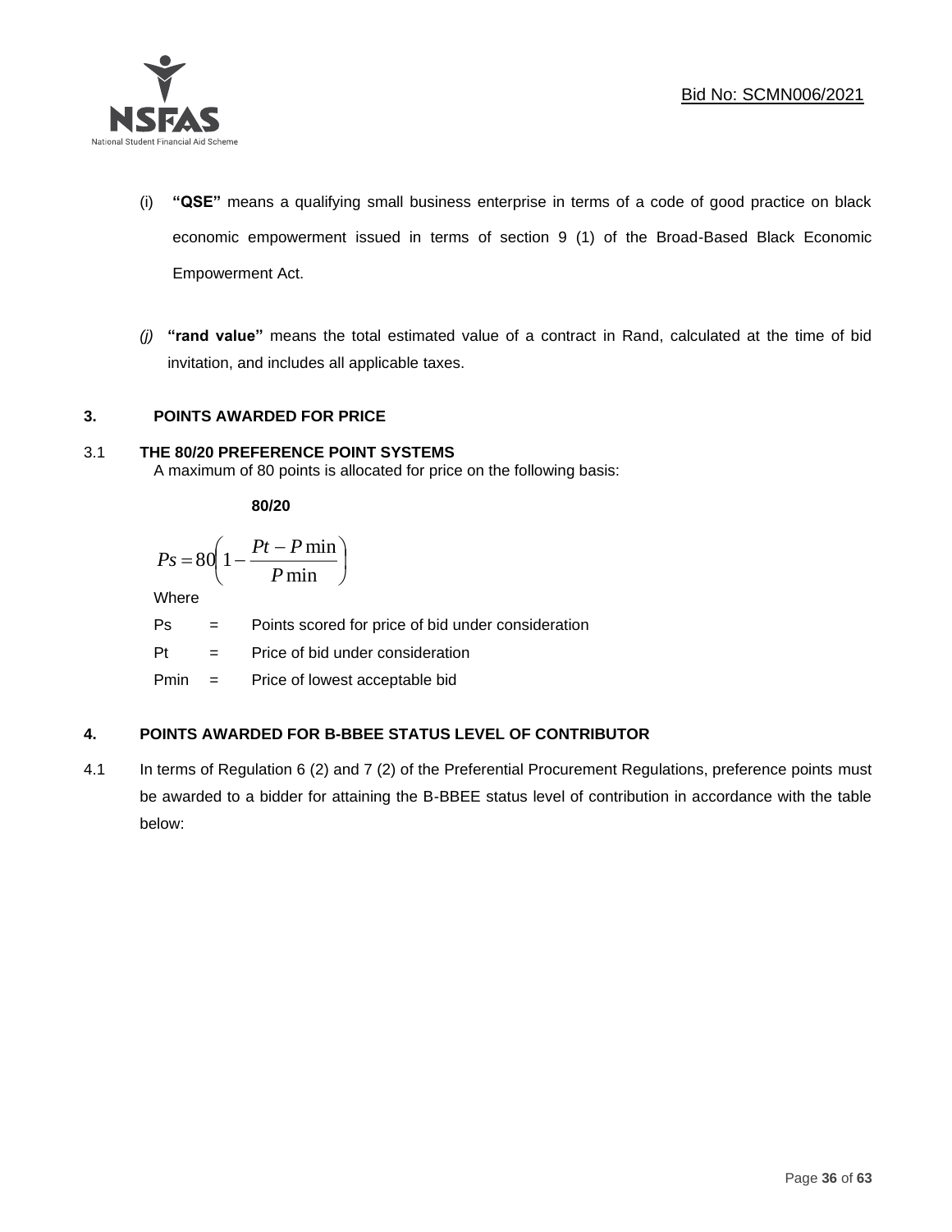(i) **"QSE"** means a qualifying small business enterprise in terms of a code of good practice on black economic empowerment issued in terms of section 9 (1) of the Broad-Based Black Economic Empowerment Act.

*(j)* **"rand value"** means the total estimated value of a contract in Rand, calculated at the time of bid invitation, and includes all applicable taxes.

## 3. POINTS AWARDED FOR PRICE

### 3.1 THE 80/20 PREFERENCE POINT SYSTEMS

A maximum of 80 points is allocated for price on the following basis:

**80/20**

$$Ps = 80\left(1 - \frac{Pt - P\min}{P\min}\right)$$

Where

Ps = Points scored for price of bid under consideration

Pt = Price of bid under consideration

Pmin = Price of lowest acceptable bid

## 4. POINTS AWARDED FOR B-BBEE STATUS LEVEL OF CONTRIBUTOR

4.1 In terms of Regulation 6 (2) and 7 (2) of the Preferential Procurement Regulations, preference points must be awarded to a bidder for attaining the B-BBEE status level of contribution in accordance with the table below: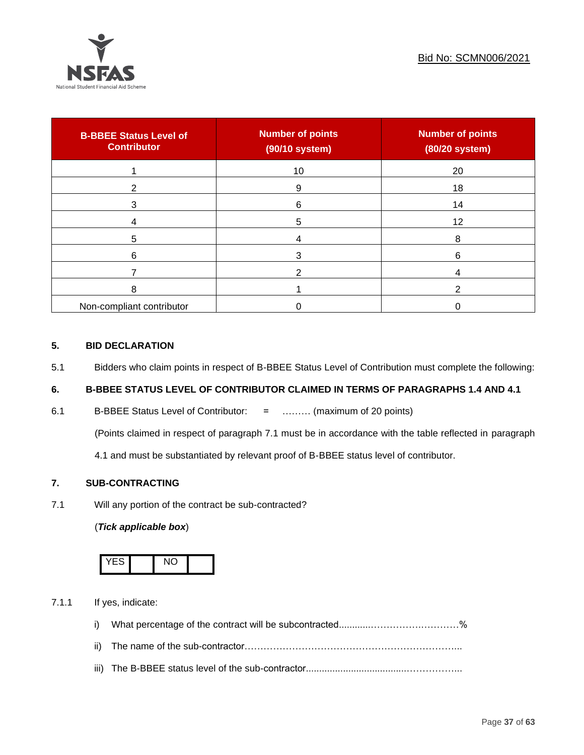| B-BBEE Status Level of Contributor | Number of points (90/10 system) | Number of points (80/20 system) |
|---|---|---|
| 1 | 10 | 20 |
| 2 | 9 | 18 |
| 3 | 6 | 14 |
| 4 | 5 | 12 |
| 5 | 4 | 8 |
| 6 | 3 | 6 |
| 7 | 2 | 4 |
| 8 | 1 | 2 |
| Non-compliant contributor | 0 | 0 |

## 5. BID DECLARATION

5.1 Bidders who claim points in respect of B-BBEE Status Level of Contribution must complete the following:

## 6. B-BBEE STATUS LEVEL OF CONTRIBUTOR CLAIMED IN TERMS OF PARAGRAPHS 1.4 AND 4.1

6.1 B-BBEE Status Level of Contributor: = ……… (maximum of 20 points)

(Points claimed in respect of paragraph 7.1 must be in accordance with the table reflected in paragraph 4.1 and must be substantiated by relevant proof of B-BBEE status level of contributor.

## 7. SUB-CONTRACTING

7.1 Will any portion of the contract be sub-contracted?

(***Tick applicable box***)

| YES | | NO | |
|---|---|---|---|

7.1.1 If yes, indicate:

i) What percentage of the contract will be subcontracted............…………….…………%

ii) The name of the sub-contractor…………………………………………………………..

iii) The B-BBEE status level of the sub-contractor......................................……………..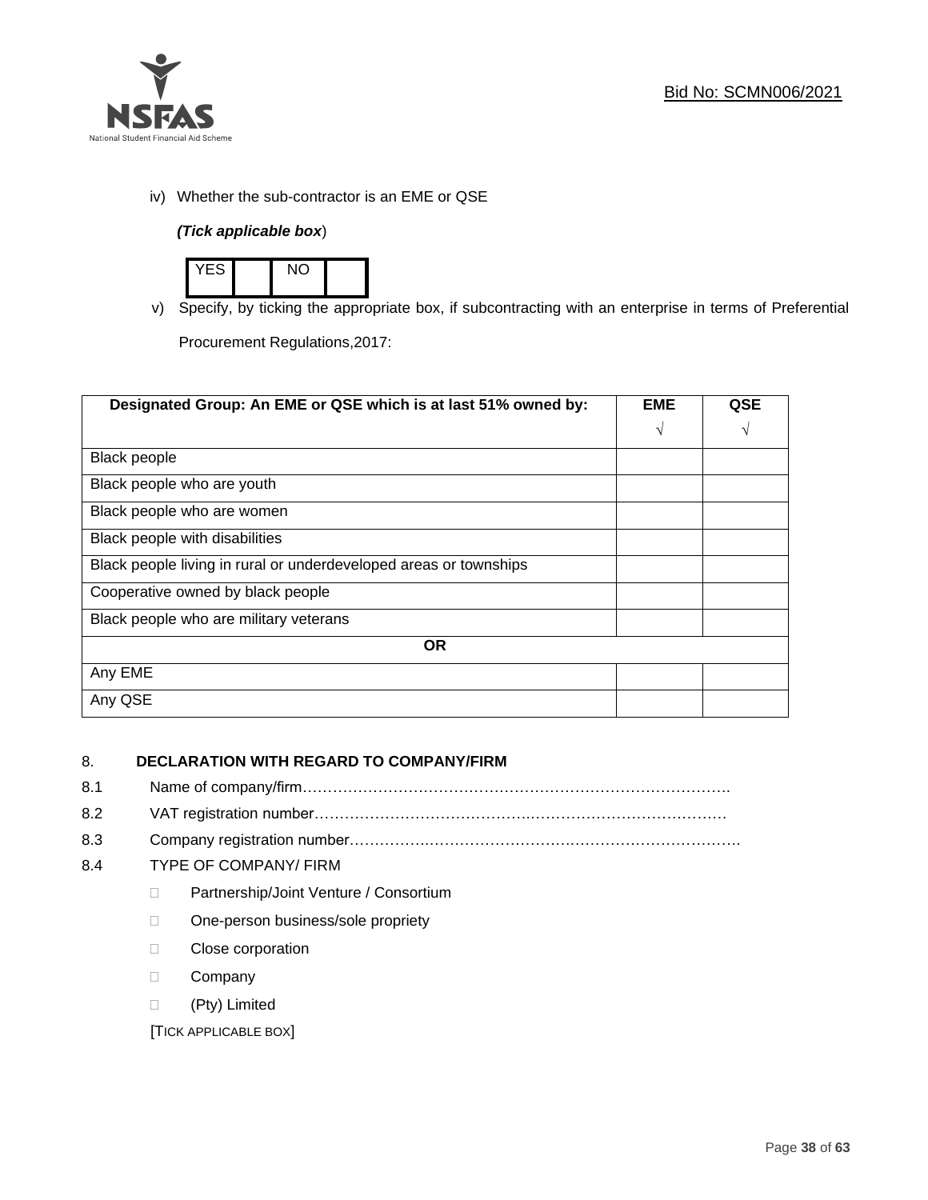iv) Whether the sub-contractor is an EME or QSE

*(Tick applicable box*)

| YES | | NO | |
|---|---|---|---|

v) Specify, by ticking the appropriate box, if subcontracting with an enterprise in terms of Preferential Procurement Regulations,2017:

| **Designated Group: An EME or QSE which is at last 51% owned by:** | **EME** √ | **QSE** √ |
|---|---|---|
| Black people | | |
| Black people who are youth | | |
| Black people who are women | | |
| Black people with disabilities | | |
| Black people living in rural or underdeveloped areas or townships | | |
| Cooperative owned by black people | | |
| Black people who are military veterans | | |
| **OR** | | |
| Any EME | | |
| Any QSE | | |

8. **DECLARATION WITH REGARD TO COMPANY/FIRM**

8.1 Name of company/firm………………………………………………………………………….

8.2 VAT registration number……………………………………………………………………….

8.3 Company registration number…………………………………………………………………….

8.4 TYPE OF COMPANY/ FIRM

- Partnership/Joint Venture / Consortium
- One-person business/sole propriety
- Close corporation
- Company
- (Pty) Limited

[TICK APPLICABLE BOX]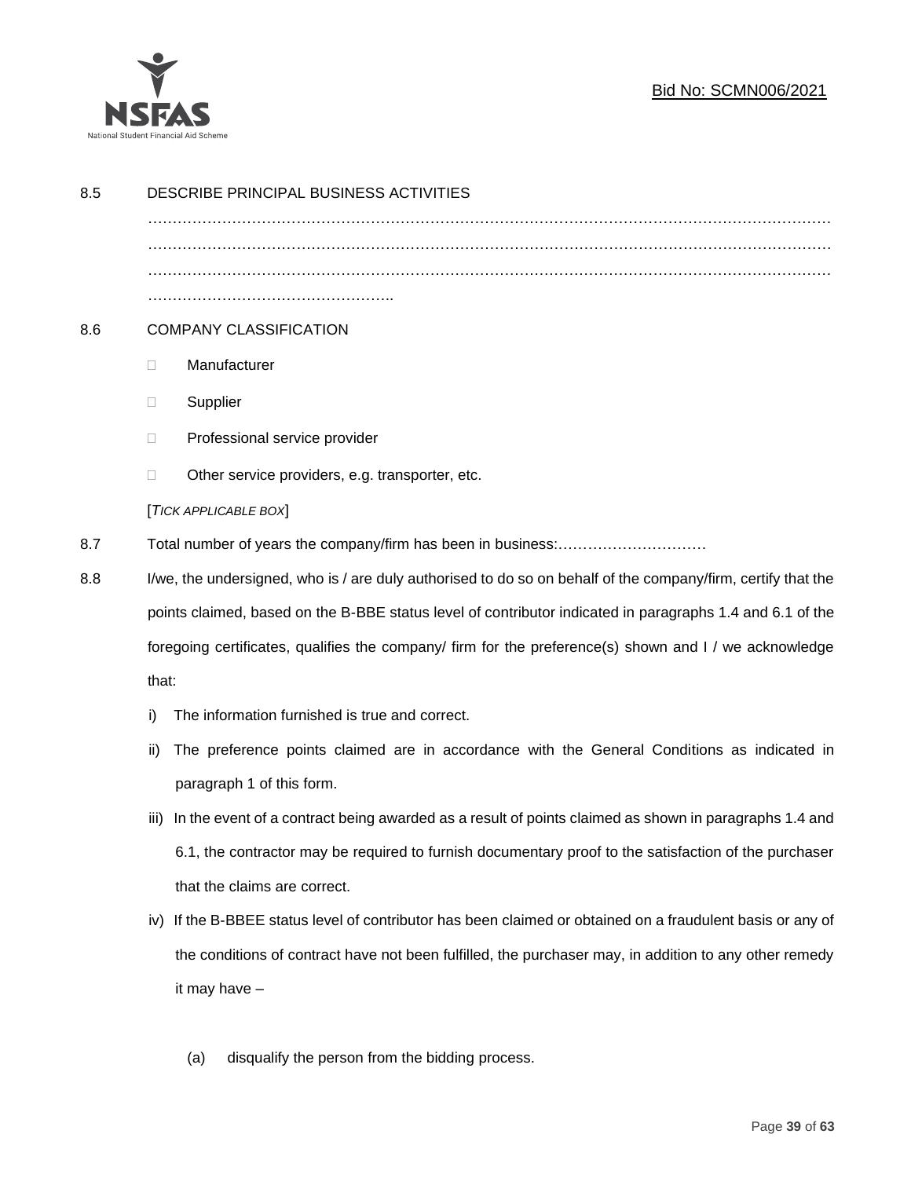8.5 DESCRIBE PRINCIPAL BUSINESS ACTIVITIES

…………………………………………………………………………………………………………………
…………………………………………………………………………………………………………………
…………………………………………………………………………………………………………………
…………………………………………..

8.6 COMPANY CLASSIFICATION

- ☐ Manufacturer
- ☐ Supplier
- ☐ Professional service provider
- ☐ Other service providers, e.g. transporter, etc.

[*TICK APPLICABLE BOX*]

8.7 Total number of years the company/firm has been in business:…………………………

8.8 I/we, the undersigned, who is / are duly authorised to do so on behalf of the company/firm, certify that the points claimed, based on the B-BBE status level of contributor indicated in paragraphs 1.4 and 6.1 of the foregoing certificates, qualifies the company/ firm for the preference(s) shown and I / we acknowledge that:

i) The information furnished is true and correct.

ii) The preference points claimed are in accordance with the General Conditions as indicated in paragraph 1 of this form.

iii) In the event of a contract being awarded as a result of points claimed as shown in paragraphs 1.4 and 6.1, the contractor may be required to furnish documentary proof to the satisfaction of the purchaser that the claims are correct.

iv) If the B-BBEE status level of contributor has been claimed or obtained on a fraudulent basis or any of the conditions of contract have not been fulfilled, the purchaser may, in addition to any other remedy it may have –

(a) disqualify the person from the bidding process.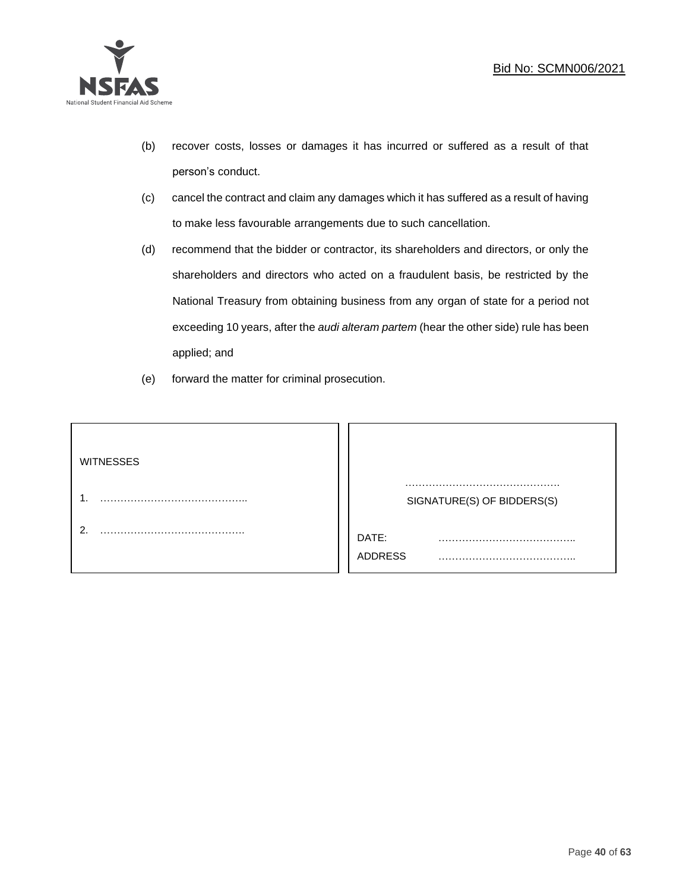(b) recover costs, losses or damages it has incurred or suffered as a result of that person's conduct.

(c) cancel the contract and claim any damages which it has suffered as a result of having to make less favourable arrangements due to such cancellation.

(d) recommend that the bidder or contractor, its shareholders and directors, or only the shareholders and directors who acted on a fraudulent basis, be restricted by the National Treasury from obtaining business from any organ of state for a period not exceeding 10 years, after the *audi alteram partem* (hear the other side) rule has been applied; and

(e) forward the matter for criminal prosecution.

| WITNESSES | |
|---|---|
| 1. …………………………………….. | ………………………………………. SIGNATURE(S) OF BIDDERS(S) |
| 2. ……………………………………. | DATE: ………………………………….. |
| | ADDRESS ………………………………….. |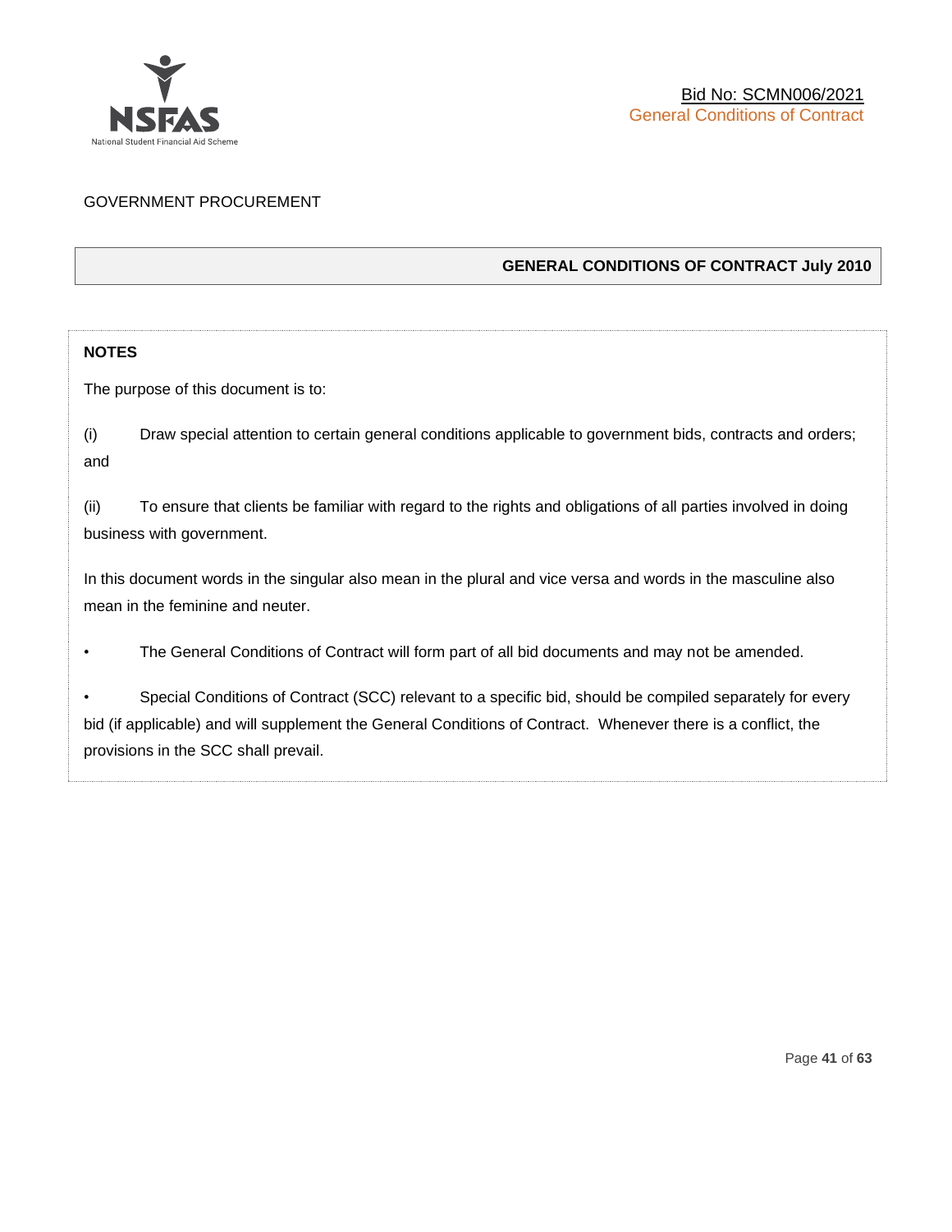GOVERNMENT PROCUREMENT

## GENERAL CONDITIONS OF CONTRACT July 2010

### NOTES

The purpose of this document is to:

(i) Draw special attention to certain general conditions applicable to government bids, contracts and orders; and

(ii) To ensure that clients be familiar with regard to the rights and obligations of all parties involved in doing business with government.

In this document words in the singular also mean in the plural and vice versa and words in the masculine also mean in the feminine and neuter.

- The General Conditions of Contract will form part of all bid documents and may not be amended.
- Special Conditions of Contract (SCC) relevant to a specific bid, should be compiled separately for every bid (if applicable) and will supplement the General Conditions of Contract. Whenever there is a conflict, the provisions in the SCC shall prevail.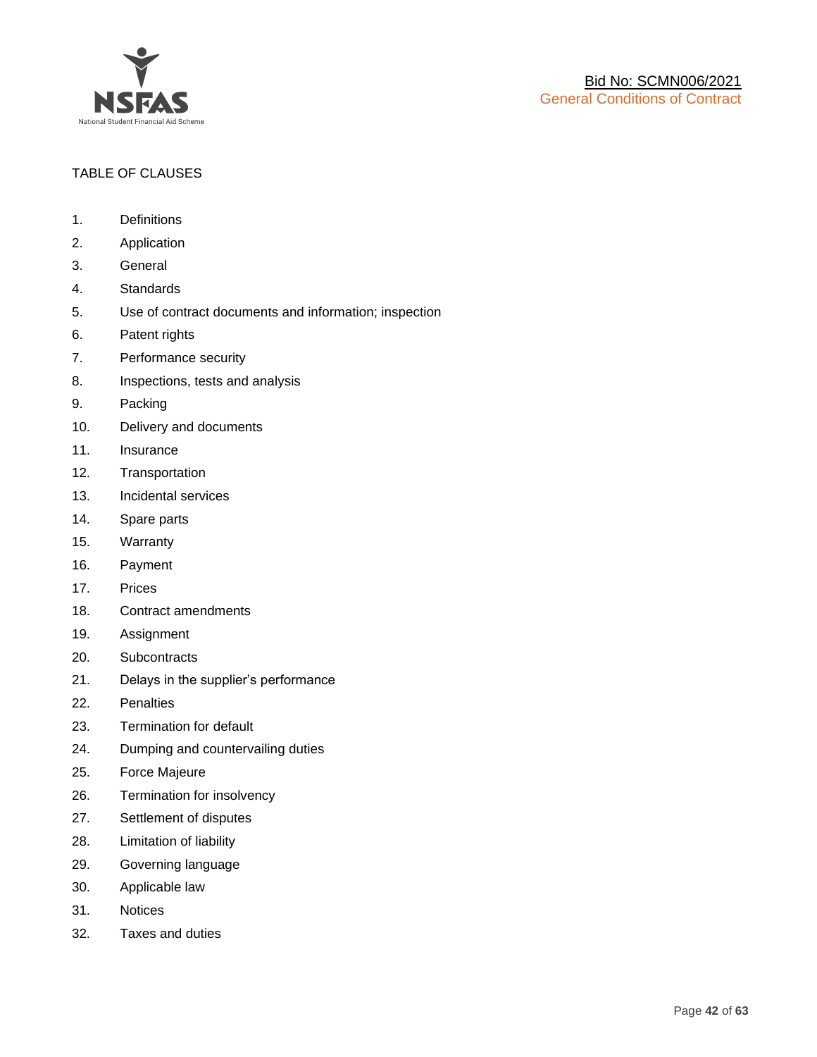TABLE OF CLAUSES

1. Definitions
2. Application
3. General
4. Standards
5. Use of contract documents and information; inspection
6. Patent rights
7. Performance security
8. Inspections, tests and analysis
9. Packing
10. Delivery and documents
11. Insurance
12. Transportation
13. Incidental services
14. Spare parts
15. Warranty
16. Payment
17. Prices
18. Contract amendments
19. Assignment
20. Subcontracts
21. Delays in the supplier's performance
22. Penalties
23. Termination for default
24. Dumping and countervailing duties
25. Force Majeure
26. Termination for insolvency
27. Settlement of disputes
28. Limitation of liability
29. Governing language
30. Applicable law
31. Notices
32. Taxes and duties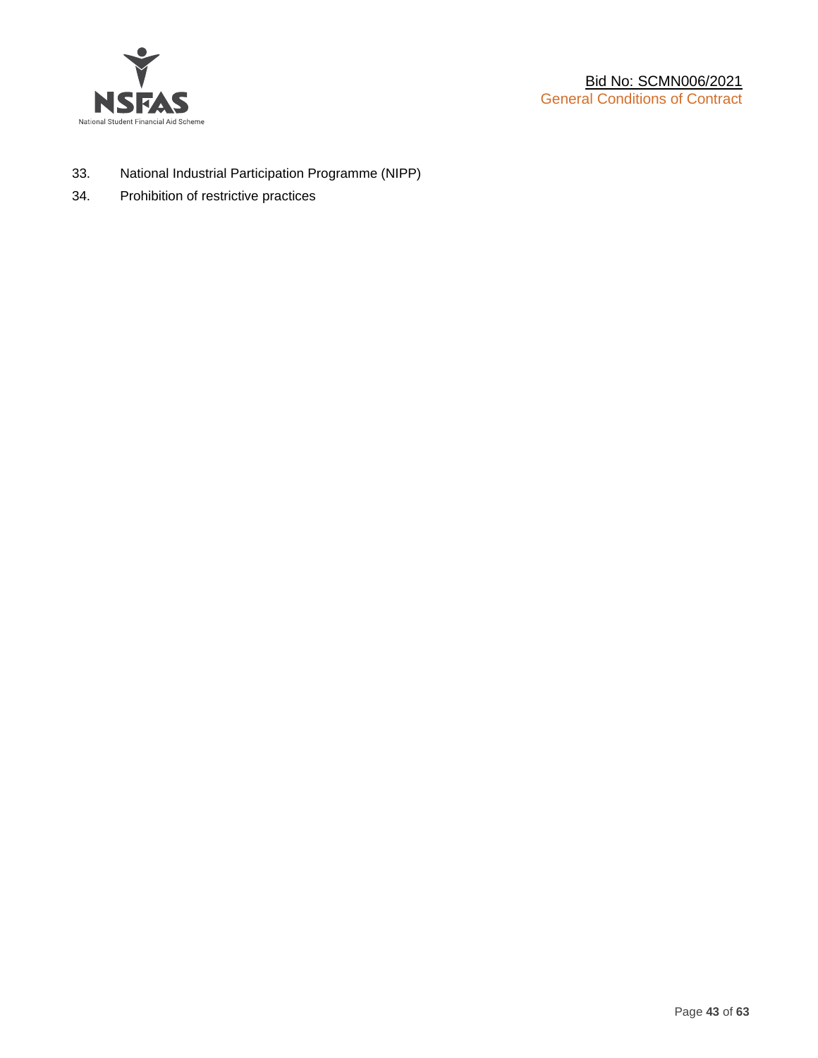33. National Industrial Participation Programme (NIPP)
34. Prohibition of restrictive practices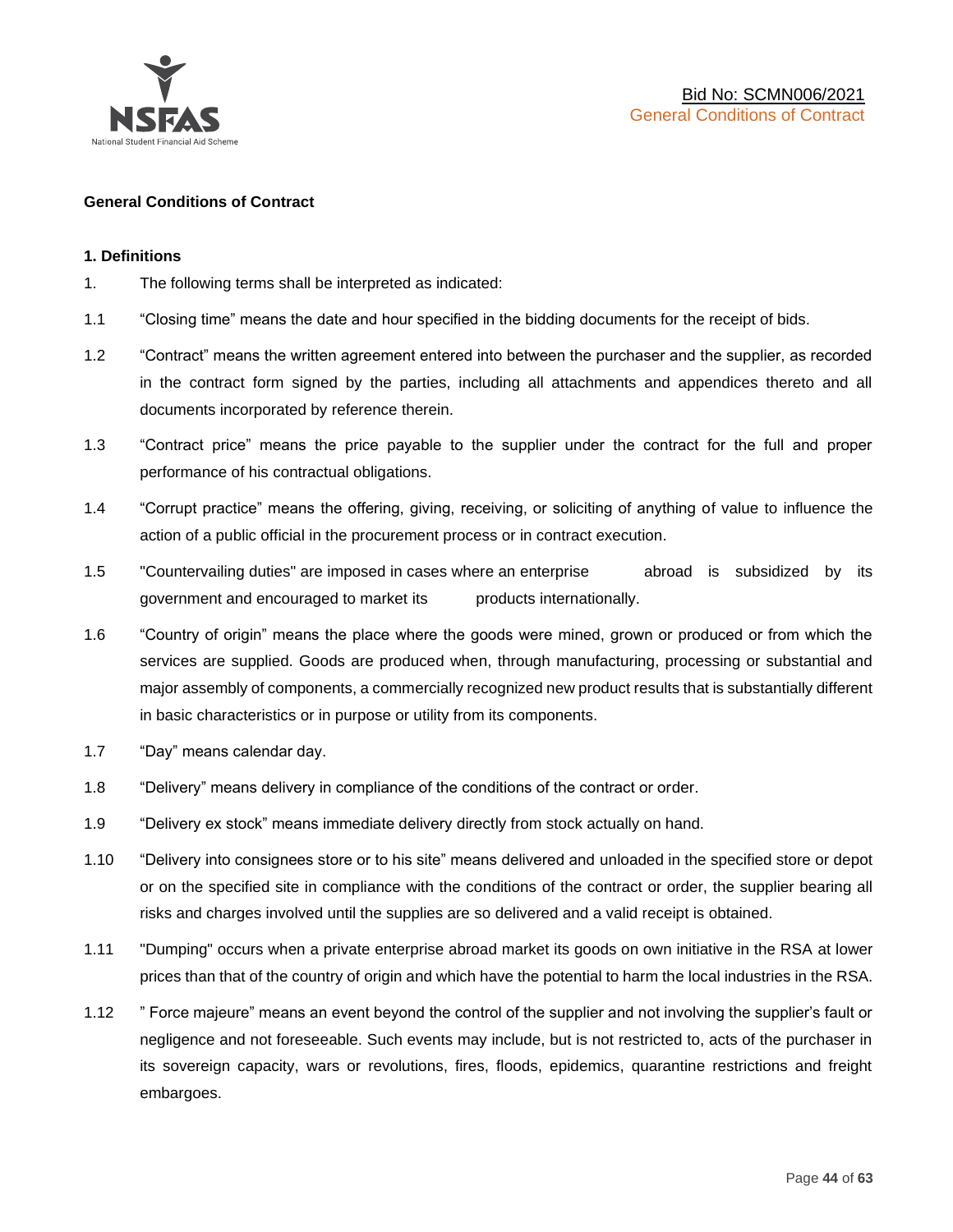## General Conditions of Contract

### 1. Definitions

1. The following terms shall be interpreted as indicated:

1.1 "Closing time" means the date and hour specified in the bidding documents for the receipt of bids.

1.2 "Contract" means the written agreement entered into between the purchaser and the supplier, as recorded in the contract form signed by the parties, including all attachments and appendices thereto and all documents incorporated by reference therein.

1.3 "Contract price" means the price payable to the supplier under the contract for the full and proper performance of his contractual obligations.

1.4 "Corrupt practice" means the offering, giving, receiving, or soliciting of anything of value to influence the action of a public official in the procurement process or in contract execution.

1.5 "Countervailing duties" are imposed in cases where an enterprise abroad is subsidized by its government and encouraged to market its products internationally.

1.6 "Country of origin" means the place where the goods were mined, grown or produced or from which the services are supplied. Goods are produced when, through manufacturing, processing or substantial and major assembly of components, a commercially recognized new product results that is substantially different in basic characteristics or in purpose or utility from its components.

1.7 "Day" means calendar day.

1.8 "Delivery" means delivery in compliance of the conditions of the contract or order.

1.9 "Delivery ex stock" means immediate delivery directly from stock actually on hand.

1.10 "Delivery into consignees store or to his site" means delivered and unloaded in the specified store or depot or on the specified site in compliance with the conditions of the contract or order, the supplier bearing all risks and charges involved until the supplies are so delivered and a valid receipt is obtained.

1.11 "Dumping" occurs when a private enterprise abroad market its goods on own initiative in the RSA at lower prices than that of the country of origin and which have the potential to harm the local industries in the RSA.

1.12 " Force majeure" means an event beyond the control of the supplier and not involving the supplier's fault or negligence and not foreseeable. Such events may include, but is not restricted to, acts of the purchaser in its sovereign capacity, wars or revolutions, fires, floods, epidemics, quarantine restrictions and freight embargoes.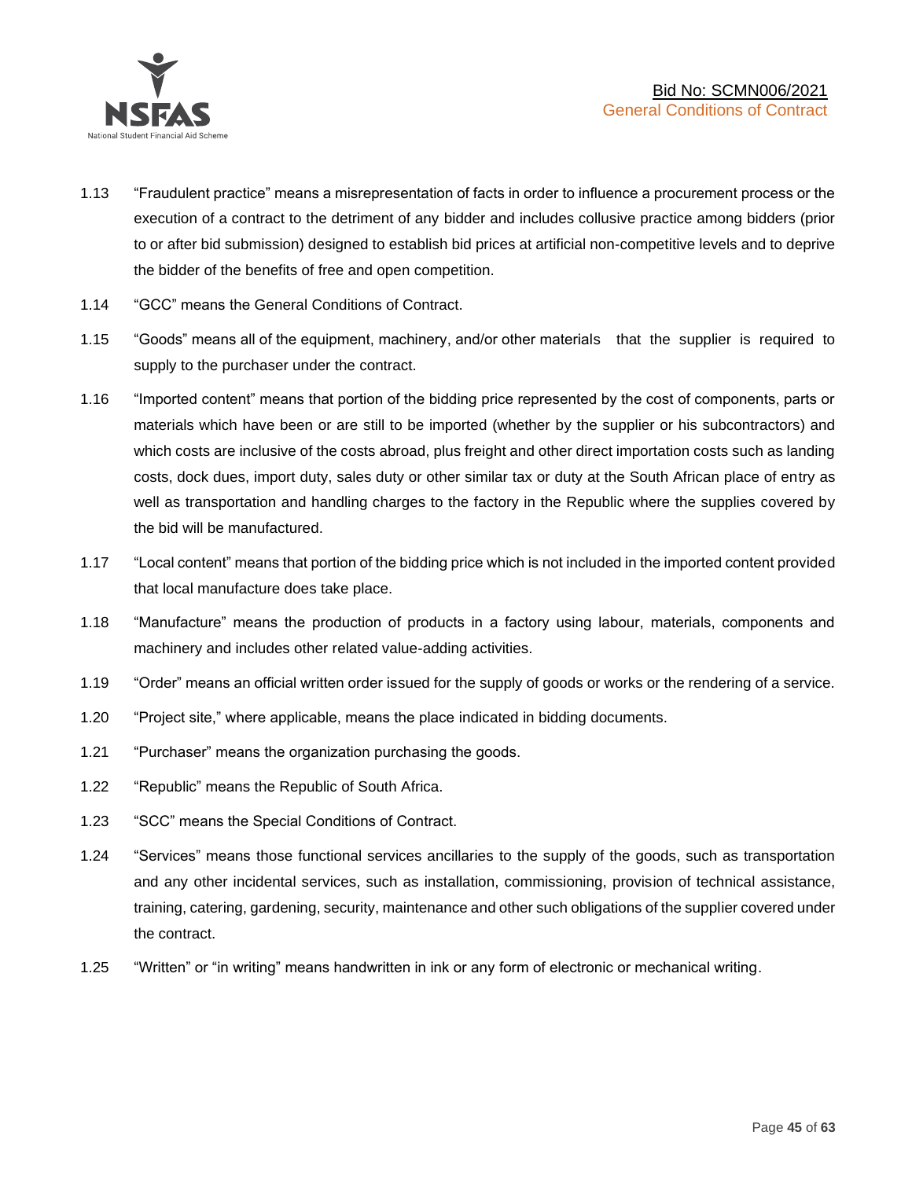1.13 “Fraudulent practice” means a misrepresentation of facts in order to influence a procurement process or the execution of a contract to the detriment of any bidder and includes collusive practice among bidders (prior to or after bid submission) designed to establish bid prices at artificial non-competitive levels and to deprive the bidder of the benefits of free and open competition.

1.14 “GCC” means the General Conditions of Contract.

1.15 “Goods” means all of the equipment, machinery, and/or other materials that the supplier is required to supply to the purchaser under the contract.

1.16 “Imported content” means that portion of the bidding price represented by the cost of components, parts or materials which have been or are still to be imported (whether by the supplier or his subcontractors) and which costs are inclusive of the costs abroad, plus freight and other direct importation costs such as landing costs, dock dues, import duty, sales duty or other similar tax or duty at the South African place of entry as well as transportation and handling charges to the factory in the Republic where the supplies covered by the bid will be manufactured.

1.17 “Local content” means that portion of the bidding price which is not included in the imported content provided that local manufacture does take place.

1.18 “Manufacture” means the production of products in a factory using labour, materials, components and machinery and includes other related value-adding activities.

1.19 “Order” means an official written order issued for the supply of goods or works or the rendering of a service.

1.20 “Project site,” where applicable, means the place indicated in bidding documents.

1.21 “Purchaser” means the organization purchasing the goods.

1.22 “Republic” means the Republic of South Africa.

1.23 “SCC” means the Special Conditions of Contract.

1.24 “Services” means those functional services ancillaries to the supply of the goods, such as transportation and any other incidental services, such as installation, commissioning, provision of technical assistance, training, catering, gardening, security, maintenance and other such obligations of the supplier covered under the contract.

1.25 “Written” or “in writing” means handwritten in ink or any form of electronic or mechanical writing.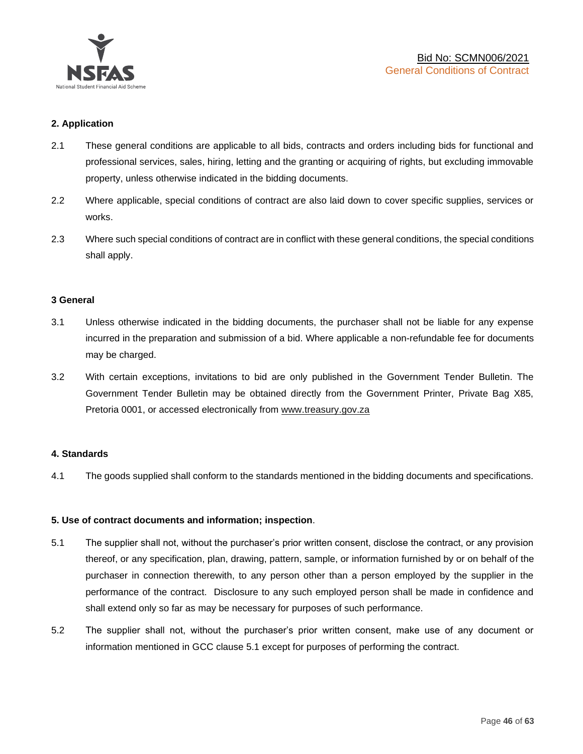## 2. Application

2.1 These general conditions are applicable to all bids, contracts and orders including bids for functional and professional services, sales, hiring, letting and the granting or acquiring of rights, but excluding immovable property, unless otherwise indicated in the bidding documents.

2.2 Where applicable, special conditions of contract are also laid down to cover specific supplies, services or works.

2.3 Where such special conditions of contract are in conflict with these general conditions, the special conditions shall apply.

## 3 General

3.1 Unless otherwise indicated in the bidding documents, the purchaser shall not be liable for any expense incurred in the preparation and submission of a bid. Where applicable a non-refundable fee for documents may be charged.

3.2 With certain exceptions, invitations to bid are only published in the Government Tender Bulletin. The Government Tender Bulletin may be obtained directly from the Government Printer, Private Bag X85, Pretoria 0001, or accessed electronically from www.treasury.gov.za

## 4. Standards

4.1 The goods supplied shall conform to the standards mentioned in the bidding documents and specifications.

## 5. Use of contract documents and information; inspection.

5.1 The supplier shall not, without the purchaser's prior written consent, disclose the contract, or any provision thereof, or any specification, plan, drawing, pattern, sample, or information furnished by or on behalf of the purchaser in connection therewith, to any person other than a person employed by the supplier in the performance of the contract. Disclosure to any such employed person shall be made in confidence and shall extend only so far as may be necessary for purposes of such performance.

5.2 The supplier shall not, without the purchaser's prior written consent, make use of any document or information mentioned in GCC clause 5.1 except for purposes of performing the contract.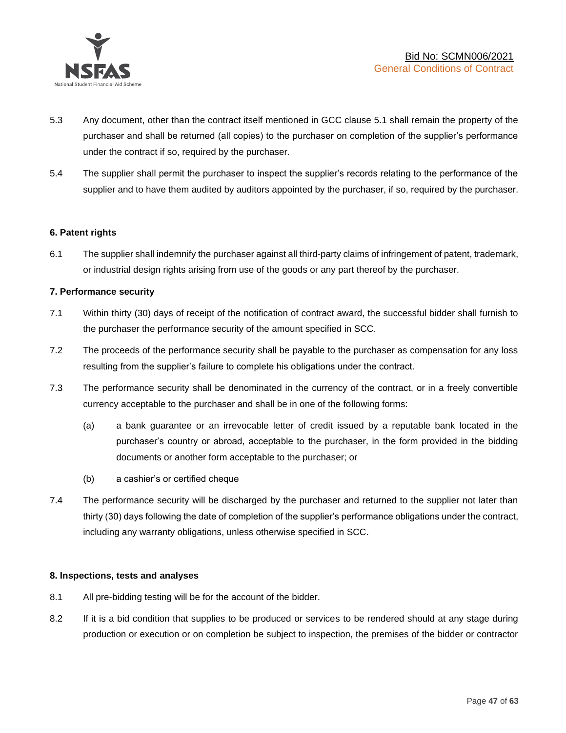5.3 Any document, other than the contract itself mentioned in GCC clause 5.1 shall remain the property of the purchaser and shall be returned (all copies) to the purchaser on completion of the supplier's performance under the contract if so, required by the purchaser.

5.4 The supplier shall permit the purchaser to inspect the supplier's records relating to the performance of the supplier and to have them audited by auditors appointed by the purchaser, if so, required by the purchaser.

**6. Patent rights**

6.1 The supplier shall indemnify the purchaser against all third-party claims of infringement of patent, trademark, or industrial design rights arising from use of the goods or any part thereof by the purchaser.

**7. Performance security**

7.1 Within thirty (30) days of receipt of the notification of contract award, the successful bidder shall furnish to the purchaser the performance security of the amount specified in SCC.

7.2 The proceeds of the performance security shall be payable to the purchaser as compensation for any loss resulting from the supplier's failure to complete his obligations under the contract.

7.3 The performance security shall be denominated in the currency of the contract, or in a freely convertible currency acceptable to the purchaser and shall be in one of the following forms:

(a) a bank guarantee or an irrevocable letter of credit issued by a reputable bank located in the purchaser's country or abroad, acceptable to the purchaser, in the form provided in the bidding documents or another form acceptable to the purchaser; or

(b) a cashier's or certified cheque

7.4 The performance security will be discharged by the purchaser and returned to the supplier not later than thirty (30) days following the date of completion of the supplier's performance obligations under the contract, including any warranty obligations, unless otherwise specified in SCC.

**8. Inspections, tests and analyses**

8.1 All pre-bidding testing will be for the account of the bidder.

8.2 If it is a bid condition that supplies to be produced or services to be rendered should at any stage during production or execution or on completion be subject to inspection, the premises of the bidder or contractor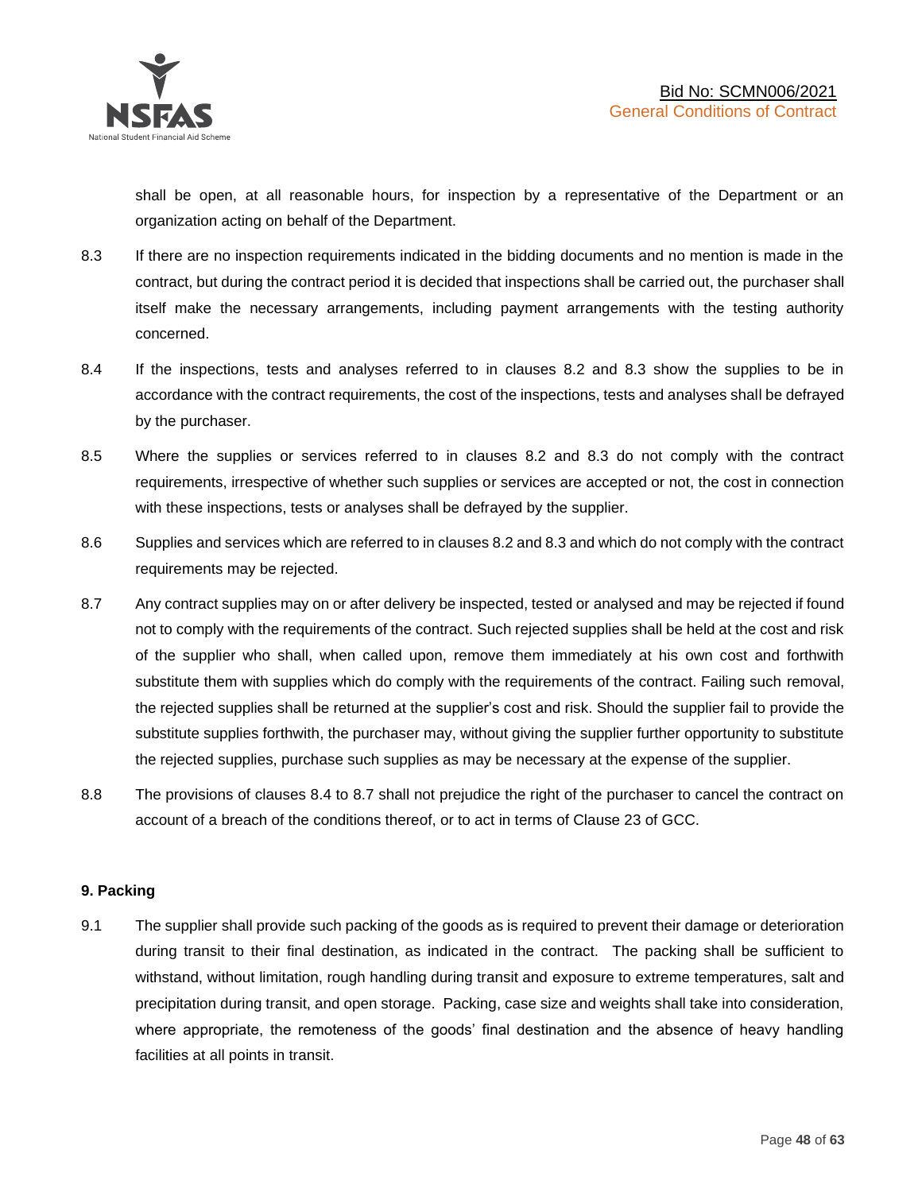shall be open, at all reasonable hours, for inspection by a representative of the Department or an organization acting on behalf of the Department.

8.3 If there are no inspection requirements indicated in the bidding documents and no mention is made in the contract, but during the contract period it is decided that inspections shall be carried out, the purchaser shall itself make the necessary arrangements, including payment arrangements with the testing authority concerned.

8.4 If the inspections, tests and analyses referred to in clauses 8.2 and 8.3 show the supplies to be in accordance with the contract requirements, the cost of the inspections, tests and analyses shall be defrayed by the purchaser.

8.5 Where the supplies or services referred to in clauses 8.2 and 8.3 do not comply with the contract requirements, irrespective of whether such supplies or services are accepted or not, the cost in connection with these inspections, tests or analyses shall be defrayed by the supplier.

8.6 Supplies and services which are referred to in clauses 8.2 and 8.3 and which do not comply with the contract requirements may be rejected.

8.7 Any contract supplies may on or after delivery be inspected, tested or analysed and may be rejected if found not to comply with the requirements of the contract. Such rejected supplies shall be held at the cost and risk of the supplier who shall, when called upon, remove them immediately at his own cost and forthwith substitute them with supplies which do comply with the requirements of the contract. Failing such removal, the rejected supplies shall be returned at the supplier's cost and risk. Should the supplier fail to provide the substitute supplies forthwith, the purchaser may, without giving the supplier further opportunity to substitute the rejected supplies, purchase such supplies as may be necessary at the expense of the supplier.

8.8 The provisions of clauses 8.4 to 8.7 shall not prejudice the right of the purchaser to cancel the contract on account of a breach of the conditions thereof, or to act in terms of Clause 23 of GCC.

**9. Packing**

9.1 The supplier shall provide such packing of the goods as is required to prevent their damage or deterioration during transit to their final destination, as indicated in the contract. The packing shall be sufficient to withstand, without limitation, rough handling during transit and exposure to extreme temperatures, salt and precipitation during transit, and open storage. Packing, case size and weights shall take into consideration, where appropriate, the remoteness of the goods' final destination and the absence of heavy handling facilities at all points in transit.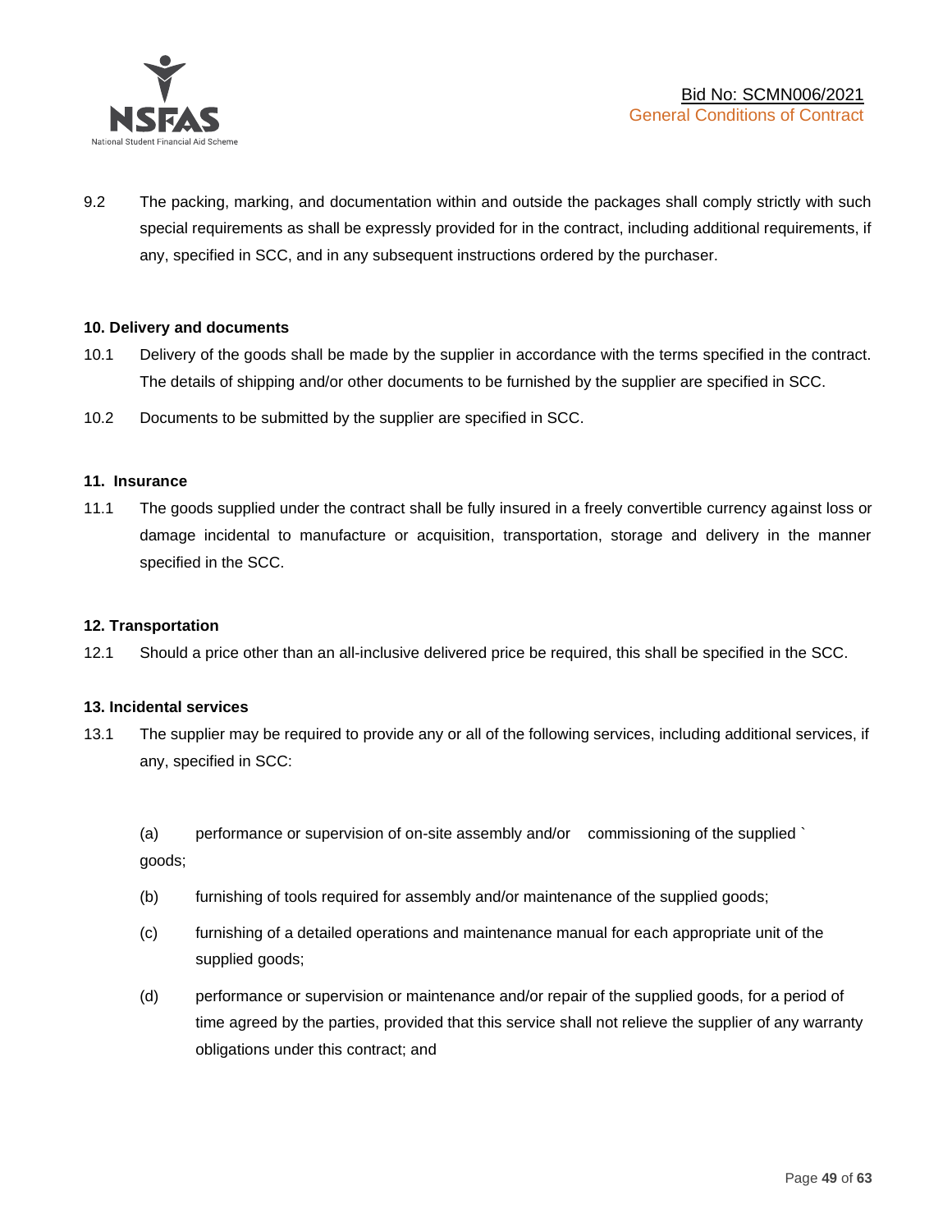9.2 The packing, marking, and documentation within and outside the packages shall comply strictly with such special requirements as shall be expressly provided for in the contract, including additional requirements, if any, specified in SCC, and in any subsequent instructions ordered by the purchaser.

**10. Delivery and documents**

10.1 Delivery of the goods shall be made by the supplier in accordance with the terms specified in the contract. The details of shipping and/or other documents to be furnished by the supplier are specified in SCC.

10.2 Documents to be submitted by the supplier are specified in SCC.

**11. Insurance**

11.1 The goods supplied under the contract shall be fully insured in a freely convertible currency against loss or damage incidental to manufacture or acquisition, transportation, storage and delivery in the manner specified in the SCC.

**12. Transportation**

12.1 Should a price other than an all-inclusive delivered price be required, this shall be specified in the SCC.

**13. Incidental services**

13.1 The supplier may be required to provide any or all of the following services, including additional services, if any, specified in SCC:

(a) performance or supervision of on-site assembly and/or commissioning of the supplied ` goods;

(b) furnishing of tools required for assembly and/or maintenance of the supplied goods;

(c) furnishing of a detailed operations and maintenance manual for each appropriate unit of the supplied goods;

(d) performance or supervision or maintenance and/or repair of the supplied goods, for a period of time agreed by the parties, provided that this service shall not relieve the supplier of any warranty obligations under this contract; and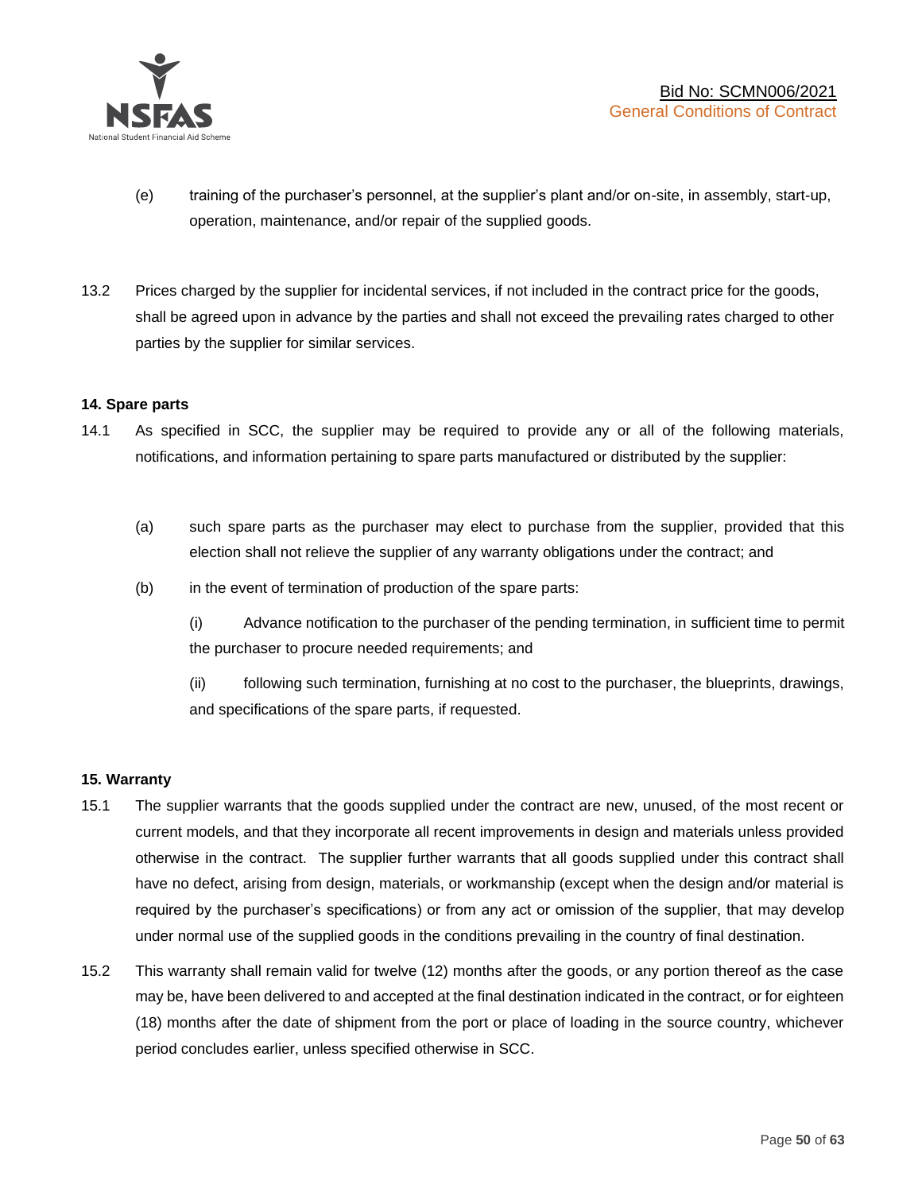(e) training of the purchaser's personnel, at the supplier's plant and/or on-site, in assembly, start-up, operation, maintenance, and/or repair of the supplied goods.

13.2 Prices charged by the supplier for incidental services, if not included in the contract price for the goods, shall be agreed upon in advance by the parties and shall not exceed the prevailing rates charged to other parties by the supplier for similar services.

**14. Spare parts**

14.1 As specified in SCC, the supplier may be required to provide any or all of the following materials, notifications, and information pertaining to spare parts manufactured or distributed by the supplier:

(a) such spare parts as the purchaser may elect to purchase from the supplier, provided that this election shall not relieve the supplier of any warranty obligations under the contract; and

(b) in the event of termination of production of the spare parts:

(i) Advance notification to the purchaser of the pending termination, in sufficient time to permit the purchaser to procure needed requirements; and

(ii) following such termination, furnishing at no cost to the purchaser, the blueprints, drawings, and specifications of the spare parts, if requested.

**15. Warranty**

15.1 The supplier warrants that the goods supplied under the contract are new, unused, of the most recent or current models, and that they incorporate all recent improvements in design and materials unless provided otherwise in the contract. The supplier further warrants that all goods supplied under this contract shall have no defect, arising from design, materials, or workmanship (except when the design and/or material is required by the purchaser's specifications) or from any act or omission of the supplier, that may develop under normal use of the supplied goods in the conditions prevailing in the country of final destination.

15.2 This warranty shall remain valid for twelve (12) months after the goods, or any portion thereof as the case may be, have been delivered to and accepted at the final destination indicated in the contract, or for eighteen (18) months after the date of shipment from the port or place of loading in the source country, whichever period concludes earlier, unless specified otherwise in SCC.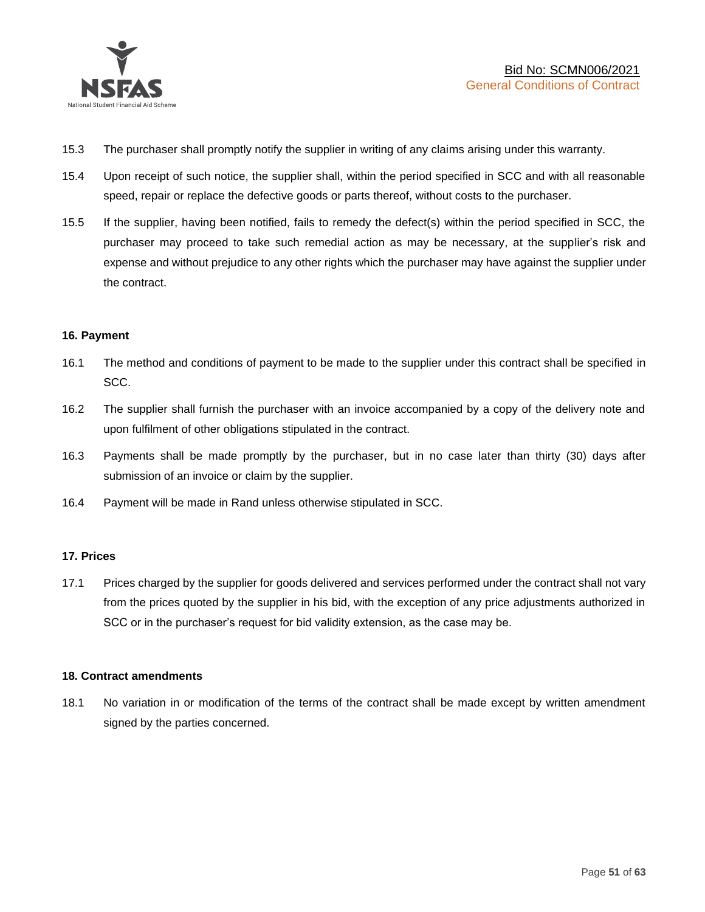15.3 The purchaser shall promptly notify the supplier in writing of any claims arising under this warranty.

15.4 Upon receipt of such notice, the supplier shall, within the period specified in SCC and with all reasonable speed, repair or replace the defective goods or parts thereof, without costs to the purchaser.

15.5 If the supplier, having been notified, fails to remedy the defect(s) within the period specified in SCC, the purchaser may proceed to take such remedial action as may be necessary, at the supplier's risk and expense and without prejudice to any other rights which the purchaser may have against the supplier under the contract.

**16. Payment**

16.1 The method and conditions of payment to be made to the supplier under this contract shall be specified in SCC.

16.2 The supplier shall furnish the purchaser with an invoice accompanied by a copy of the delivery note and upon fulfilment of other obligations stipulated in the contract.

16.3 Payments shall be made promptly by the purchaser, but in no case later than thirty (30) days after submission of an invoice or claim by the supplier.

16.4 Payment will be made in Rand unless otherwise stipulated in SCC.

**17. Prices**

17.1 Prices charged by the supplier for goods delivered and services performed under the contract shall not vary from the prices quoted by the supplier in his bid, with the exception of any price adjustments authorized in SCC or in the purchaser's request for bid validity extension, as the case may be.

**18. Contract amendments**

18.1 No variation in or modification of the terms of the contract shall be made except by written amendment signed by the parties concerned.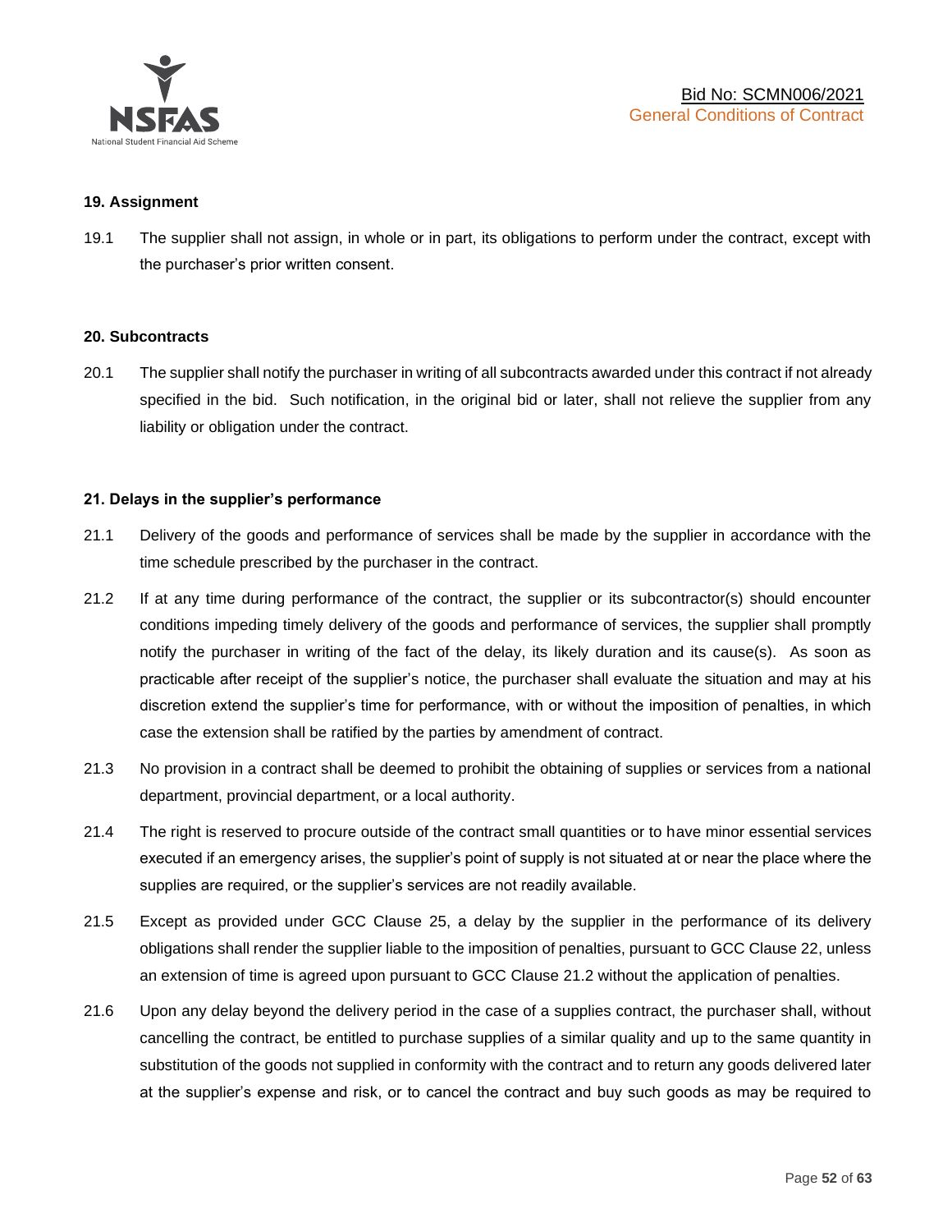## 19. Assignment

19.1 The supplier shall not assign, in whole or in part, its obligations to perform under the contract, except with the purchaser's prior written consent.

## 20. Subcontracts

20.1 The supplier shall notify the purchaser in writing of all subcontracts awarded under this contract if not already specified in the bid. Such notification, in the original bid or later, shall not relieve the supplier from any liability or obligation under the contract.

## 21. Delays in the supplier's performance

21.1 Delivery of the goods and performance of services shall be made by the supplier in accordance with the time schedule prescribed by the purchaser in the contract.

21.2 If at any time during performance of the contract, the supplier or its subcontractor(s) should encounter conditions impeding timely delivery of the goods and performance of services, the supplier shall promptly notify the purchaser in writing of the fact of the delay, its likely duration and its cause(s). As soon as practicable after receipt of the supplier's notice, the purchaser shall evaluate the situation and may at his discretion extend the supplier's time for performance, with or without the imposition of penalties, in which case the extension shall be ratified by the parties by amendment of contract.

21.3 No provision in a contract shall be deemed to prohibit the obtaining of supplies or services from a national department, provincial department, or a local authority.

21.4 The right is reserved to procure outside of the contract small quantities or to have minor essential services executed if an emergency arises, the supplier's point of supply is not situated at or near the place where the supplies are required, or the supplier's services are not readily available.

21.5 Except as provided under GCC Clause 25, a delay by the supplier in the performance of its delivery obligations shall render the supplier liable to the imposition of penalties, pursuant to GCC Clause 22, unless an extension of time is agreed upon pursuant to GCC Clause 21.2 without the application of penalties.

21.6 Upon any delay beyond the delivery period in the case of a supplies contract, the purchaser shall, without cancelling the contract, be entitled to purchase supplies of a similar quality and up to the same quantity in substitution of the goods not supplied in conformity with the contract and to return any goods delivered later at the supplier's expense and risk, or to cancel the contract and buy such goods as may be required to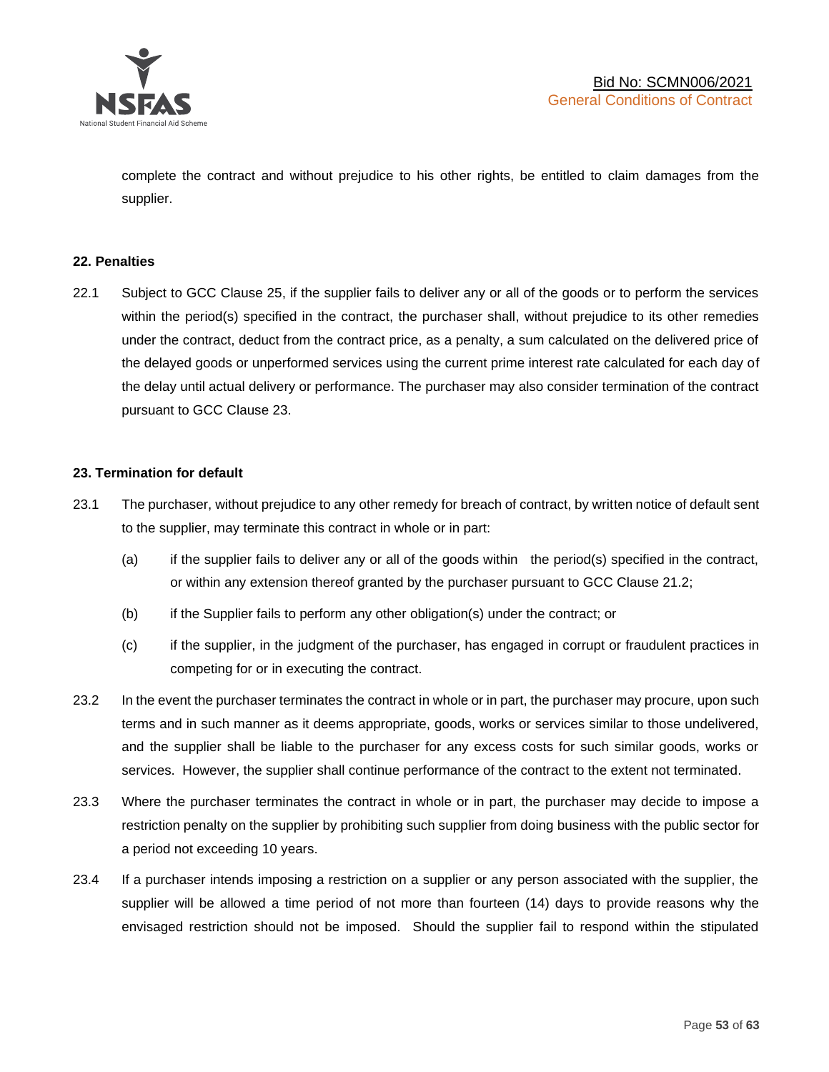complete the contract and without prejudice to his other rights, be entitled to claim damages from the supplier.

**22. Penalties**

22.1 Subject to GCC Clause 25, if the supplier fails to deliver any or all of the goods or to perform the services within the period(s) specified in the contract, the purchaser shall, without prejudice to its other remedies under the contract, deduct from the contract price, as a penalty, a sum calculated on the delivered price of the delayed goods or unperformed services using the current prime interest rate calculated for each day of the delay until actual delivery or performance. The purchaser may also consider termination of the contract pursuant to GCC Clause 23.

**23. Termination for default**

23.1 The purchaser, without prejudice to any other remedy for breach of contract, by written notice of default sent to the supplier, may terminate this contract in whole or in part:

(a) if the supplier fails to deliver any or all of the goods within the period(s) specified in the contract, or within any extension thereof granted by the purchaser pursuant to GCC Clause 21.2;

(b) if the Supplier fails to perform any other obligation(s) under the contract; or

(c) if the supplier, in the judgment of the purchaser, has engaged in corrupt or fraudulent practices in competing for or in executing the contract.

23.2 In the event the purchaser terminates the contract in whole or in part, the purchaser may procure, upon such terms and in such manner as it deems appropriate, goods, works or services similar to those undelivered, and the supplier shall be liable to the purchaser for any excess costs for such similar goods, works or services. However, the supplier shall continue performance of the contract to the extent not terminated.

23.3 Where the purchaser terminates the contract in whole or in part, the purchaser may decide to impose a restriction penalty on the supplier by prohibiting such supplier from doing business with the public sector for a period not exceeding 10 years.

23.4 If a purchaser intends imposing a restriction on a supplier or any person associated with the supplier, the supplier will be allowed a time period of not more than fourteen (14) days to provide reasons why the envisaged restriction should not be imposed. Should the supplier fail to respond within the stipulated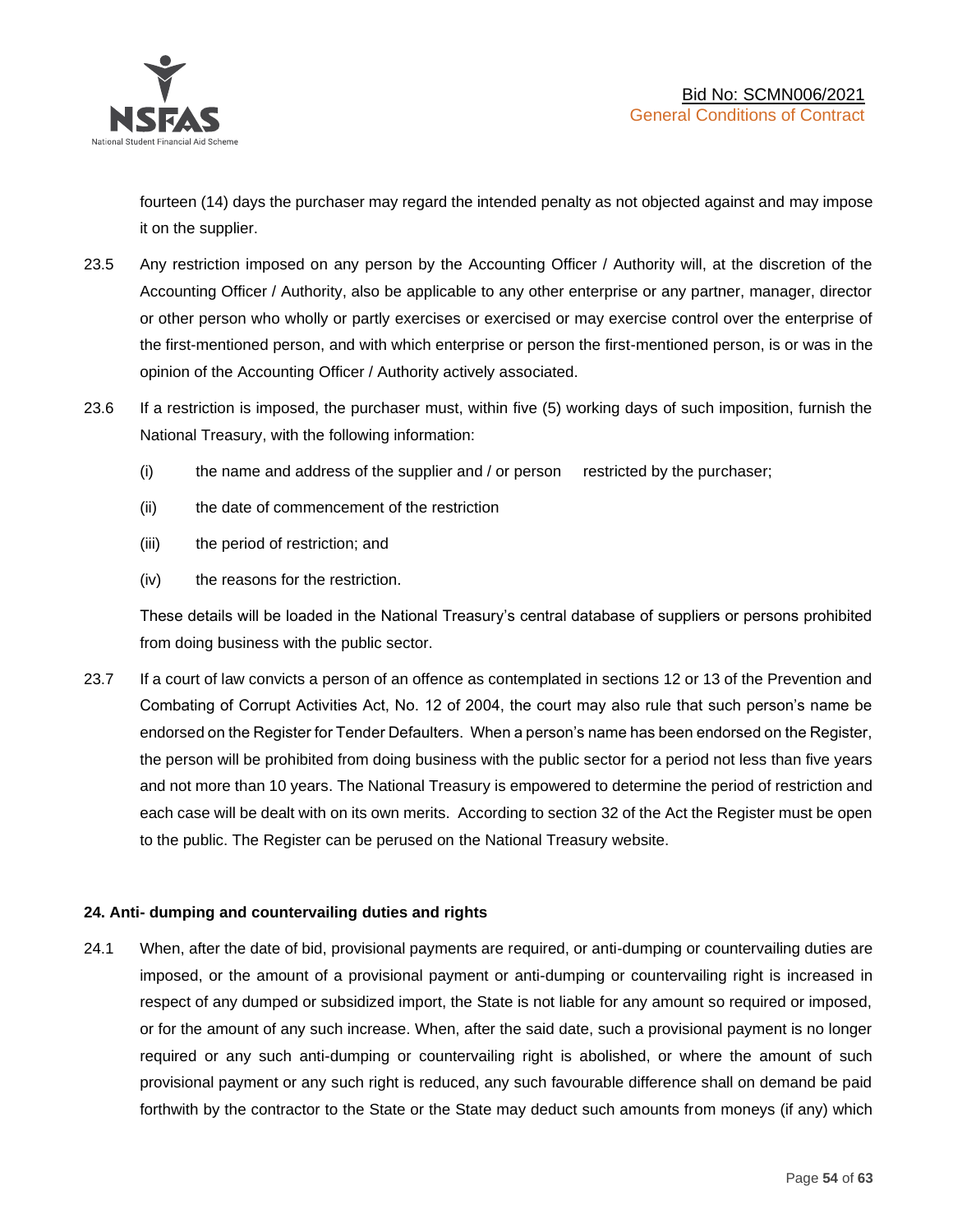fourteen (14) days the purchaser may regard the intended penalty as not objected against and may impose it on the supplier.

23.5 Any restriction imposed on any person by the Accounting Officer / Authority will, at the discretion of the Accounting Officer / Authority, also be applicable to any other enterprise or any partner, manager, director or other person who wholly or partly exercises or exercised or may exercise control over the enterprise of the first-mentioned person, and with which enterprise or person the first-mentioned person, is or was in the opinion of the Accounting Officer / Authority actively associated.

23.6 If a restriction is imposed, the purchaser must, within five (5) working days of such imposition, furnish the National Treasury, with the following information:

(i) the name and address of the supplier and / or person restricted by the purchaser;

(ii) the date of commencement of the restriction

(iii) the period of restriction; and

(iv) the reasons for the restriction.

These details will be loaded in the National Treasury's central database of suppliers or persons prohibited from doing business with the public sector.

23.7 If a court of law convicts a person of an offence as contemplated in sections 12 or 13 of the Prevention and Combating of Corrupt Activities Act, No. 12 of 2004, the court may also rule that such person's name be endorsed on the Register for Tender Defaulters. When a person's name has been endorsed on the Register, the person will be prohibited from doing business with the public sector for a period not less than five years and not more than 10 years. The National Treasury is empowered to determine the period of restriction and each case will be dealt with on its own merits. According to section 32 of the Act the Register must be open to the public. The Register can be perused on the National Treasury website.

**24. Anti- dumping and countervailing duties and rights**

24.1 When, after the date of bid, provisional payments are required, or anti-dumping or countervailing duties are imposed, or the amount of a provisional payment or anti-dumping or countervailing right is increased in respect of any dumped or subsidized import, the State is not liable for any amount so required or imposed, or for the amount of any such increase. When, after the said date, such a provisional payment is no longer required or any such anti-dumping or countervailing right is abolished, or where the amount of such provisional payment or any such right is reduced, any such favourable difference shall on demand be paid forthwith by the contractor to the State or the State may deduct such amounts from moneys (if any) which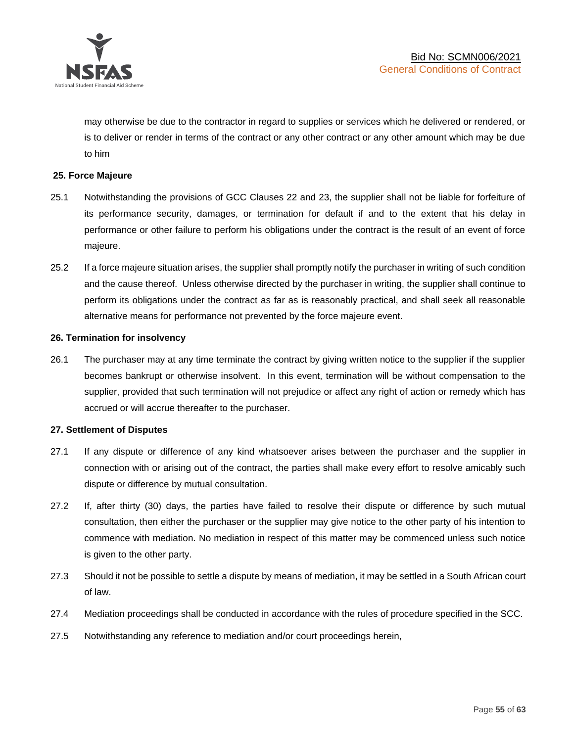may otherwise be due to the contractor in regard to supplies or services which he delivered or rendered, or is to deliver or render in terms of the contract or any other contract or any other amount which may be due to him

**25. Force Majeure**

25.1 Notwithstanding the provisions of GCC Clauses 22 and 23, the supplier shall not be liable for forfeiture of its performance security, damages, or termination for default if and to the extent that his delay in performance or other failure to perform his obligations under the contract is the result of an event of force majeure.

25.2 If a force majeure situation arises, the supplier shall promptly notify the purchaser in writing of such condition and the cause thereof. Unless otherwise directed by the purchaser in writing, the supplier shall continue to perform its obligations under the contract as far as is reasonably practical, and shall seek all reasonable alternative means for performance not prevented by the force majeure event.

**26. Termination for insolvency**

26.1 The purchaser may at any time terminate the contract by giving written notice to the supplier if the supplier becomes bankrupt or otherwise insolvent. In this event, termination will be without compensation to the supplier, provided that such termination will not prejudice or affect any right of action or remedy which has accrued or will accrue thereafter to the purchaser.

**27. Settlement of Disputes**

27.1 If any dispute or difference of any kind whatsoever arises between the purchaser and the supplier in connection with or arising out of the contract, the parties shall make every effort to resolve amicably such dispute or difference by mutual consultation.

27.2 If, after thirty (30) days, the parties have failed to resolve their dispute or difference by such mutual consultation, then either the purchaser or the supplier may give notice to the other party of his intention to commence with mediation. No mediation in respect of this matter may be commenced unless such notice is given to the other party.

27.3 Should it not be possible to settle a dispute by means of mediation, it may be settled in a South African court of law.

27.4 Mediation proceedings shall be conducted in accordance with the rules of procedure specified in the SCC.

27.5 Notwithstanding any reference to mediation and/or court proceedings herein,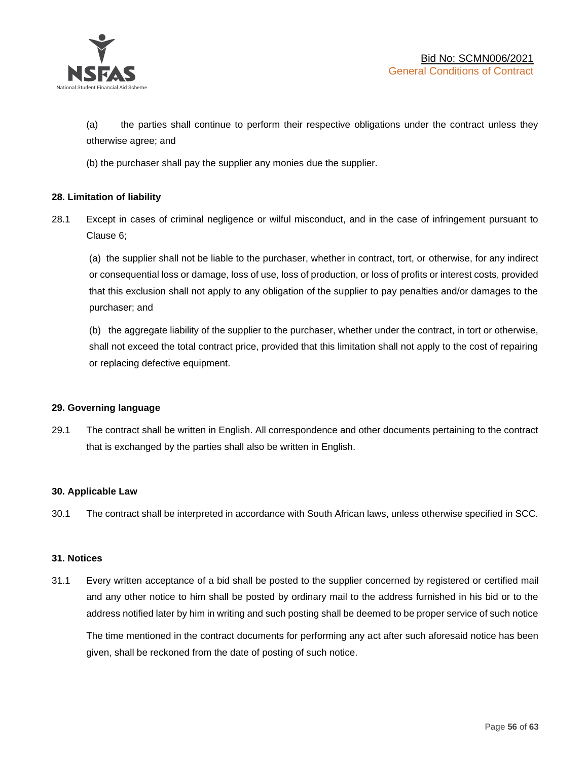(a) the parties shall continue to perform their respective obligations under the contract unless they otherwise agree; and

(b) the purchaser shall pay the supplier any monies due the supplier.

**28. Limitation of liability**

28.1 Except in cases of criminal negligence or wilful misconduct, and in the case of infringement pursuant to Clause 6;

(a) the supplier shall not be liable to the purchaser, whether in contract, tort, or otherwise, for any indirect or consequential loss or damage, loss of use, loss of production, or loss of profits or interest costs, provided that this exclusion shall not apply to any obligation of the supplier to pay penalties and/or damages to the purchaser; and

(b) the aggregate liability of the supplier to the purchaser, whether under the contract, in tort or otherwise, shall not exceed the total contract price, provided that this limitation shall not apply to the cost of repairing or replacing defective equipment.

**29. Governing language**

29.1 The contract shall be written in English. All correspondence and other documents pertaining to the contract that is exchanged by the parties shall also be written in English.

**30. Applicable Law**

30.1 The contract shall be interpreted in accordance with South African laws, unless otherwise specified in SCC.

**31. Notices**

31.1 Every written acceptance of a bid shall be posted to the supplier concerned by registered or certified mail and any other notice to him shall be posted by ordinary mail to the address furnished in his bid or to the address notified later by him in writing and such posting shall be deemed to be proper service of such notice

The time mentioned in the contract documents for performing any act after such aforesaid notice has been given, shall be reckoned from the date of posting of such notice.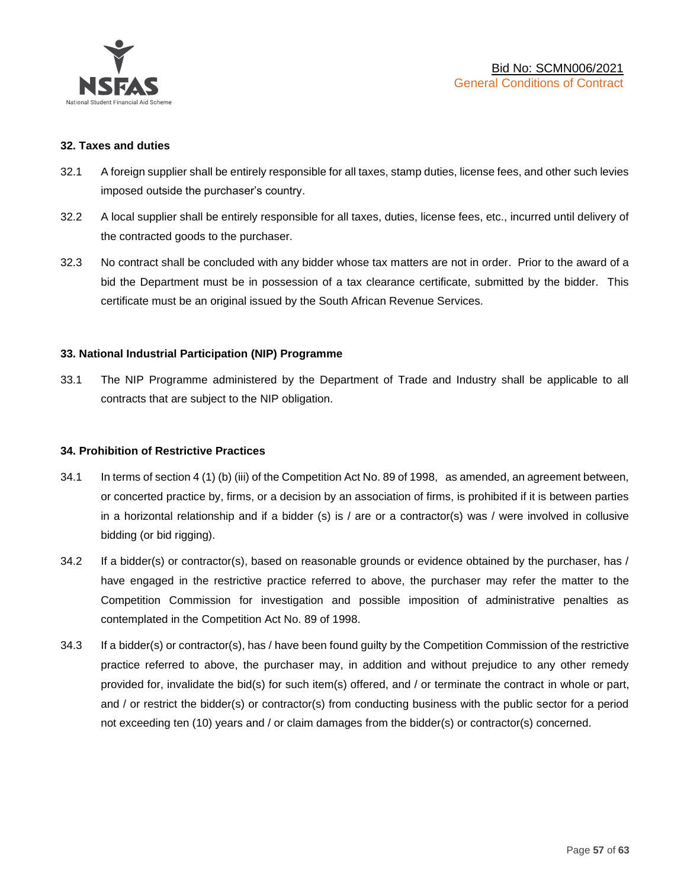**32. Taxes and duties**

32.1 A foreign supplier shall be entirely responsible for all taxes, stamp duties, license fees, and other such levies imposed outside the purchaser's country.

32.2 A local supplier shall be entirely responsible for all taxes, duties, license fees, etc., incurred until delivery of the contracted goods to the purchaser.

32.3 No contract shall be concluded with any bidder whose tax matters are not in order. Prior to the award of a bid the Department must be in possession of a tax clearance certificate, submitted by the bidder. This certificate must be an original issued by the South African Revenue Services.

**33. National Industrial Participation (NIP) Programme**

33.1 The NIP Programme administered by the Department of Trade and Industry shall be applicable to all contracts that are subject to the NIP obligation.

**34. Prohibition of Restrictive Practices**

34.1 In terms of section 4 (1) (b) (iii) of the Competition Act No. 89 of 1998, as amended, an agreement between, or concerted practice by, firms, or a decision by an association of firms, is prohibited if it is between parties in a horizontal relationship and if a bidder (s) is / are or a contractor(s) was / were involved in collusive bidding (or bid rigging).

34.2 If a bidder(s) or contractor(s), based on reasonable grounds or evidence obtained by the purchaser, has / have engaged in the restrictive practice referred to above, the purchaser may refer the matter to the Competition Commission for investigation and possible imposition of administrative penalties as contemplated in the Competition Act No. 89 of 1998.

34.3 If a bidder(s) or contractor(s), has / have been found guilty by the Competition Commission of the restrictive practice referred to above, the purchaser may, in addition and without prejudice to any other remedy provided for, invalidate the bid(s) for such item(s) offered, and / or terminate the contract in whole or part, and / or restrict the bidder(s) or contractor(s) from conducting business with the public sector for a period not exceeding ten (10) years and / or claim damages from the bidder(s) or contractor(s) concerned.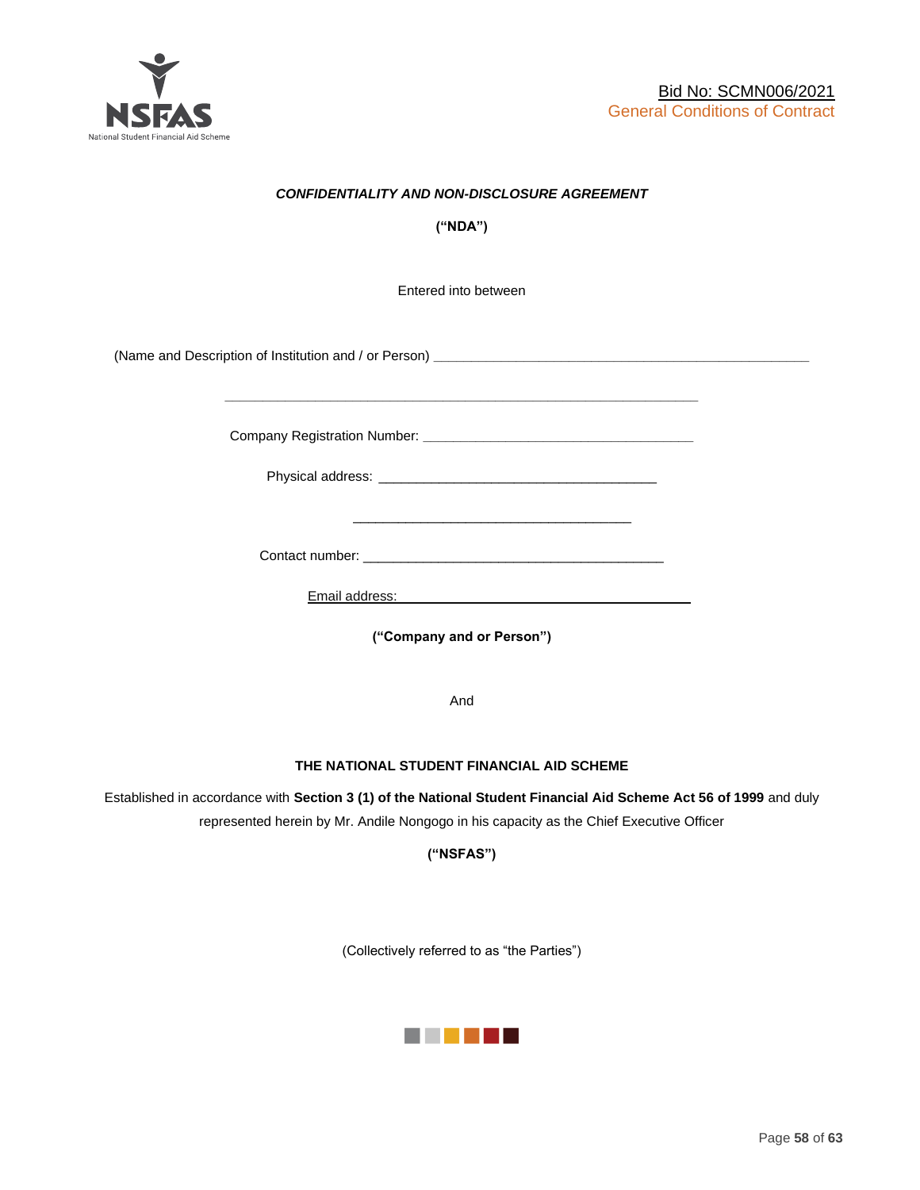***CONFIDENTIALITY AND NON-DISCLOSURE AGREEMENT***

**("NDA")**

Entered into between

(Name and Description of Institution and / or Person) ____________________________________________________

________________________________________________________________

Company Registration Number: _____________________________________

Physical address: ______________________________________

______________________________________

Contact number: ________________________________________

Email address: ________________________________________

**("Company and or Person")**

And

**THE NATIONAL STUDENT FINANCIAL AID SCHEME**

Established in accordance with **Section 3 (1) of the National Student Financial Aid Scheme Act 56 of 1999** and duly represented herein by Mr. Andile Nongogo in his capacity as the Chief Executive Officer

**("NSFAS")**

(Collectively referred to as "the Parties")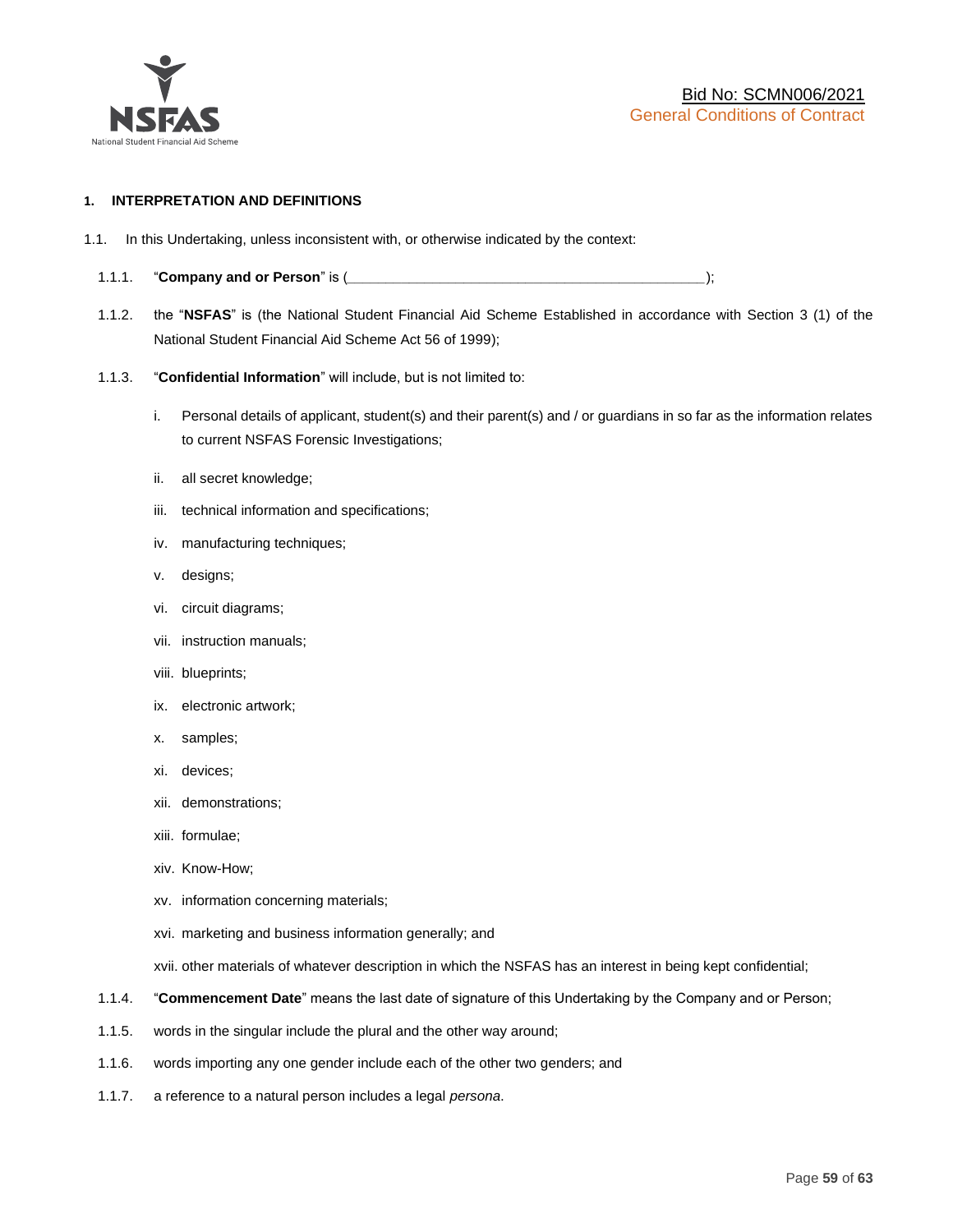## 1. INTERPRETATION AND DEFINITIONS

1.1. In this Undertaking, unless inconsistent with, or otherwise indicated by the context:

1.1.1. "**Company and or Person**" is (_______________________________________________);

1.1.2. the "**NSFAS**" is (the National Student Financial Aid Scheme Established in accordance with Section 3 (1) of the National Student Financial Aid Scheme Act 56 of 1999);

1.1.3. "**Confidential Information**" will include, but is not limited to:

i. Personal details of applicant, student(s) and their parent(s) and / or guardians in so far as the information relates to current NSFAS Forensic Investigations;

ii. all secret knowledge;

iii. technical information and specifications;

iv. manufacturing techniques;

v. designs;

vi. circuit diagrams;

vii. instruction manuals;

viii. blueprints;

ix. electronic artwork;

x. samples;

xi. devices;

xii. demonstrations;

xiii. formulae;

xiv. Know-How;

xv. information concerning materials;

xvi. marketing and business information generally; and

xvii. other materials of whatever description in which the NSFAS has an interest in being kept confidential;

1.1.4. "**Commencement Date**" means the last date of signature of this Undertaking by the Company and or Person;

1.1.5. words in the singular include the plural and the other way around;

1.1.6. words importing any one gender include each of the other two genders; and

1.1.7. a reference to a natural person includes a legal *persona*.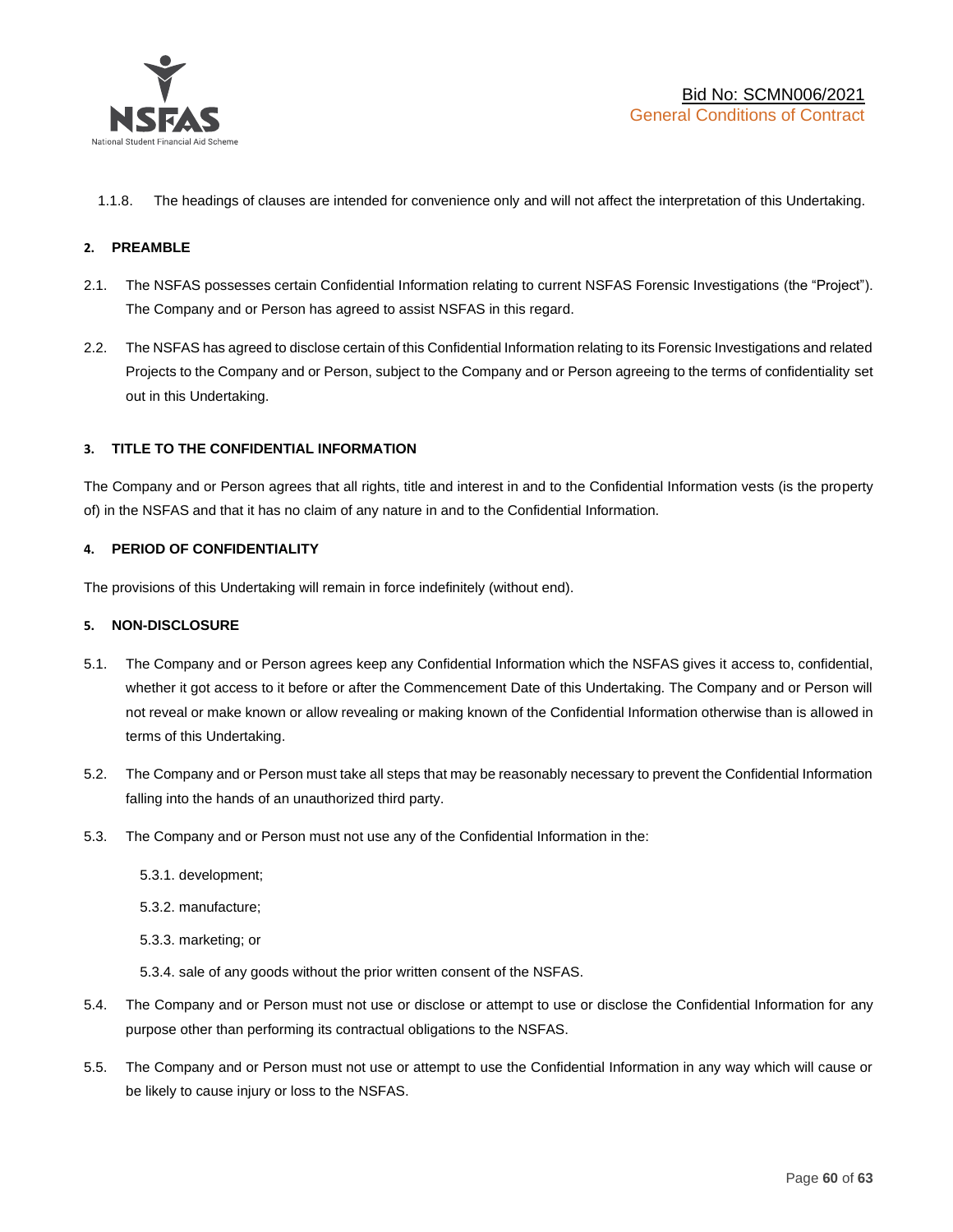1.1.8. The headings of clauses are intended for convenience only and will not affect the interpretation of this Undertaking.

## 2. PREAMBLE

2.1. The NSFAS possesses certain Confidential Information relating to current NSFAS Forensic Investigations (the "Project"). The Company and or Person has agreed to assist NSFAS in this regard.

2.2. The NSFAS has agreed to disclose certain of this Confidential Information relating to its Forensic Investigations and related Projects to the Company and or Person, subject to the Company and or Person agreeing to the terms of confidentiality set out in this Undertaking.

## 3. TITLE TO THE CONFIDENTIAL INFORMATION

The Company and or Person agrees that all rights, title and interest in and to the Confidential Information vests (is the property of) in the NSFAS and that it has no claim of any nature in and to the Confidential Information.

## 4. PERIOD OF CONFIDENTIALITY

The provisions of this Undertaking will remain in force indefinitely (without end).

## 5. NON-DISCLOSURE

5.1. The Company and or Person agrees keep any Confidential Information which the NSFAS gives it access to, confidential, whether it got access to it before or after the Commencement Date of this Undertaking. The Company and or Person will not reveal or make known or allow revealing or making known of the Confidential Information otherwise than is allowed in terms of this Undertaking.

5.2. The Company and or Person must take all steps that may be reasonably necessary to prevent the Confidential Information falling into the hands of an unauthorized third party.

5.3. The Company and or Person must not use any of the Confidential Information in the:

5.3.1. development;

5.3.2. manufacture;

5.3.3. marketing; or

5.3.4. sale of any goods without the prior written consent of the NSFAS.

5.4. The Company and or Person must not use or disclose or attempt to use or disclose the Confidential Information for any purpose other than performing its contractual obligations to the NSFAS.

5.5. The Company and or Person must not use or attempt to use the Confidential Information in any way which will cause or be likely to cause injury or loss to the NSFAS.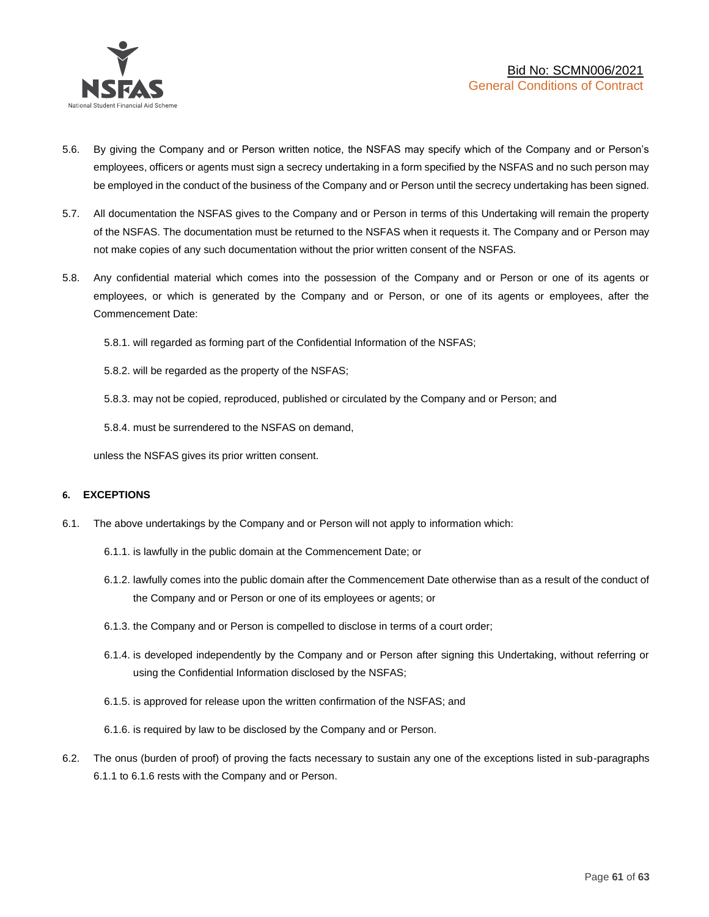5.6. By giving the Company and or Person written notice, the NSFAS may specify which of the Company and or Person's employees, officers or agents must sign a secrecy undertaking in a form specified by the NSFAS and no such person may be employed in the conduct of the business of the Company and or Person until the secrecy undertaking has been signed.

5.7. All documentation the NSFAS gives to the Company and or Person in terms of this Undertaking will remain the property of the NSFAS. The documentation must be returned to the NSFAS when it requests it. The Company and or Person may not make copies of any such documentation without the prior written consent of the NSFAS.

5.8. Any confidential material which comes into the possession of the Company and or Person or one of its agents or employees, or which is generated by the Company and or Person, or one of its agents or employees, after the Commencement Date:

5.8.1. will regarded as forming part of the Confidential Information of the NSFAS;

5.8.2. will be regarded as the property of the NSFAS;

5.8.3. may not be copied, reproduced, published or circulated by the Company and or Person; and

5.8.4. must be surrendered to the NSFAS on demand,

unless the NSFAS gives its prior written consent.

#### 6. EXCEPTIONS

6.1. The above undertakings by the Company and or Person will not apply to information which:

6.1.1. is lawfully in the public domain at the Commencement Date; or

6.1.2. lawfully comes into the public domain after the Commencement Date otherwise than as a result of the conduct of the Company and or Person or one of its employees or agents; or

6.1.3. the Company and or Person is compelled to disclose in terms of a court order;

6.1.4. is developed independently by the Company and or Person after signing this Undertaking, without referring or using the Confidential Information disclosed by the NSFAS;

6.1.5. is approved for release upon the written confirmation of the NSFAS; and

6.1.6. is required by law to be disclosed by the Company and or Person.

6.2. The onus (burden of proof) of proving the facts necessary to sustain any one of the exceptions listed in sub-paragraphs 6.1.1 to 6.1.6 rests with the Company and or Person.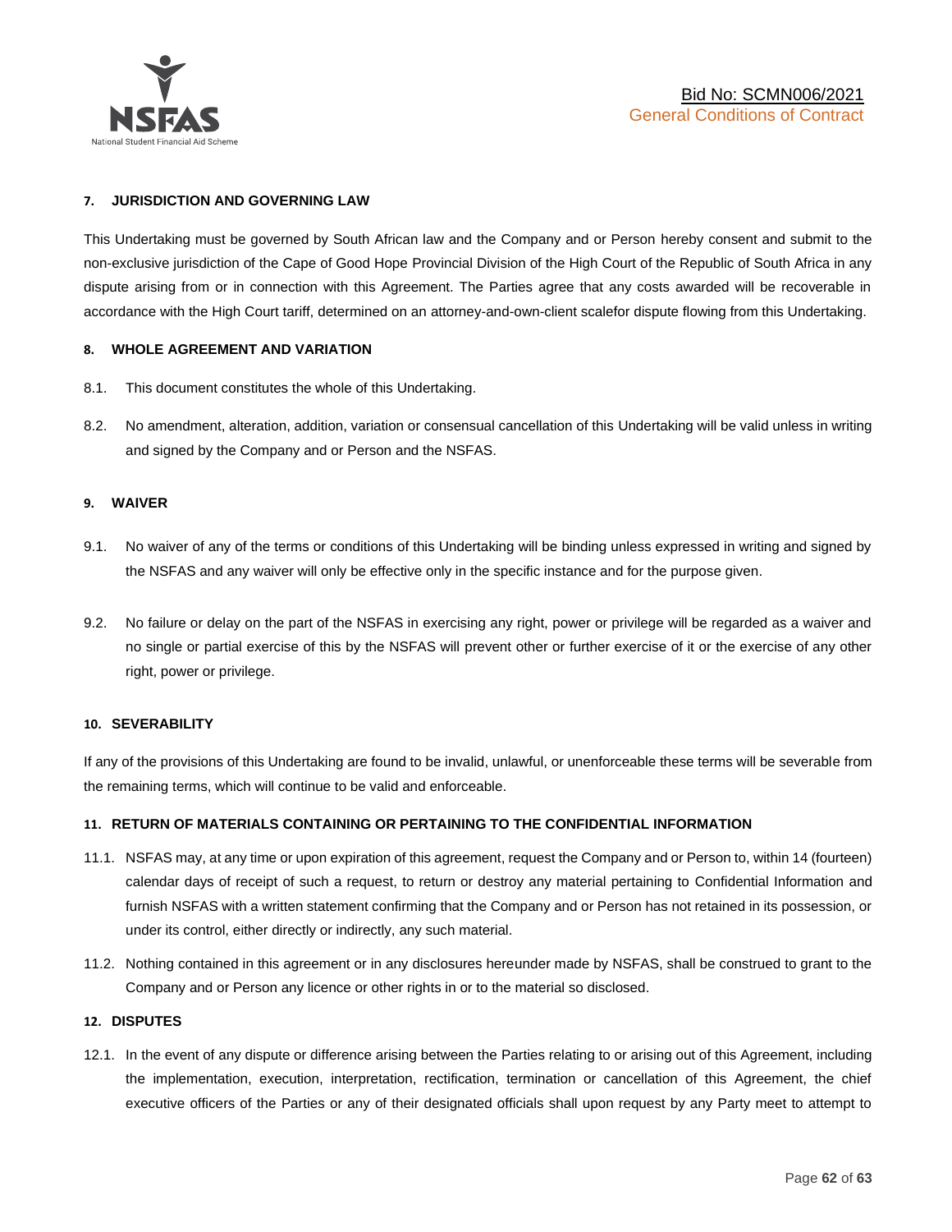#### 7. JURISDICTION AND GOVERNING LAW

This Undertaking must be governed by South African law and the Company and or Person hereby consent and submit to the non-exclusive jurisdiction of the Cape of Good Hope Provincial Division of the High Court of the Republic of South Africa in any dispute arising from or in connection with this Agreement. The Parties agree that any costs awarded will be recoverable in accordance with the High Court tariff, determined on an attorney-and-own-client scalefor dispute flowing from this Undertaking.

#### 8. WHOLE AGREEMENT AND VARIATION

8.1. This document constitutes the whole of this Undertaking.

8.2. No amendment, alteration, addition, variation or consensual cancellation of this Undertaking will be valid unless in writing and signed by the Company and or Person and the NSFAS.

#### 9. WAIVER

9.1. No waiver of any of the terms or conditions of this Undertaking will be binding unless expressed in writing and signed by the NSFAS and any waiver will only be effective only in the specific instance and for the purpose given.

9.2. No failure or delay on the part of the NSFAS in exercising any right, power or privilege will be regarded as a waiver and no single or partial exercise of this by the NSFAS will prevent other or further exercise of it or the exercise of any other right, power or privilege.

#### 10. SEVERABILITY

If any of the provisions of this Undertaking are found to be invalid, unlawful, or unenforceable these terms will be severable from the remaining terms, which will continue to be valid and enforceable.

#### 11. RETURN OF MATERIALS CONTAINING OR PERTAINING TO THE CONFIDENTIAL INFORMATION

11.1. NSFAS may, at any time or upon expiration of this agreement, request the Company and or Person to, within 14 (fourteen) calendar days of receipt of such a request, to return or destroy any material pertaining to Confidential Information and furnish NSFAS with a written statement confirming that the Company and or Person has not retained in its possession, or under its control, either directly or indirectly, any such material.

11.2. Nothing contained in this agreement or in any disclosures hereunder made by NSFAS, shall be construed to grant to the Company and or Person any licence or other rights in or to the material so disclosed.

#### 12. DISPUTES

12.1. In the event of any dispute or difference arising between the Parties relating to or arising out of this Agreement, including the implementation, execution, interpretation, rectification, termination or cancellation of this Agreement, the chief executive officers of the Parties or any of their designated officials shall upon request by any Party meet to attempt to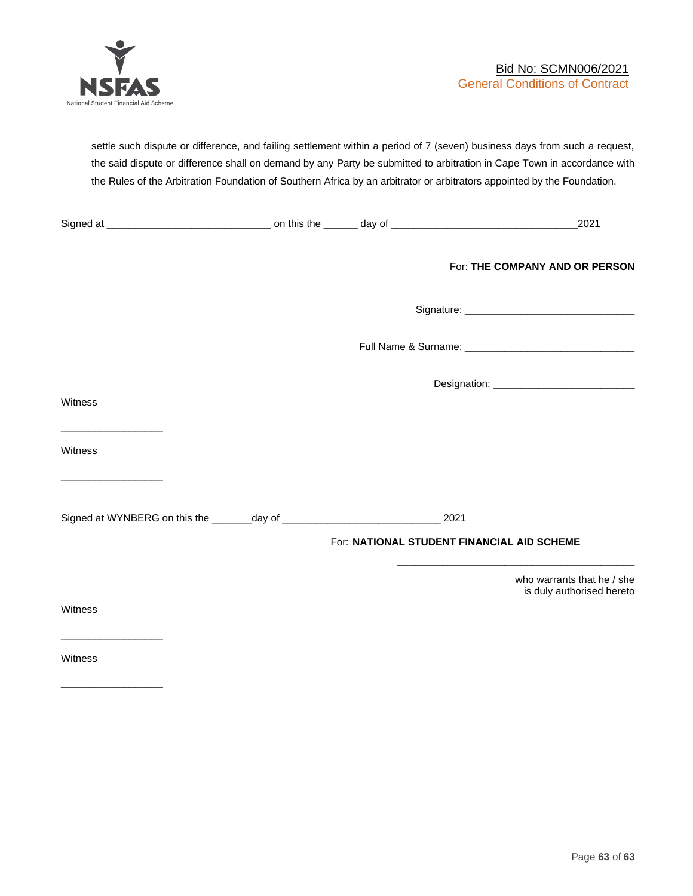settle such dispute or difference, and failing settlement within a period of 7 (seven) business days from such a request, the said dispute or difference shall on demand by any Party be submitted to arbitration in Cape Town in accordance with the Rules of the Arbitration Foundation of Southern Africa by an arbitrator or arbitrators appointed by the Foundation.

Signed at _____________________________ on this the ______ day of _________________________________2021

For: **THE COMPANY AND OR PERSON**

Signature: ______________________________

Full Name & Surname: ______________________________

Designation: _________________________

Witness

__________________

Witness

__________________

Signed at WYNBERG on this the _______day of ____________________________ 2021

For: **NATIONAL STUDENT FINANCIAL AID SCHEME**

__________________________________________

who warrants that he / she is duly authorised hereto

Witness

__________________

Witness

__________________